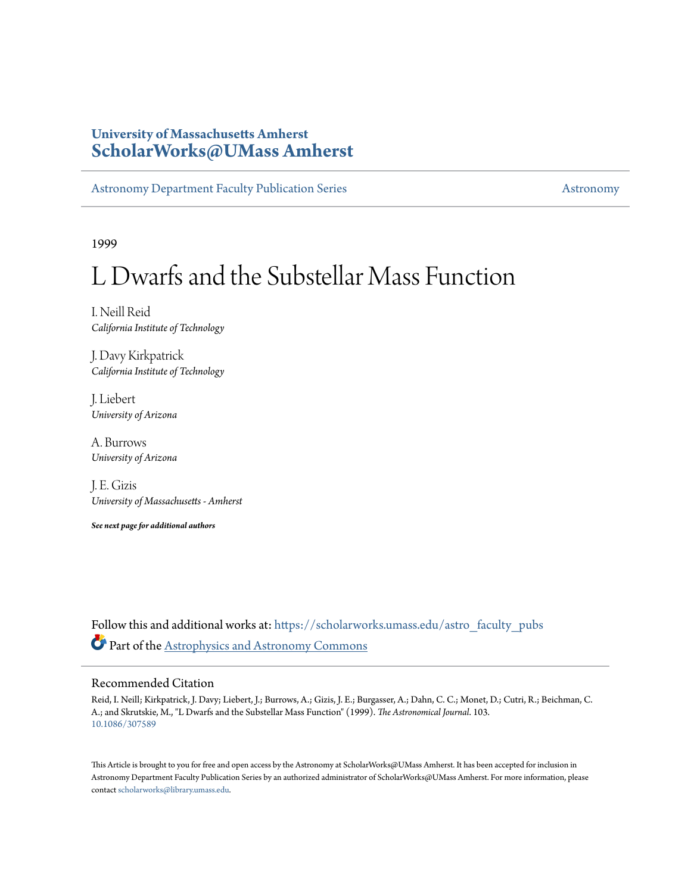University of Massachusetts Amherst

**ScholarWorks@UMass Amherst**

Astronomy Department Faculty Publication Series | Astronomy

1999

# L Dwarfs and the Substellar Mass Function

I. Neill Reid
*California Institute of Technology*

J. Davy Kirkpatrick
*California Institute of Technology*

J. Liebert
*University of Arizona*

A. Burrows
*University of Arizona*

J. E. Gizis
*University of Massachusetts - Amherst*

***See next page for additional authors***

Follow this and additional works at: https://scholarworks.umass.edu/astro_faculty_pubs

Part of the Astrophysics and Astronomy Commons

## Recommended Citation

Reid, I. Neill; Kirkpatrick, J. Davy; Liebert, J.; Burrows, A.; Gizis, J. E.; Burgasser, A.; Dahn, C. C.; Monet, D.; Cutri, R.; Beichman, C. A.; and Skrutskie, M., "L Dwarfs and the Substellar Mass Function" (1999). *The Astronomical Journal*. 103.
10.1086/307589

This Article is brought to you for free and open access by the Astronomy at ScholarWorks@UMass Amherst. It has been accepted for inclusion in Astronomy Department Faculty Publication Series by an authorized administrator of ScholarWorks@UMass Amherst. For more information, please contact scholarworks@library.umass.edu.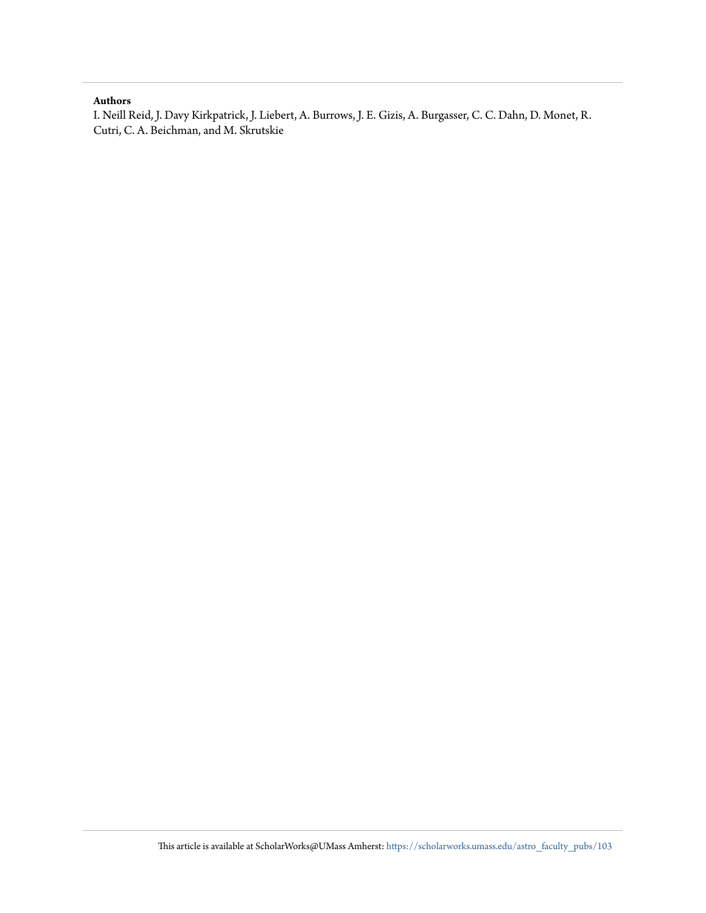**Authors**

I. Neill Reid, J. Davy Kirkpatrick, J. Liebert, A. Burrows, J. E. Gizis, A. Burgasser, C. C. Dahn, D. Monet, R. Cutri, C. A. Beichman, and M. Skrutskie

This article is available at ScholarWorks@UMass Amherst: https://scholarworks.umass.edu/astro_faculty_pubs/103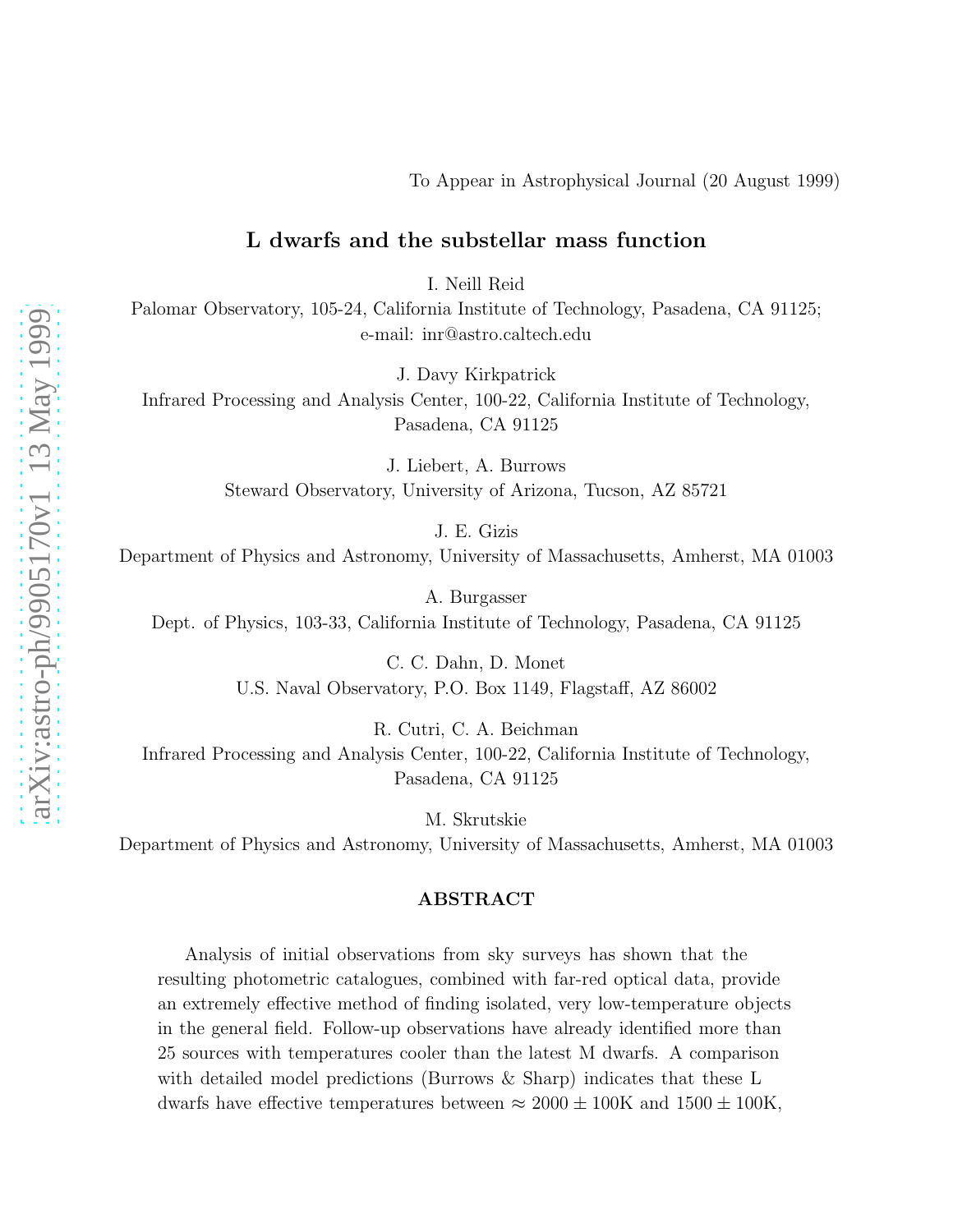To Appear in Astrophysical Journal (20 August 1999)

# L dwarfs and the substellar mass function

I. Neill Reid

Palomar Observatory, 105-24, California Institute of Technology, Pasadena, CA 91125;
e-mail: inr@astro.caltech.edu

J. Davy Kirkpatrick

Infrared Processing and Analysis Center, 100-22, California Institute of Technology,
Pasadena, CA 91125

J. Liebert, A. Burrows

Steward Observatory, University of Arizona, Tucson, AZ 85721

J. E. Gizis

Department of Physics and Astronomy, University of Massachusetts, Amherst, MA 01003

A. Burgasser

Dept. of Physics, 103-33, California Institute of Technology, Pasadena, CA 91125

C. C. Dahn, D. Monet

U.S. Naval Observatory, P.O. Box 1149, Flagstaff, AZ 86002

R. Cutri, C. A. Beichman

Infrared Processing and Analysis Center, 100-22, California Institute of Technology,
Pasadena, CA 91125

M. Skrutskie

Department of Physics and Astronomy, University of Massachusetts, Amherst, MA 01003

## ABSTRACT

Analysis of initial observations from sky surveys has shown that the resulting photometric catalogues, combined with far-red optical data, provide an extremely effective method of finding isolated, very low-temperature objects in the general field. Follow-up observations have already identified more than 25 sources with temperatures cooler than the latest M dwarfs. A comparison with detailed model predictions (Burrows & Sharp) indicates that these L dwarfs have effective temperatures between $\approx 2000 \pm 100$K and $1500 \pm 100$K,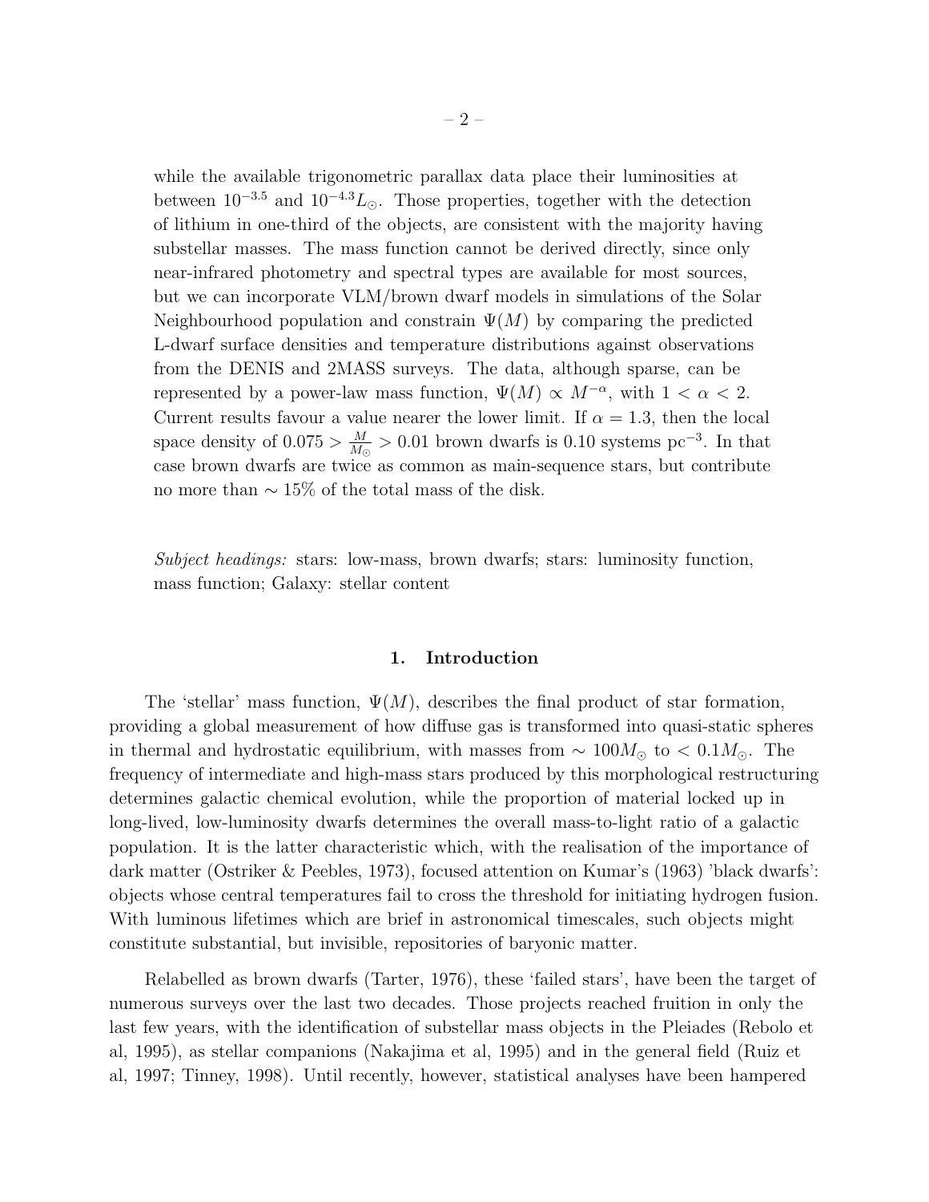while the available trigonometric parallax data place their luminosities at between $10^{-3.5}$ and $10^{-4.3}L_\odot$. Those properties, together with the detection of lithium in one-third of the objects, are consistent with the majority having substellar masses. The mass function cannot be derived directly, since only near-infrared photometry and spectral types are available for most sources, but we can incorporate VLM/brown dwarf models in simulations of the Solar Neighbourhood population and constrain $\Psi(M)$ by comparing the predicted L-dwarf surface densities and temperature distributions against observations from the DENIS and 2MASS surveys. The data, although sparse, can be represented by a power-law mass function, $\Psi(M) \propto M^{-\alpha}$, with $1 < \alpha < 2$. Current results favour a value nearer the lower limit. If $\alpha = 1.3$, then the local space density of $0.075 > \frac{M}{M_\odot} > 0.01$ brown dwarfs is 0.10 systems pc$^{-3}$. In that case brown dwarfs are twice as common as main-sequence stars, but contribute no more than $\sim 15\%$ of the total mass of the disk.

*Subject headings:* stars: low-mass, brown dwarfs; stars: luminosity function, mass function; Galaxy: stellar content

## 1. Introduction

The 'stellar' mass function, $\Psi(M)$, describes the final product of star formation, providing a global measurement of how diffuse gas is transformed into quasi-static spheres in thermal and hydrostatic equilibrium, with masses from $\sim 100M_\odot$ to $< 0.1M_\odot$. The frequency of intermediate and high-mass stars produced by this morphological restructuring determines galactic chemical evolution, while the proportion of material locked up in long-lived, low-luminosity dwarfs determines the overall mass-to-light ratio of a galactic population. It is the latter characteristic which, with the realisation of the importance of dark matter (Ostriker & Peebles, 1973), focused attention on Kumar's (1963) 'black dwarfs': objects whose central temperatures fail to cross the threshold for initiating hydrogen fusion. With luminous lifetimes which are brief in astronomical timescales, such objects might constitute substantial, but invisible, repositories of baryonic matter.

Relabelled as brown dwarfs (Tarter, 1976), these 'failed stars', have been the target of numerous surveys over the last two decades. Those projects reached fruition in only the last few years, with the identification of substellar mass objects in the Pleiades (Rebolo et al, 1995), as stellar companions (Nakajima et al, 1995) and in the general field (Ruiz et al, 1997; Tinney, 1998). Until recently, however, statistical analyses have been hampered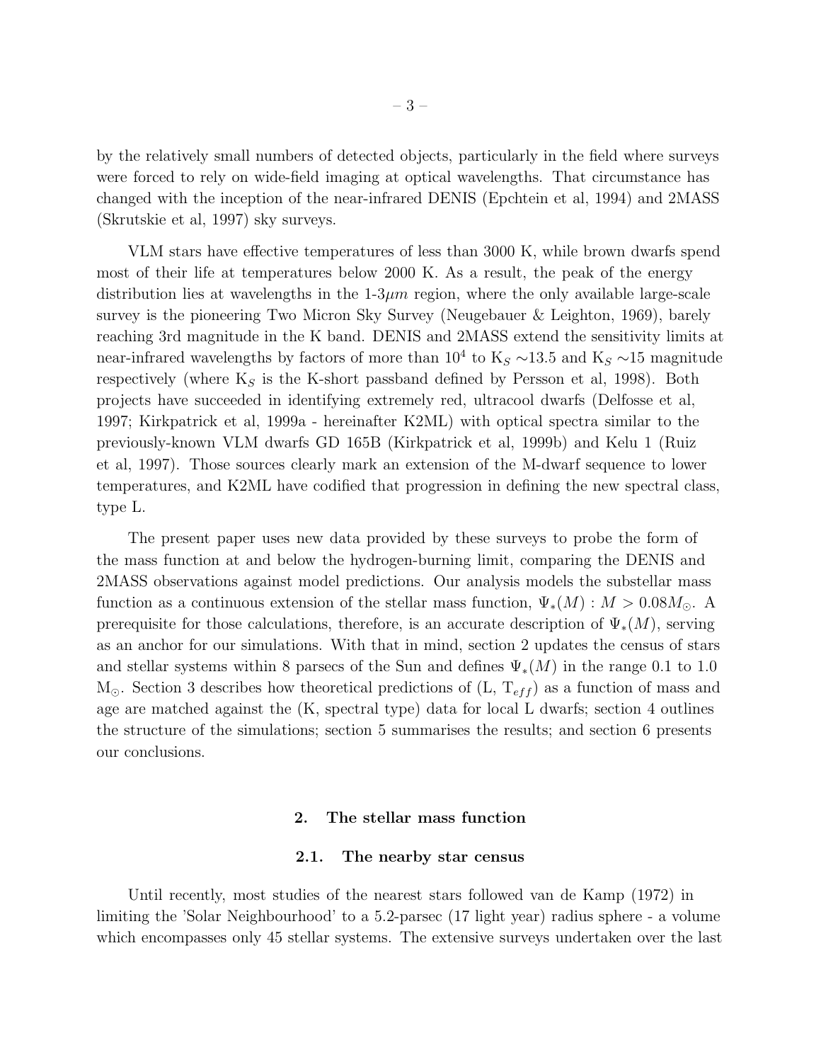by the relatively small numbers of detected objects, particularly in the field where surveys were forced to rely on wide-field imaging at optical wavelengths. That circumstance has changed with the inception of the near-infrared DENIS (Epchtein et al, 1994) and 2MASS (Skrutskie et al, 1997) sky surveys.

VLM stars have effective temperatures of less than 3000 K, while brown dwarfs spend most of their life at temperatures below 2000 K. As a result, the peak of the energy distribution lies at wavelengths in the 1-3$\mu m$ region, where the only available large-scale survey is the pioneering Two Micron Sky Survey (Neugebauer & Leighton, 1969), barely reaching 3rd magnitude in the K band. DENIS and 2MASS extend the sensitivity limits at near-infrared wavelengths by factors of more than $10^4$ to $K_S \sim 13.5$ and $K_S \sim 15$ magnitude respectively (where $K_S$ is the K-short passband defined by Persson et al, 1998). Both projects have succeeded in identifying extremely red, ultracool dwarfs (Delfosse et al, 1997; Kirkpatrick et al, 1999a - hereinafter K2ML) with optical spectra similar to the previously-known VLM dwarfs GD 165B (Kirkpatrick et al, 1999b) and Kelu 1 (Ruiz et al, 1997). Those sources clearly mark an extension of the M-dwarf sequence to lower temperatures, and K2ML have codified that progression in defining the new spectral class, type L.

The present paper uses new data provided by these surveys to probe the form of the mass function at and below the hydrogen-burning limit, comparing the DENIS and 2MASS observations against model predictions. Our analysis models the substellar mass function as a continuous extension of the stellar mass function, $\Psi_*(M) : M > 0.08 M_\odot$. A prerequisite for those calculations, therefore, is an accurate description of $\Psi_*(M)$, serving as an anchor for our simulations. With that in mind, section 2 updates the census of stars and stellar systems within 8 parsecs of the Sun and defines $\Psi_*(M)$ in the range 0.1 to 1.0 $M_\odot$. Section 3 describes how theoretical predictions of (L, $T_{eff}$) as a function of mass and age are matched against the (K, spectral type) data for local L dwarfs; section 4 outlines the structure of the simulations; section 5 summarises the results; and section 6 presents our conclusions.

## 2. The stellar mass function

### 2.1. The nearby star census

Until recently, most studies of the nearest stars followed van de Kamp (1972) in limiting the 'Solar Neighbourhood' to a 5.2-parsec (17 light year) radius sphere - a volume which encompasses only 45 stellar systems. The extensive surveys undertaken over the last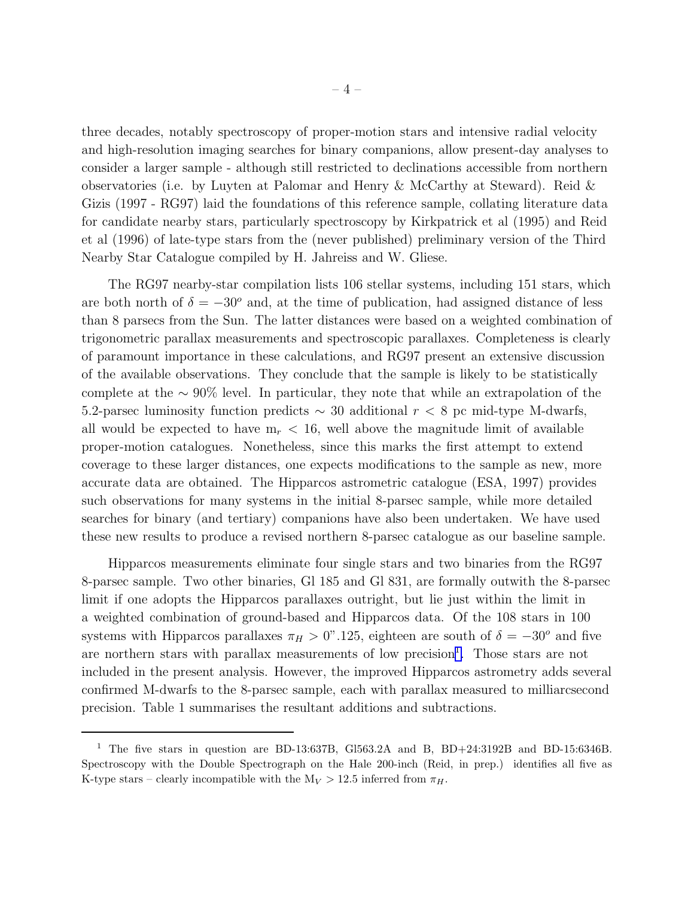three decades, notably spectroscopy of proper-motion stars and intensive radial velocity and high-resolution imaging searches for binary companions, allow present-day analyses to consider a larger sample - although still restricted to declinations accessible from northern observatories (i.e. by Luyten at Palomar and Henry & McCarthy at Steward). Reid & Gizis (1997 - RG97) laid the foundations of this reference sample, collating literature data for candidate nearby stars, particularly spectroscopy by Kirkpatrick et al (1995) and Reid et al (1996) of late-type stars from the (never published) preliminary version of the Third Nearby Star Catalogue compiled by H. Jahreiss and W. Gliese.

The RG97 nearby-star compilation lists 106 stellar systems, including 151 stars, which are both north of $\delta = -30^o$ and, at the time of publication, had assigned distance of less than 8 parsecs from the Sun. The latter distances were based on a weighted combination of trigonometric parallax measurements and spectroscopic parallaxes. Completeness is clearly of paramount importance in these calculations, and RG97 present an extensive discussion of the available observations. They conclude that the sample is likely to be statistically complete at the $\sim 90\%$ level. In particular, they note that while an extrapolation of the 5.2-parsec luminosity function predicts $\sim$ 30 additional $r < 8$ pc mid-type M-dwarfs, all would be expected to have $m_r < 16$, well above the magnitude limit of available proper-motion catalogues. Nonetheless, since this marks the first attempt to extend coverage to these larger distances, one expects modifications to the sample as new, more accurate data are obtained. The Hipparcos astrometric catalogue (ESA, 1997) provides such observations for many systems in the initial 8-parsec sample, while more detailed searches for binary (and tertiary) companions have also been undertaken. We have used these new results to produce a revised northern 8-parsec catalogue as our baseline sample.

Hipparcos measurements eliminate four single stars and two binaries from the RG97 8-parsec sample. Two other binaries, Gl 185 and Gl 831, are formally outwith the 8-parsec limit if one adopts the Hipparcos parallaxes outright, but lie just within the limit in a weighted combination of ground-based and Hipparcos data. Of the 108 stars in 100 systems with Hipparcos parallaxes $\pi_H > 0''.125$, eighteen are south of $\delta = -30^o$ and five are northern stars with parallax measurements of low precision[1]. Those stars are not included in the present analysis. However, the improved Hipparcos astrometry adds several confirmed M-dwarfs to the 8-parsec sample, each with parallax measured to milliarcsecond precision. Table 1 summarises the resultant additions and subtractions.

---

[1] The five stars in question are BD-13:637B, Gl563.2A and B, BD+24:3192B and BD-15:6346B. Spectroscopy with the Double Spectrograph on the Hale 200-inch (Reid, in prep.) identifies all five as K-type stars – clearly incompatible with the $M_V > 12.5$ inferred from $\pi_H$.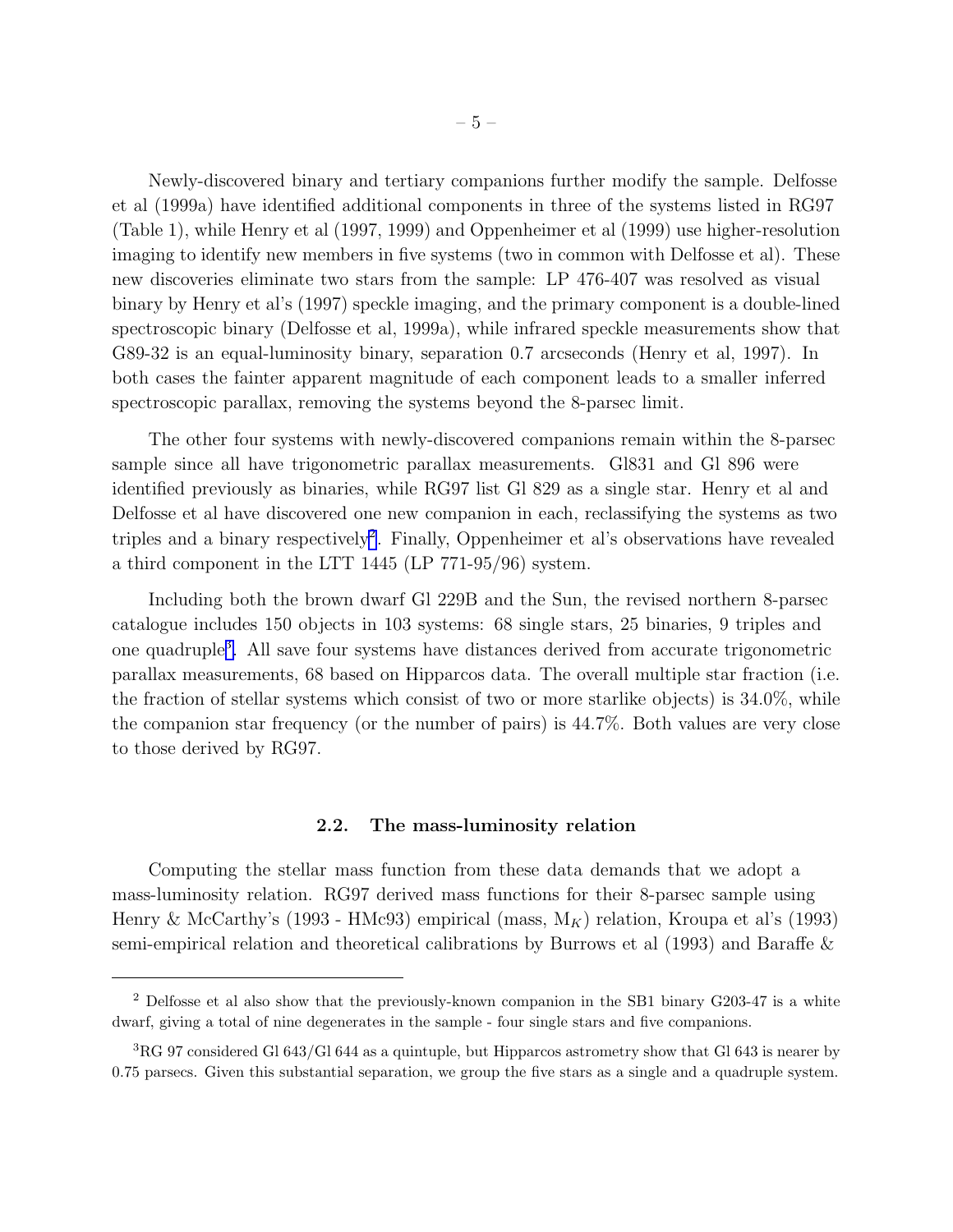Newly-discovered binary and tertiary companions further modify the sample. Delfosse et al (1999a) have identified additional components in three of the systems listed in RG97 (Table 1), while Henry et al (1997, 1999) and Oppenheimer et al (1999) use higher-resolution imaging to identify new members in five systems (two in common with Delfosse et al). These new discoveries eliminate two stars from the sample: LP 476-407 was resolved as visual binary by Henry et al's (1997) speckle imaging, and the primary component is a double-lined spectroscopic binary (Delfosse et al, 1999a), while infrared speckle measurements show that G89-32 is an equal-luminosity binary, separation 0.7 arcseconds (Henry et al, 1997). In both cases the fainter apparent magnitude of each component leads to a smaller inferred spectroscopic parallax, removing the systems beyond the 8-parsec limit.

The other four systems with newly-discovered companions remain within the 8-parsec sample since all have trigonometric parallax measurements. Gl831 and Gl 896 were identified previously as binaries, while RG97 list Gl 829 as a single star. Henry et al and Delfosse et al have discovered one new companion in each, reclassifying the systems as two triples and a binary respectively[2]. Finally, Oppenheimer et al's observations have revealed a third component in the LTT 1445 (LP 771-95/96) system.

Including both the brown dwarf Gl 229B and the Sun, the revised northern 8-parsec catalogue includes 150 objects in 103 systems: 68 single stars, 25 binaries, 9 triples and one quadruple[3]. All save four systems have distances derived from accurate trigonometric parallax measurements, 68 based on Hipparcos data. The overall multiple star fraction (i.e. the fraction of stellar systems which consist of two or more starlike objects) is 34.0%, while the companion star frequency (or the number of pairs) is 44.7%. Both values are very close to those derived by RG97.

### 2.2. The mass-luminosity relation

Computing the stellar mass function from these data demands that we adopt a mass-luminosity relation. RG97 derived mass functions for their 8-parsec sample using Henry & McCarthy's (1993 - HMc93) empirical (mass, $M_K$) relation, Kroupa et al's (1993) semi-empirical relation and theoretical calibrations by Burrows et al (1993) and Baraffe &

---

[2] Delfosse et al also show that the previously-known companion in the SB1 binary G203-47 is a white dwarf, giving a total of nine degenerates in the sample - four single stars and five companions.

[3] RG 97 considered Gl 643/Gl 644 as a quintuple, but Hipparcos astrometry show that Gl 643 is nearer by 0.75 parsecs. Given this substantial separation, we group the five stars as a single and a quadruple system.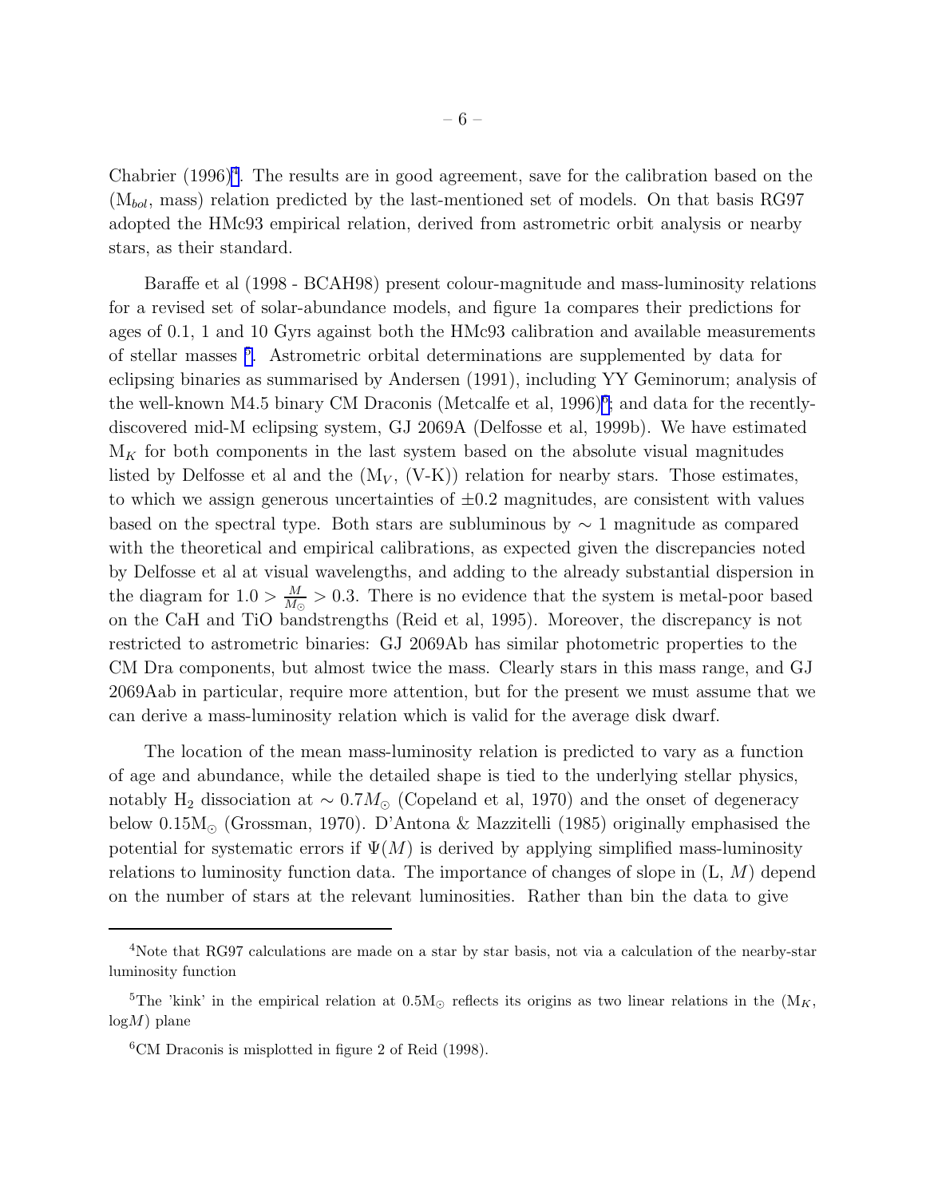Chabrier (1996)[4]. The results are in good agreement, save for the calibration based on the ($M_{bol}$, mass) relation predicted by the last-mentioned set of models. On that basis RG97 adopted the HMc93 empirical relation, derived from astrometric orbit analysis or nearby stars, as their standard.

Baraffe et al (1998 - BCAH98) present colour-magnitude and mass-luminosity relations for a revised set of solar-abundance models, and figure 1a compares their predictions for ages of 0.1, 1 and 10 Gyrs against both the HMc93 calibration and available measurements of stellar masses [5]. Astrometric orbital determinations are supplemented by data for eclipsing binaries as summarised by Andersen (1991), including YY Geminorum; analysis of the well-known M4.5 binary CM Draconis (Metcalfe et al, 1996)[6]; and data for the recently-discovered mid-M eclipsing system, GJ 2069A (Delfosse et al, 1999b). We have estimated $M_K$ for both components in the last system based on the absolute visual magnitudes listed by Delfosse et al and the ($M_V$, (V-K)) relation for nearby stars. Those estimates, to which we assign generous uncertainties of $\pm 0.2$ magnitudes, are consistent with values based on the spectral type. Both stars are subluminous by $\sim 1$ magnitude as compared with the theoretical and empirical calibrations, as expected given the discrepancies noted by Delfosse et al at visual wavelengths, and adding to the already substantial dispersion in the diagram for $1.0 > \frac{M}{M_{\odot}} > 0.3$. There is no evidence that the system is metal-poor based on the CaH and TiO bandstrengths (Reid et al, 1995). Moreover, the discrepancy is not restricted to astrometric binaries: GJ 2069Ab has similar photometric properties to the CM Dra components, but almost twice the mass. Clearly stars in this mass range, and GJ 2069Aab in particular, require more attention, but for the present we must assume that we can derive a mass-luminosity relation which is valid for the average disk dwarf.

The location of the mean mass-luminosity relation is predicted to vary as a function of age and abundance, while the detailed shape is tied to the underlying stellar physics, notably $H_2$ dissociation at $\sim 0.7 M_{\odot}$ (Copeland et al, 1970) and the onset of degeneracy below $0.15 M_{\odot}$ (Grossman, 1970). D'Antona & Mazzitelli (1985) originally emphasised the potential for systematic errors if $\Psi(M)$ is derived by applying simplified mass-luminosity relations to luminosity function data. The importance of changes of slope in (L, $M$) depend on the number of stars at the relevant luminosities. Rather than bin the data to give

---

[4] Note that RG97 calculations are made on a star by star basis, not via a calculation of the nearby-star luminosity function

[5] The 'kink' in the empirical relation at $0.5 M_{\odot}$ reflects its origins as two linear relations in the ($M_K$, $\log M$) plane

[6] CM Draconis is misplotted in figure 2 of Reid (1998).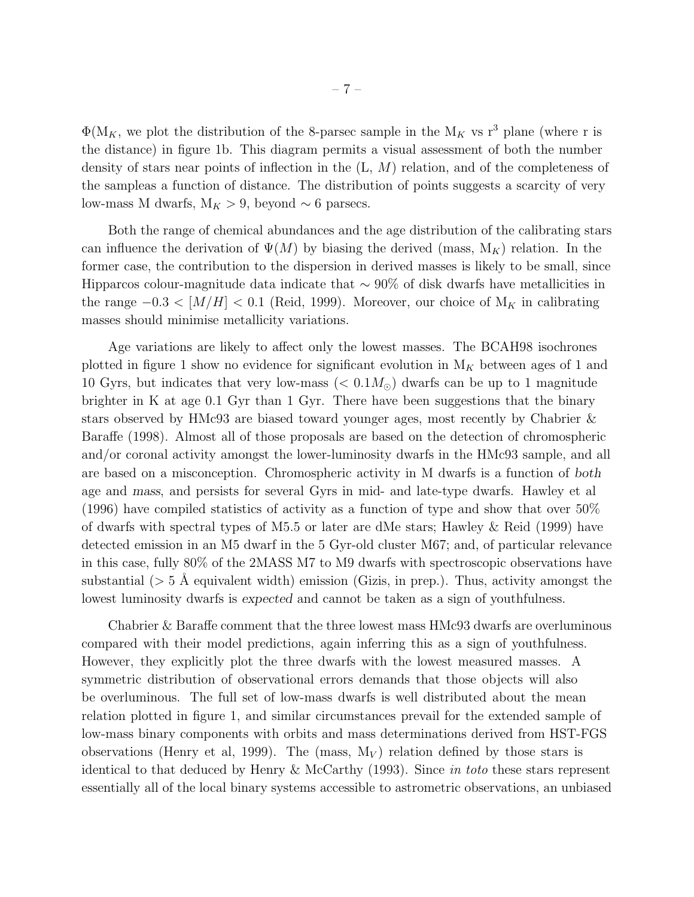$\Phi(M_K$, we plot the distribution of the 8-parsec sample in the $M_K$ vs $r^3$ plane (where r is the distance) in figure 1b. This diagram permits a visual assessment of both the number density of stars near points of inflection in the (L, $M$) relation, and of the completeness of the sampleas a function of distance. The distribution of points suggests a scarcity of very low-mass M dwarfs, $M_K > 9$, beyond $\sim 6$ parsecs.

Both the range of chemical abundances and the age distribution of the calibrating stars can influence the derivation of $\Psi(M)$ by biasing the derived (mass, $M_K$) relation. In the former case, the contribution to the dispersion in derived masses is likely to be small, since Hipparcos colour-magnitude data indicate that $\sim 90\%$ of disk dwarfs have metallicities in the range $-0.3 < [M/H] < 0.1$ (Reid, 1999). Moreover, our choice of $M_K$ in calibrating masses should minimise metallicity variations.

Age variations are likely to affect only the lowest masses. The BCAH98 isochrones plotted in figure 1 show no evidence for significant evolution in $M_K$ between ages of 1 and 10 Gyrs, but indicates that very low-mass ($< 0.1 M_\odot$) dwarfs can be up to 1 magnitude brighter in K at age 0.1 Gyr than 1 Gyr. There have been suggestions that the binary stars observed by HMc93 are biased toward younger ages, most recently by Chabrier & Baraffe (1998). Almost all of those proposals are based on the detection of chromospheric and/or coronal activity amongst the lower-luminosity dwarfs in the HMc93 sample, and all are based on a misconception. Chromospheric activity in M dwarfs is a function of *both* age and *mass*, and persists for several Gyrs in mid- and late-type dwarfs. Hawley et al (1996) have compiled statistics of activity as a function of type and show that over 50% of dwarfs with spectral types of M5.5 or later are dMe stars; Hawley & Reid (1999) have detected emission in an M5 dwarf in the 5 Gyr-old cluster M67; and, of particular relevance in this case, fully 80% of the 2MASS M7 to M9 dwarfs with spectroscopic observations have substantial ($> 5$ Å equivalent width) emission (Gizis, in prep.). Thus, activity amongst the lowest luminosity dwarfs is *expected* and cannot be taken as a sign of youthfulness.

Chabrier & Baraffe comment that the three lowest mass HMc93 dwarfs are overluminous compared with their model predictions, again inferring this as a sign of youthfulness. However, they explicitly plot the three dwarfs with the lowest measured masses. A symmetric distribution of observational errors demands that those objects will also be overluminous. The full set of low-mass dwarfs is well distributed about the mean relation plotted in figure 1, and similar circumstances prevail for the extended sample of low-mass binary components with orbits and mass determinations derived from HST-FGS observations (Henry et al, 1999). The (mass, $M_V$) relation defined by those stars is identical to that deduced by Henry & McCarthy (1993). Since *in toto* these stars represent essentially all of the local binary systems accessible to astrometric observations, an unbiased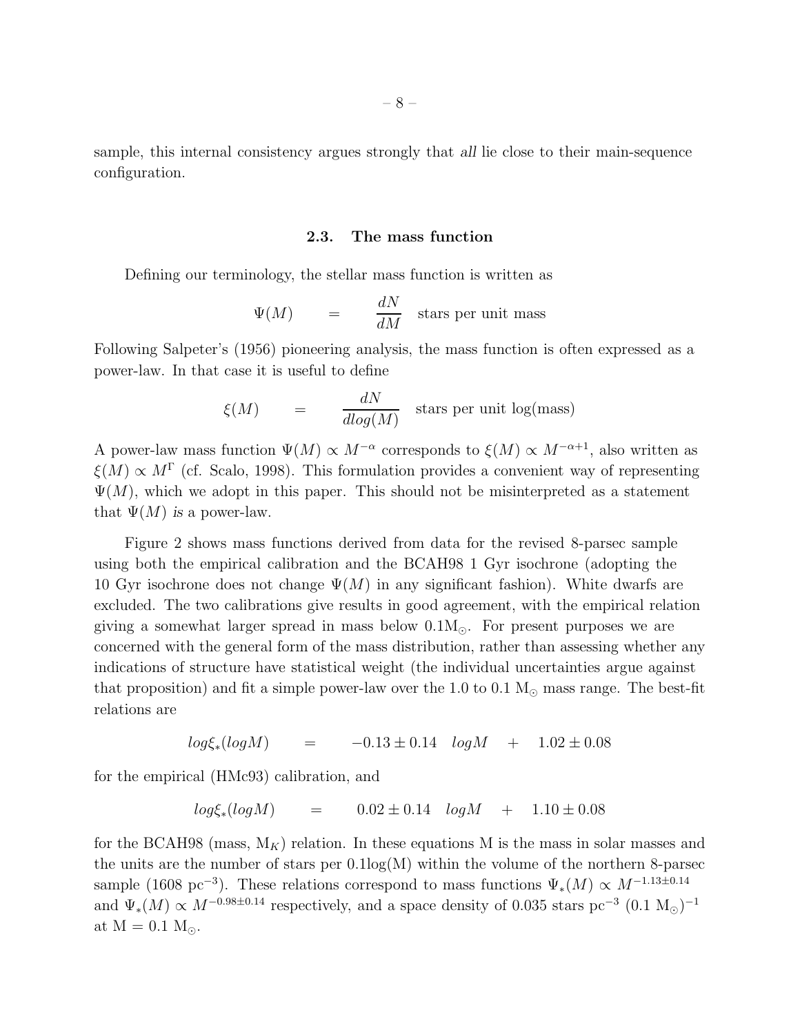sample, this internal consistency argues strongly that *all* lie close to their main-sequence configuration.

### 2.3. The mass function

Defining our terminology, the stellar mass function is written as

$$\Psi(M) \quad = \quad \frac{dN}{dM} \quad \text{stars per unit mass}$$

Following Salpeter's (1956) pioneering analysis, the mass function is often expressed as a power-law. In that case it is useful to define

$$\xi(M) \quad = \quad \frac{dN}{dlog(M)} \quad \text{stars per unit log(mass)}$$

A power-law mass function $\Psi(M) \propto M^{-\alpha}$ corresponds to $\xi(M) \propto M^{-\alpha+1}$, also written as $\xi(M) \propto M^{\Gamma}$ (cf. Scalo, 1998). This formulation provides a convenient way of representing $\Psi(M)$, which we adopt in this paper. This should not be misinterpreted as a statement that $\Psi(M)$ *is* a power-law.

Figure 2 shows mass functions derived from data for the revised 8-parsec sample using both the empirical calibration and the BCAH98 1 Gyr isochrone (adopting the 10 Gyr isochrone does not change $\Psi(M)$ in any significant fashion). White dwarfs are excluded. The two calibrations give results in good agreement, with the empirical relation giving a somewhat larger spread in mass below $0.1\mathrm{M}_{\odot}$. For present purposes we are concerned with the general form of the mass distribution, rather than assessing whether any indications of structure have statistical weight (the individual uncertainties argue against that proposition) and fit a simple power-law over the 1.0 to 0.1 $\mathrm{M}_{\odot}$ mass range. The best-fit relations are

$$log\xi_*(logM) \quad = \quad -0.13 \pm 0.14 \quad logM \quad + \quad 1.02 \pm 0.08$$

for the empirical (HMc93) calibration, and

$$log\xi_*(logM) \quad = \quad 0.02 \pm 0.14 \quad logM \quad + \quad 1.10 \pm 0.08$$

for the BCAH98 (mass, $\mathrm{M}_K$) relation. In these equations M is the mass in solar masses and the units are the number of stars per 0.1log(M) within the volume of the northern 8-parsec sample (1608 $\mathrm{pc}^{-3}$). These relations correspond to mass functions $\Psi_*(M) \propto M^{-1.13\pm0.14}$ and $\Psi_*(M) \propto M^{-0.98\pm0.14}$ respectively, and a space density of 0.035 stars $\mathrm{pc}^{-3}$ $(0.1\ \mathrm{M}_{\odot})^{-1}$ at $\mathrm{M} = 0.1\ \mathrm{M}_{\odot}$.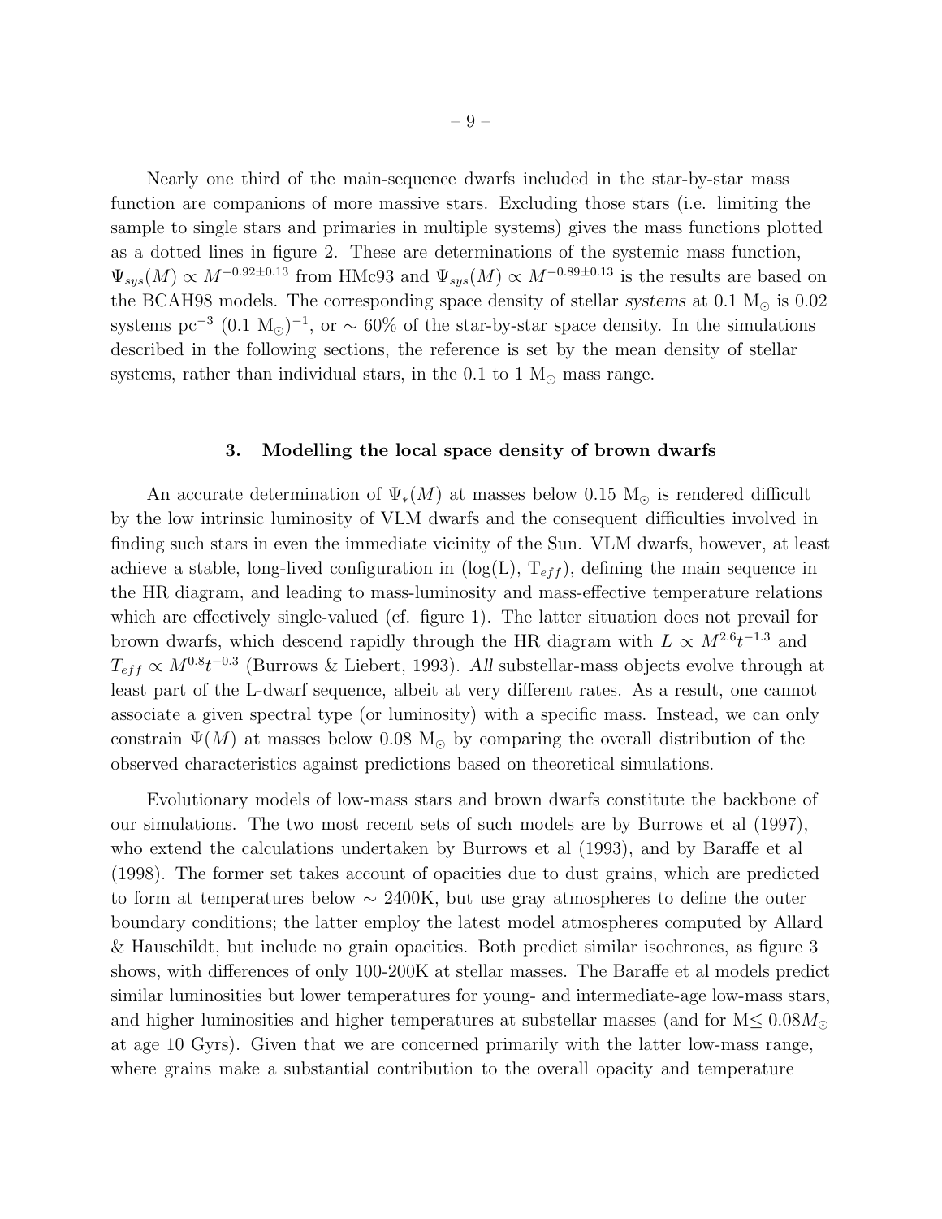Nearly one third of the main-sequence dwarfs included in the star-by-star mass function are companions of more massive stars. Excluding those stars (i.e. limiting the sample to single stars and primaries in multiple systems) gives the mass functions plotted as a dotted lines in figure 2. These are determinations of the systemic mass function, $\Psi_{sys}(M) \propto M^{-0.92\pm0.13}$ from HMc93 and $\Psi_{sys}(M) \propto M^{-0.89\pm0.13}$ is the results are based on the BCAH98 models. The corresponding space density of stellar *systems* at 0.1 $M_\odot$ is 0.02 systems $pc^{-3}$ $(0.1\ M_\odot)^{-1}$, or $\sim 60\%$ of the star-by-star space density. In the simulations described in the following sections, the reference is set by the mean density of stellar systems, rather than individual stars, in the 0.1 to 1 $M_\odot$ mass range.

## 3. Modelling the local space density of brown dwarfs

An accurate determination of $\Psi_*(M)$ at masses below 0.15 $M_\odot$ is rendered difficult by the low intrinsic luminosity of VLM dwarfs and the consequent difficulties involved in finding such stars in even the immediate vicinity of the Sun. VLM dwarfs, however, at least achieve a stable, long-lived configuration in (log(L), $T_{eff}$), defining the main sequence in the HR diagram, and leading to mass-luminosity and mass-effective temperature relations which are effectively single-valued (cf. figure 1). The latter situation does not prevail for brown dwarfs, which descend rapidly through the HR diagram with $L \propto M^{2.6}t^{-1.3}$ and $T_{eff} \propto M^{0.8}t^{-0.3}$ (Burrows & Liebert, 1993). *All* substellar-mass objects evolve through at least part of the L-dwarf sequence, albeit at very different rates. As a result, one cannot associate a given spectral type (or luminosity) with a specific mass. Instead, we can only constrain $\Psi(M)$ at masses below 0.08 $M_\odot$ by comparing the overall distribution of the observed characteristics against predictions based on theoretical simulations.

Evolutionary models of low-mass stars and brown dwarfs constitute the backbone of our simulations. The two most recent sets of such models are by Burrows et al (1997), who extend the calculations undertaken by Burrows et al (1993), and by Baraffe et al (1998). The former set takes account of opacities due to dust grains, which are predicted to form at temperatures below $\sim$ 2400K, but use gray atmospheres to define the outer boundary conditions; the latter employ the latest model atmospheres computed by Allard & Hauschildt, but include no grain opacities. Both predict similar isochrones, as figure 3 shows, with differences of only 100-200K at stellar masses. The Baraffe et al models predict similar luminosities but lower temperatures for young- and intermediate-age low-mass stars, and higher luminosities and higher temperatures at substellar masses (and for $M \leq 0.08 M_\odot$ at age 10 Gyrs). Given that we are concerned primarily with the latter low-mass range, where grains make a substantial contribution to the overall opacity and temperature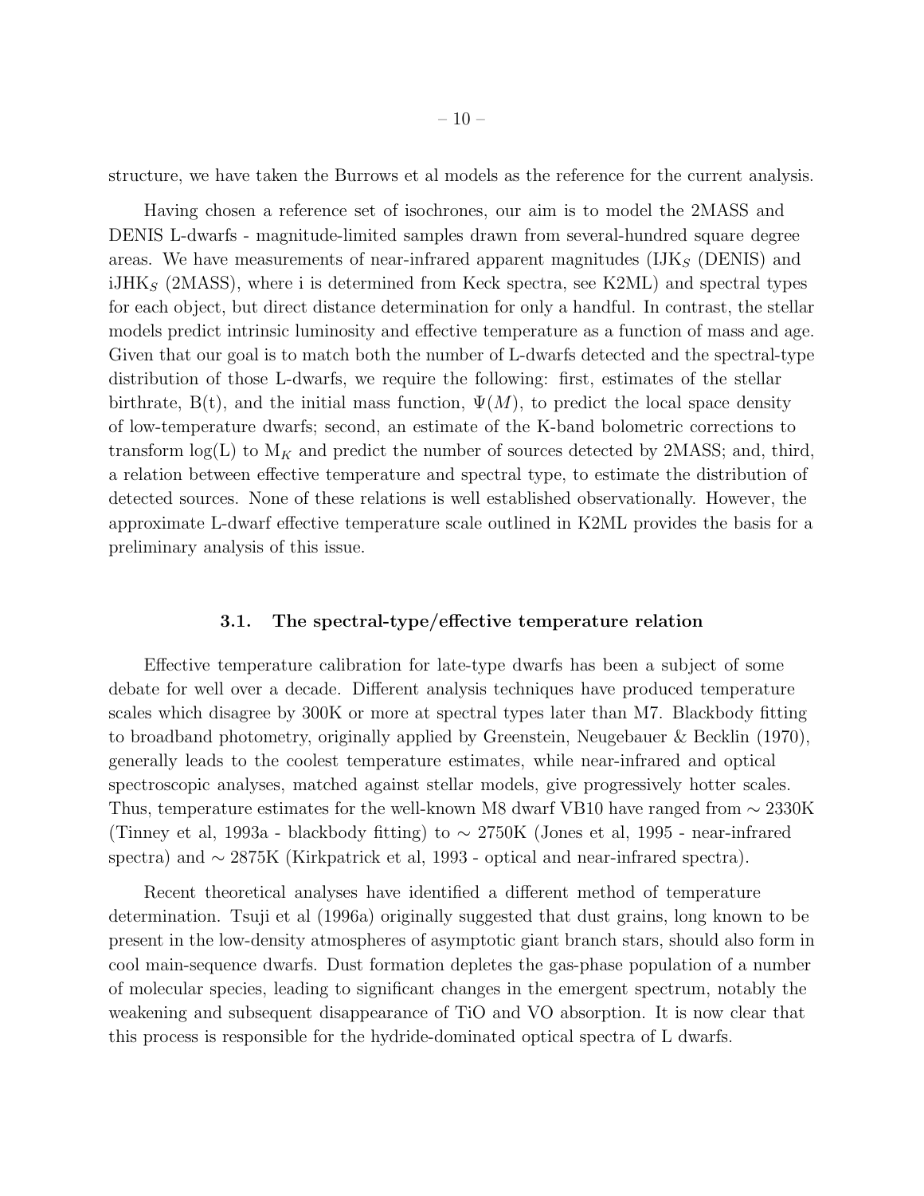structure, we have taken the Burrows et al models as the reference for the current analysis.

Having chosen a reference set of isochrones, our aim is to model the 2MASS and DENIS L-dwarfs - magnitude-limited samples drawn from several-hundred square degree areas. We have measurements of near-infrared apparent magnitudes ($IJK_S$ (DENIS) and $iJHK_S$ (2MASS), where i is determined from Keck spectra, see K2ML) and spectral types for each object, but direct distance determination for only a handful. In contrast, the stellar models predict intrinsic luminosity and effective temperature as a function of mass and age. Given that our goal is to match both the number of L-dwarfs detected and the spectral-type distribution of those L-dwarfs, we require the following: first, estimates of the stellar birthrate, B(t), and the initial mass function, $\Psi(M)$, to predict the local space density of low-temperature dwarfs; second, an estimate of the K-band bolometric corrections to transform log(L) to $M_K$ and predict the number of sources detected by 2MASS; and, third, a relation between effective temperature and spectral type, to estimate the distribution of detected sources. None of these relations is well established observationally. However, the approximate L-dwarf effective temperature scale outlined in K2ML provides the basis for a preliminary analysis of this issue.

### 3.1. The spectral-type/effective temperature relation

Effective temperature calibration for late-type dwarfs has been a subject of some debate for well over a decade. Different analysis techniques have produced temperature scales which disagree by 300K or more at spectral types later than M7. Blackbody fitting to broadband photometry, originally applied by Greenstein, Neugebauer & Becklin (1970), generally leads to the coolest temperature estimates, while near-infrared and optical spectroscopic analyses, matched against stellar models, give progressively hotter scales. Thus, temperature estimates for the well-known M8 dwarf VB10 have ranged from $\sim$ 2330K (Tinney et al, 1993a - blackbody fitting) to $\sim$ 2750K (Jones et al, 1995 - near-infrared spectra) and $\sim$ 2875K (Kirkpatrick et al, 1993 - optical and near-infrared spectra).

Recent theoretical analyses have identified a different method of temperature determination. Tsuji et al (1996a) originally suggested that dust grains, long known to be present in the low-density atmospheres of asymptotic giant branch stars, should also form in cool main-sequence dwarfs. Dust formation depletes the gas-phase population of a number of molecular species, leading to significant changes in the emergent spectrum, notably the weakening and subsequent disappearance of TiO and VO absorption. It is now clear that this process is responsible for the hydride-dominated optical spectra of L dwarfs.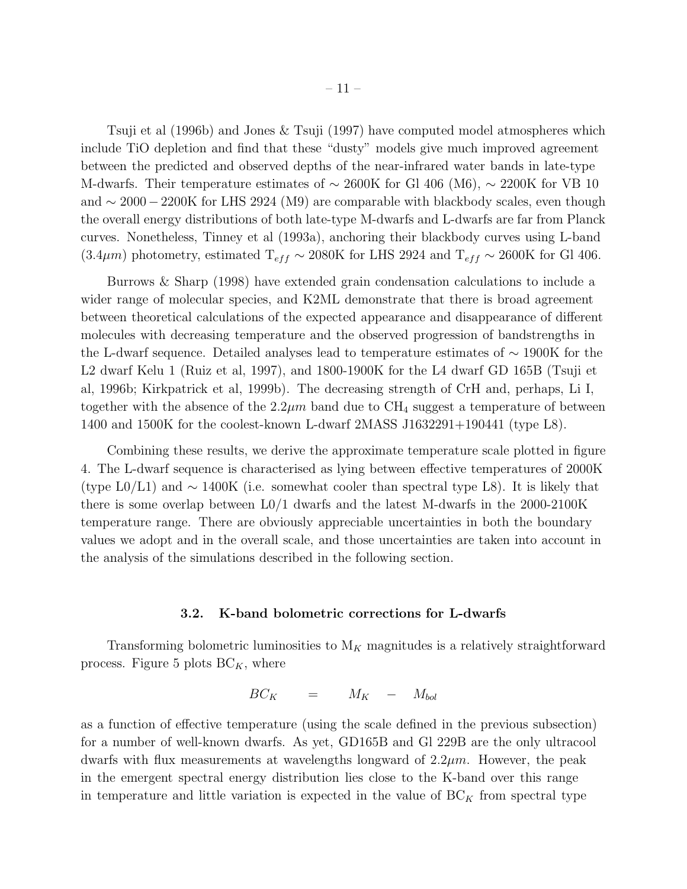Tsuji et al (1996b) and Jones & Tsuji (1997) have computed model atmospheres which include TiO depletion and find that these "dusty" models give much improved agreement between the predicted and observed depths of the near-infrared water bands in late-type M-dwarfs. Their temperature estimates of $\sim$ 2600K for Gl 406 (M6), $\sim$ 2200K for VB 10 and $\sim 2000 - 2200$K for LHS 2924 (M9) are comparable with blackbody scales, even though the overall energy distributions of both late-type M-dwarfs and L-dwarfs are far from Planck curves. Nonetheless, Tinney et al (1993a), anchoring their blackbody curves using L-band ($3.4\mu m$) photometry, estimated $T_{eff} \sim 2080$K for LHS 2924 and $T_{eff} \sim 2600$K for Gl 406.

Burrows & Sharp (1998) have extended grain condensation calculations to include a wider range of molecular species, and K2ML demonstrate that there is broad agreement between theoretical calculations of the expected appearance and disappearance of different molecules with decreasing temperature and the observed progression of bandstrengths in the L-dwarf sequence. Detailed analyses lead to temperature estimates of $\sim$ 1900K for the L2 dwarf Kelu 1 (Ruiz et al, 1997), and 1800-1900K for the L4 dwarf GD 165B (Tsuji et al, 1996b; Kirkpatrick et al, 1999b). The decreasing strength of CrH and, perhaps, Li I, together with the absence of the $2.2\mu m$ band due to $CH_4$ suggest a temperature of between 1400 and 1500K for the coolest-known L-dwarf 2MASS J1632291+190441 (type L8).

Combining these results, we derive the approximate temperature scale plotted in figure 4. The L-dwarf sequence is characterised as lying between effective temperatures of 2000K (type L0/L1) and $\sim$ 1400K (i.e. somewhat cooler than spectral type L8). It is likely that there is some overlap between L0/1 dwarfs and the latest M-dwarfs in the 2000-2100K temperature range. There are obviously appreciable uncertainties in both the boundary values we adopt and in the overall scale, and those uncertainties are taken into account in the analysis of the simulations described in the following section.

### 3.2. K-band bolometric corrections for L-dwarfs

Transforming bolometric luminosities to $M_K$ magnitudes is a relatively straightforward process. Figure 5 plots $BC_K$, where

$$BC_K \quad = \quad M_K \quad - \quad M_{bol}$$

as a function of effective temperature (using the scale defined in the previous subsection) for a number of well-known dwarfs. As yet, GD165B and Gl 229B are the only ultracool dwarfs with flux measurements at wavelengths longward of $2.2\mu m$. However, the peak in the emergent spectral energy distribution lies close to the K-band over this range in temperature and little variation is expected in the value of $BC_K$ from spectral type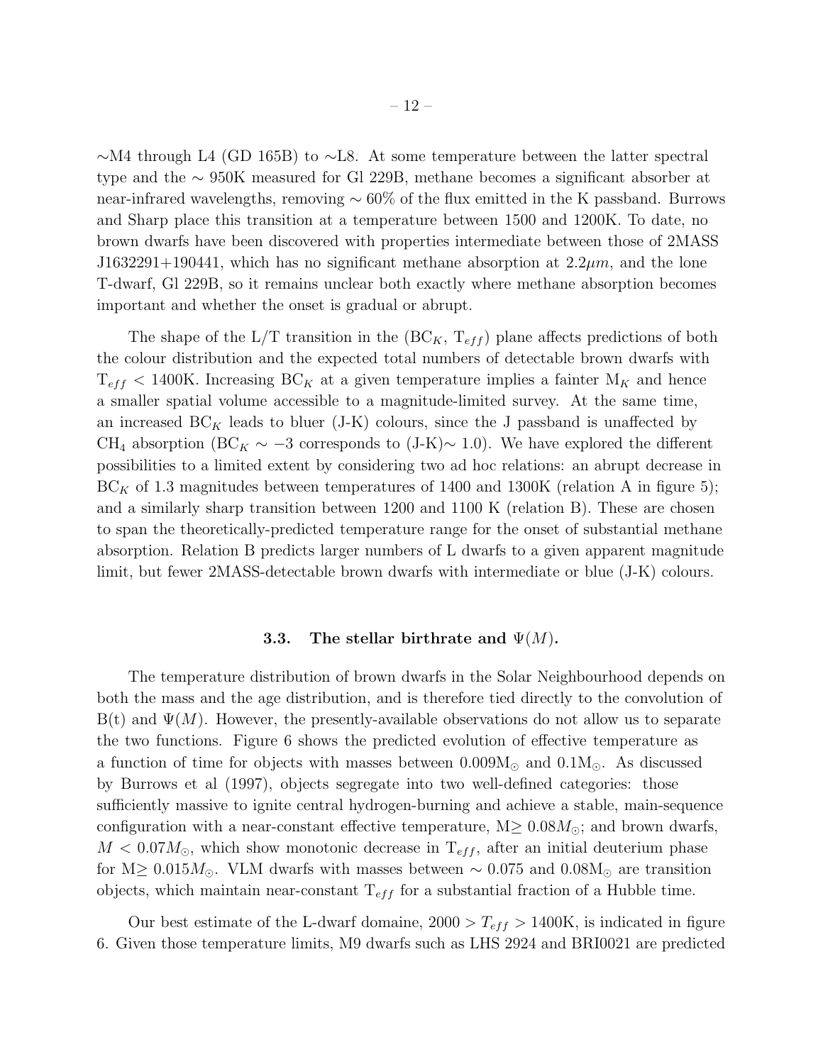~M4 through L4 (GD 165B) to ~L8. At some temperature between the latter spectral type and the ~ 950K measured for Gl 229B, methane becomes a significant absorber at near-infrared wavelengths, removing ~ 60% of the flux emitted in the K passband. Burrows and Sharp place this transition at a temperature between 1500 and 1200K. To date, no brown dwarfs have been discovered with properties intermediate between those of 2MASS J1632291+190441, which has no significant methane absorption at $2.2\mu m$, and the lone T-dwarf, Gl 229B, so it remains unclear both exactly where methane absorption becomes important and whether the onset is gradual or abrupt.

The shape of the L/T transition in the ($BC_K$, $T_{eff}$) plane affects predictions of both the colour distribution and the expected total numbers of detectable brown dwarfs with $T_{eff}$ < 1400K. Increasing $BC_K$ at a given temperature implies a fainter $M_K$ and hence a smaller spatial volume accessible to a magnitude-limited survey. At the same time, an increased $BC_K$ leads to bluer (J-K) colours, since the J passband is unaffected by $CH_4$ absorption ($BC_K \sim -3$ corresponds to (J-K)~ 1.0). We have explored the different possibilities to a limited extent by considering two ad hoc relations: an abrupt decrease in $BC_K$ of 1.3 magnitudes between temperatures of 1400 and 1300K (relation A in figure 5); and a similarly sharp transition between 1200 and 1100 K (relation B). These are chosen to span the theoretically-predicted temperature range for the onset of substantial methane absorption. Relation B predicts larger numbers of L dwarfs to a given apparent magnitude limit, but fewer 2MASS-detectable brown dwarfs with intermediate or blue (J-K) colours.

### 3.3. The stellar birthrate and $\Psi(M)$.

The temperature distribution of brown dwarfs in the Solar Neighbourhood depends on both the mass and the age distribution, and is therefore tied directly to the convolution of B(t) and $\Psi(M)$. However, the presently-available observations do not allow us to separate the two functions. Figure 6 shows the predicted evolution of effective temperature as a function of time for objects with masses between $0.009M_{\odot}$ and $0.1M_{\odot}$. As discussed by Burrows et al (1997), objects segregate into two well-defined categories: those sufficiently massive to ignite central hydrogen-burning and achieve a stable, main-sequence configuration with a near-constant effective temperature, $M \geq 0.08M_{\odot}$; and brown dwarfs, $M < 0.07M_{\odot}$, which show monotonic decrease in $T_{eff}$, after an initial deuterium phase for $M \geq 0.015M_{\odot}$. VLM dwarfs with masses between ~ 0.075 and $0.08M_{\odot}$ are transition objects, which maintain near-constant $T_{eff}$ for a substantial fraction of a Hubble time.

Our best estimate of the L-dwarf domaine, $2000 > T_{eff} > 1400$K, is indicated in figure 6. Given those temperature limits, M9 dwarfs such as LHS 2924 and BRI0021 are predicted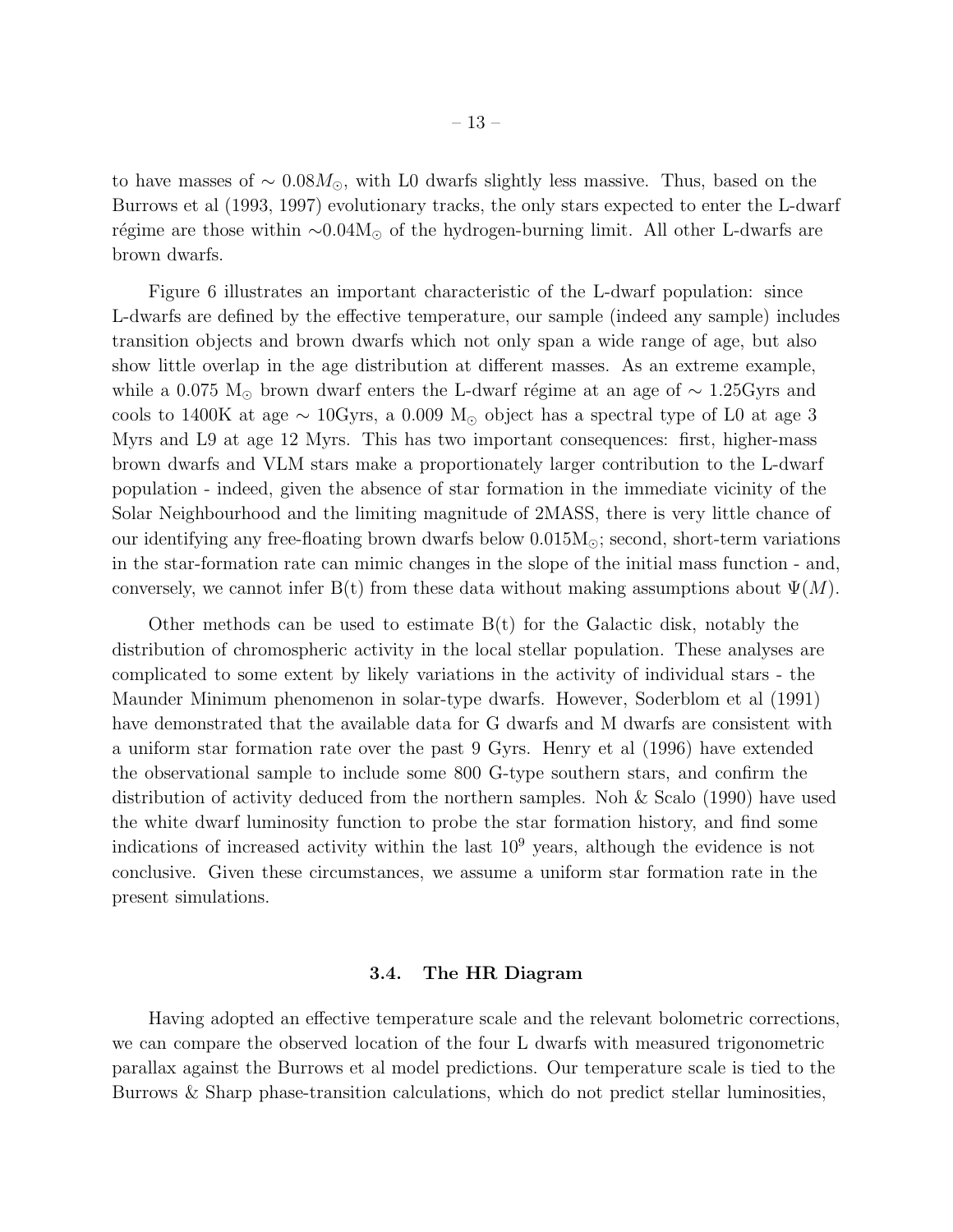to have masses of $\sim 0.08M_\odot$, with L0 dwarfs slightly less massive. Thus, based on the Burrows et al (1993, 1997) evolutionary tracks, the only stars expected to enter the L-dwarf régime are those within $\sim$0.04M$_\odot$ of the hydrogen-burning limit. All other L-dwarfs are brown dwarfs.

Figure 6 illustrates an important characteristic of the L-dwarf population: since L-dwarfs are defined by the effective temperature, our sample (indeed any sample) includes transition objects and brown dwarfs which not only span a wide range of age, but also show little overlap in the age distribution at different masses. As an extreme example, while a 0.075 M$_\odot$ brown dwarf enters the L-dwarf régime at an age of $\sim$ 1.25Gyrs and cools to 1400K at age $\sim$ 10Gyrs, a 0.009 M$_\odot$ object has a spectral type of L0 at age 3 Myrs and L9 at age 12 Myrs. This has two important consequences: first, higher-mass brown dwarfs and VLM stars make a proportionately larger contribution to the L-dwarf population - indeed, given the absence of star formation in the immediate vicinity of the Solar Neighbourhood and the limiting magnitude of 2MASS, there is very little chance of our identifying any free-floating brown dwarfs below 0.015M$_\odot$; second, short-term variations in the star-formation rate can mimic changes in the slope of the initial mass function - and, conversely, we cannot infer B(t) from these data without making assumptions about $\Psi(M)$.

Other methods can be used to estimate B(t) for the Galactic disk, notably the distribution of chromospheric activity in the local stellar population. These analyses are complicated to some extent by likely variations in the activity of individual stars - the Maunder Minimum phenomenon in solar-type dwarfs. However, Soderblom et al (1991) have demonstrated that the available data for G dwarfs and M dwarfs are consistent with a uniform star formation rate over the past 9 Gyrs. Henry et al (1996) have extended the observational sample to include some 800 G-type southern stars, and confirm the distribution of activity deduced from the northern samples. Noh & Scalo (1990) have used the white dwarf luminosity function to probe the star formation history, and find some indications of increased activity within the last $10^9$ years, although the evidence is not conclusive. Given these circumstances, we assume a uniform star formation rate in the present simulations.

### 3.4. The HR Diagram

Having adopted an effective temperature scale and the relevant bolometric corrections, we can compare the observed location of the four L dwarfs with measured trigonometric parallax against the Burrows et al model predictions. Our temperature scale is tied to the Burrows & Sharp phase-transition calculations, which do not predict stellar luminosities,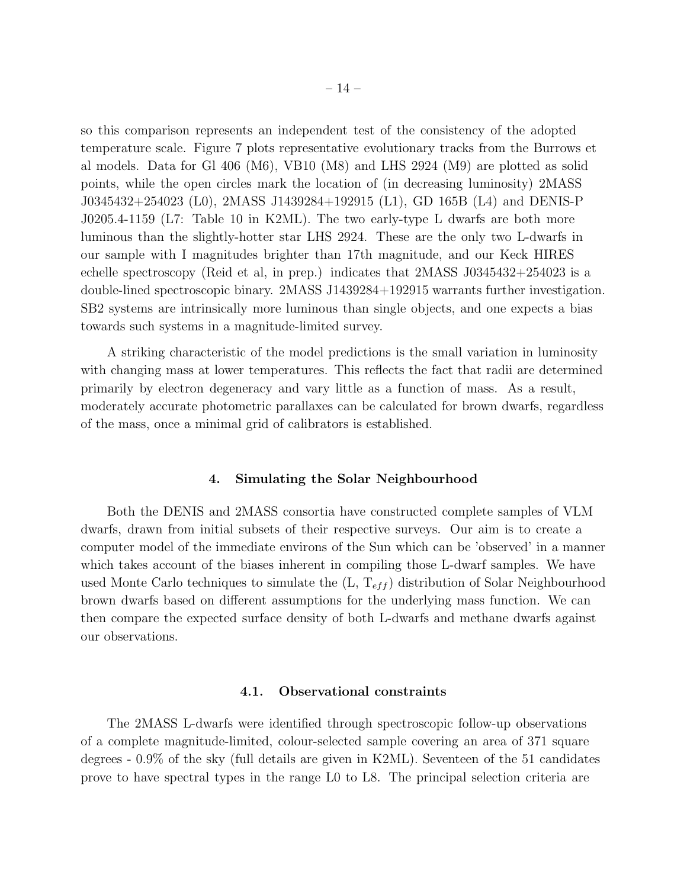so this comparison represents an independent test of the consistency of the adopted temperature scale. Figure 7 plots representative evolutionary tracks from the Burrows et al models. Data for Gl 406 (M6), VB10 (M8) and LHS 2924 (M9) are plotted as solid points, while the open circles mark the location of (in decreasing luminosity) 2MASS J0345432+254023 (L0), 2MASS J1439284+192915 (L1), GD 165B (L4) and DENIS-P J0205.4-1159 (L7: Table 10 in K2ML). The two early-type L dwarfs are both more luminous than the slightly-hotter star LHS 2924. These are the only two L-dwarfs in our sample with I magnitudes brighter than 17th magnitude, and our Keck HIRES echelle spectroscopy (Reid et al, in prep.) indicates that 2MASS J0345432+254023 is a double-lined spectroscopic binary. 2MASS J1439284+192915 warrants further investigation. SB2 systems are intrinsically more luminous than single objects, and one expects a bias towards such systems in a magnitude-limited survey.

A striking characteristic of the model predictions is the small variation in luminosity with changing mass at lower temperatures. This reflects the fact that radii are determined primarily by electron degeneracy and vary little as a function of mass. As a result, moderately accurate photometric parallaxes can be calculated for brown dwarfs, regardless of the mass, once a minimal grid of calibrators is established.

## 4. Simulating the Solar Neighbourhood

Both the DENIS and 2MASS consortia have constructed complete samples of VLM dwarfs, drawn from initial subsets of their respective surveys. Our aim is to create a computer model of the immediate environs of the Sun which can be 'observed' in a manner which takes account of the biases inherent in compiling those L-dwarf samples. We have used Monte Carlo techniques to simulate the (L, $T_{eff}$) distribution of Solar Neighbourhood brown dwarfs based on different assumptions for the underlying mass function. We can then compare the expected surface density of both L-dwarfs and methane dwarfs against our observations.

### 4.1. Observational constraints

The 2MASS L-dwarfs were identified through spectroscopic follow-up observations of a complete magnitude-limited, colour-selected sample covering an area of 371 square degrees - 0.9% of the sky (full details are given in K2ML). Seventeen of the 51 candidates prove to have spectral types in the range L0 to L8. The principal selection criteria are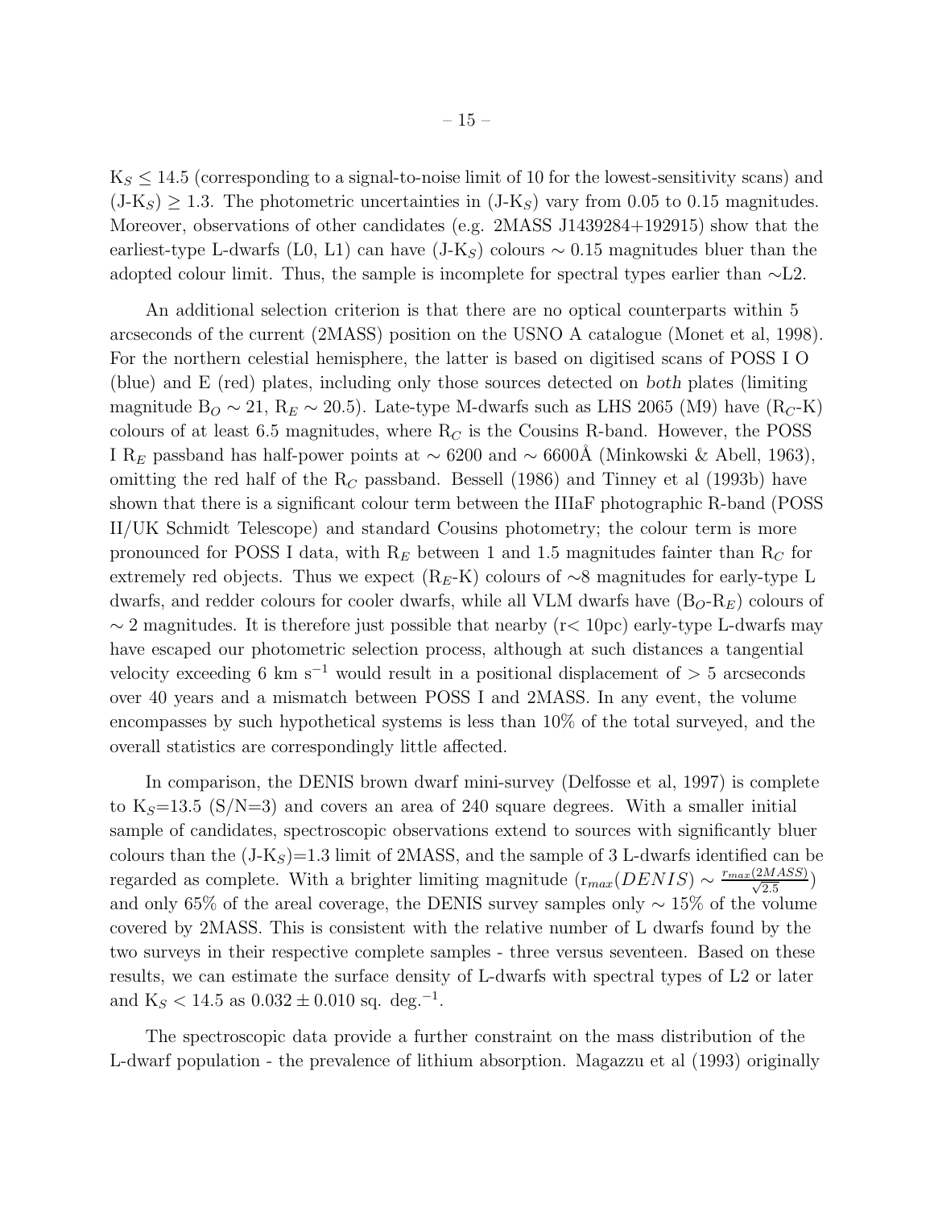$K_S \leq 14.5$ (corresponding to a signal-to-noise limit of 10 for the lowest-sensitivity scans) and $(J-K_S) \geq 1.3$. The photometric uncertainties in $(J-K_S)$ vary from 0.05 to 0.15 magnitudes. Moreover, observations of other candidates (e.g. 2MASS J1439284+192915) show that the earliest-type L-dwarfs (L0, L1) can have $(J-K_S)$ colours $\sim 0.15$ magnitudes bluer than the adopted colour limit. Thus, the sample is incomplete for spectral types earlier than $\sim$L2.

An additional selection criterion is that there are no optical counterparts within 5 arcseconds of the current (2MASS) position on the USNO A catalogue (Monet et al, 1998). For the northern celestial hemisphere, the latter is based on digitised scans of POSS I O (blue) and E (red) plates, including only those sources detected on *both* plates (limiting magnitude $B_O \sim 21$, $R_E \sim 20.5$). Late-type M-dwarfs such as LHS 2065 (M9) have $(R_C$-K) colours of at least 6.5 magnitudes, where $R_C$ is the Cousins R-band. However, the POSS I $R_E$ passband has half-power points at $\sim 6200$ and $\sim 6600$Å (Minkowski & Abell, 1963), omitting the red half of the $R_C$ passband. Bessell (1986) and Tinney et al (1993b) have shown that there is a significant colour term between the IIIaF photographic R-band (POSS II/UK Schmidt Telescope) and standard Cousins photometry; the colour term is more pronounced for POSS I data, with $R_E$ between 1 and 1.5 magnitudes fainter than $R_C$ for extremely red objects. Thus we expect $(R_E$-K) colours of $\sim$8 magnitudes for early-type L dwarfs, and redder colours for cooler dwarfs, while all VLM dwarfs have $(B_O$-$R_E)$ colours of $\sim 2$ magnitudes. It is therefore just possible that nearby (r< 10pc) early-type L-dwarfs may have escaped our photometric selection process, although at such distances a tangential velocity exceeding 6 km s$^{-1}$ would result in a positional displacement of $> 5$ arcseconds over 40 years and a mismatch between POSS I and 2MASS. In any event, the volume encompasses by such hypothetical systems is less than 10% of the total surveyed, and the overall statistics are correspondingly little affected.

In comparison, the DENIS brown dwarf mini-survey (Delfosse et al, 1997) is complete to $K_S$=13.5 (S/N=3) and covers an area of 240 square degrees. With a smaller initial sample of candidates, spectroscopic observations extend to sources with significantly bluer colours than the $(J-K_S)$=1.3 limit of 2MASS, and the sample of 3 L-dwarfs identified can be regarded as complete. With a brighter limiting magnitude ($r_{max}(DENIS) \sim \frac{r_{max}(2MASS)}{\sqrt{2.5}}$) and only 65% of the areal coverage, the DENIS survey samples only $\sim 15$% of the volume covered by 2MASS. This is consistent with the relative number of L dwarfs found by the two surveys in their respective complete samples - three versus seventeen. Based on these results, we can estimate the surface density of L-dwarfs with spectral types of L2 or later and $K_S < 14.5$ as $0.032 \pm 0.010$ sq. deg.$^{-1}$.

The spectroscopic data provide a further constraint on the mass distribution of the L-dwarf population - the prevalence of lithium absorption. Magazzu et al (1993) originally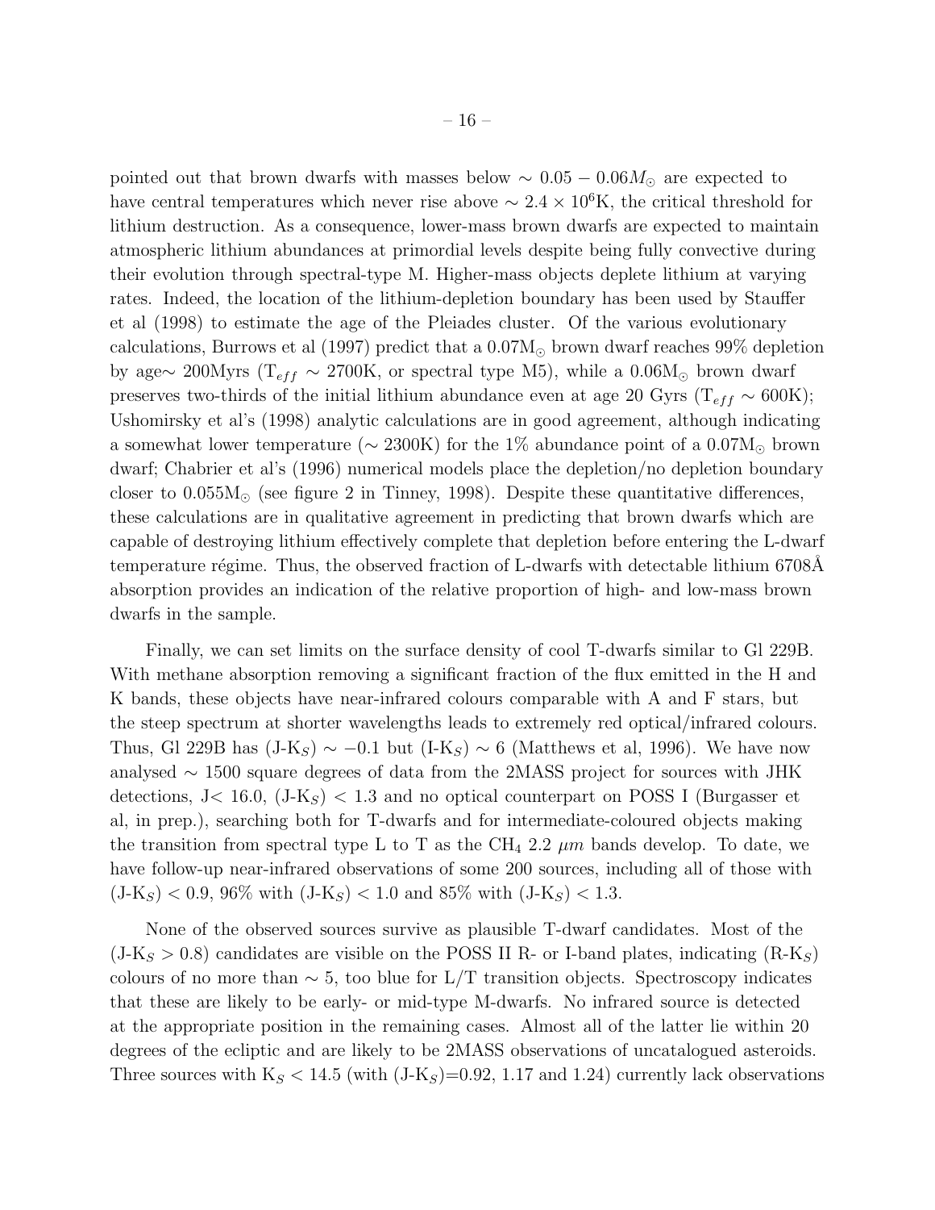pointed out that brown dwarfs with masses below $\sim 0.05 - 0.06 M_{\odot}$ are expected to have central temperatures which never rise above $\sim 2.4 \times 10^6$K, the critical threshold for lithium destruction. As a consequence, lower-mass brown dwarfs are expected to maintain atmospheric lithium abundances at primordial levels despite being fully convective during their evolution through spectral-type M. Higher-mass objects deplete lithium at varying rates. Indeed, the location of the lithium-depletion boundary has been used by Stauffer et al (1998) to estimate the age of the Pleiades cluster. Of the various evolutionary calculations, Burrows et al (1997) predict that a 0.07$M_{\odot}$ brown dwarf reaches 99% depletion by age$\sim$ 200Myrs ($T_{eff} \sim$ 2700K, or spectral type M5), while a 0.06$M_{\odot}$ brown dwarf preserves two-thirds of the initial lithium abundance even at age 20 Gyrs ($T_{eff} \sim$ 600K); Ushomirsky et al's (1998) analytic calculations are in good agreement, although indicating a somewhat lower temperature ($\sim$ 2300K) for the 1% abundance point of a 0.07$M_{\odot}$ brown dwarf; Chabrier et al's (1996) numerical models place the depletion/no depletion boundary closer to 0.055$M_{\odot}$ (see figure 2 in Tinney, 1998). Despite these quantitative differences, these calculations are in qualitative agreement in predicting that brown dwarfs which are capable of destroying lithium effectively complete that depletion before entering the L-dwarf temperature régime. Thus, the observed fraction of L-dwarfs with detectable lithium 6708Å absorption provides an indication of the relative proportion of high- and low-mass brown dwarfs in the sample.

Finally, we can set limits on the surface density of cool T-dwarfs similar to Gl 229B. With methane absorption removing a significant fraction of the flux emitted in the H and K bands, these objects have near-infrared colours comparable with A and F stars, but the steep spectrum at shorter wavelengths leads to extremely red optical/infrared colours. Thus, Gl 229B has ($J-K_S$) $\sim -0.1$ but ($I-K_S$) $\sim 6$ (Matthews et al, 1996). We have now analysed $\sim$ 1500 square degrees of data from the 2MASS project for sources with JHK detections, $J < 16.0$, ($J-K_S$) $< 1.3$ and no optical counterpart on POSS I (Burgasser et al, in prep.), searching both for T-dwarfs and for intermediate-coloured objects making the transition from spectral type L to T as the $CH_4$ 2.2 $\mu m$ bands develop. To date, we have follow-up near-infrared observations of some 200 sources, including all of those with ($J-K_S$) $< 0.9$, 96% with ($J-K_S$) $< 1.0$ and 85% with ($J-K_S$) $< 1.3$.

None of the observed sources survive as plausible T-dwarf candidates. Most of the ($J-K_S > 0.8$) candidates are visible on the POSS II R- or I-band plates, indicating ($R-K_S$) colours of no more than $\sim 5$, too blue for L/T transition objects. Spectroscopy indicates that these are likely to be early- or mid-type M-dwarfs. No infrared source is detected at the appropriate position in the remaining cases. Almost all of the latter lie within 20 degrees of the ecliptic and are likely to be 2MASS observations of uncatalogued asteroids. Three sources with $K_S < 14.5$ (with ($J-K_S$)=0.92, 1.17 and 1.24) currently lack observations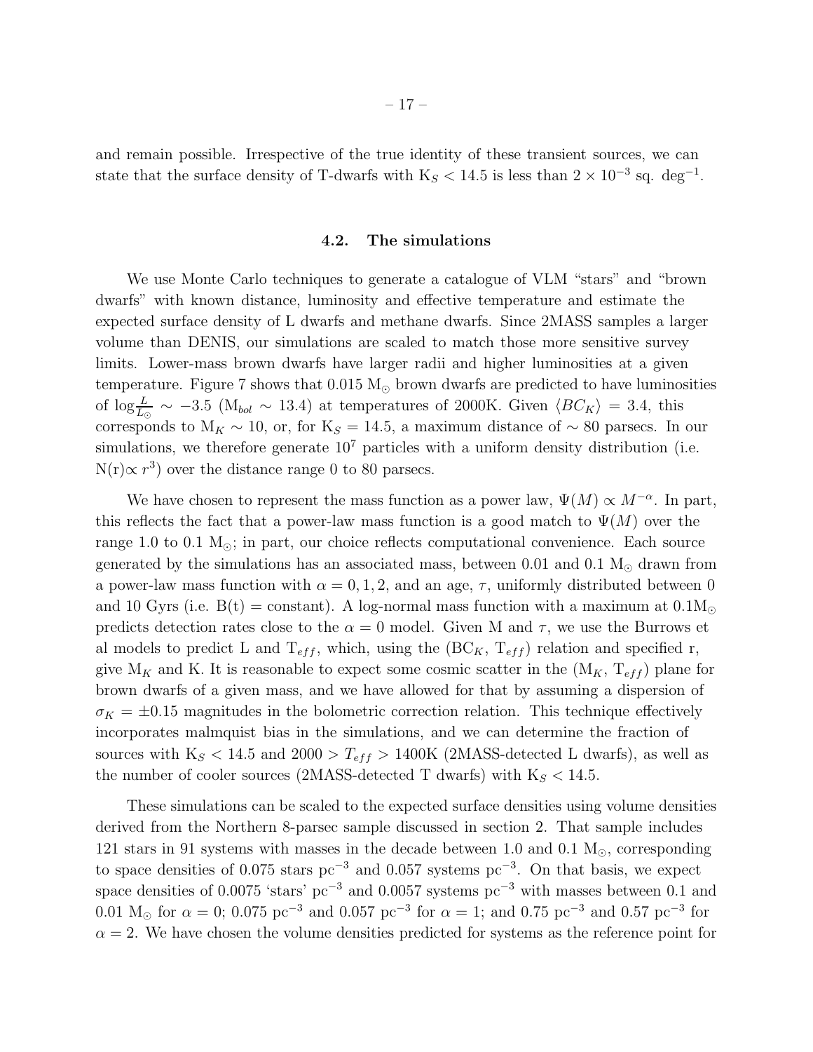and remain possible. Irrespective of the true identity of these transient sources, we can state that the surface density of T-dwarfs with $K_S < 14.5$ is less than $2 \times 10^{-3}$ sq. deg$^{-1}$.

### 4.2. The simulations

We use Monte Carlo techniques to generate a catalogue of VLM "stars" and "brown dwarfs" with known distance, luminosity and effective temperature and estimate the expected surface density of L dwarfs and methane dwarfs. Since 2MASS samples a larger volume than DENIS, our simulations are scaled to match those more sensitive survey limits. Lower-mass brown dwarfs have larger radii and higher luminosities at a given temperature. Figure 7 shows that 0.015 $M_\odot$ brown dwarfs are predicted to have luminosities of $\log\frac{L}{L_\odot} \sim -3.5$ ($M_{bol} \sim 13.4$) at temperatures of 2000K. Given $\langle BC_K \rangle = 3.4$, this corresponds to $M_K \sim 10$, or, for $K_S = 14.5$, a maximum distance of $\sim 80$ parsecs. In our simulations, we therefore generate $10^7$ particles with a uniform density distribution (i.e. $N(r) \propto r^3$) over the distance range 0 to 80 parsecs.

We have chosen to represent the mass function as a power law, $\Psi(M) \propto M^{-\alpha}$. In part, this reflects the fact that a power-law mass function is a good match to $\Psi(M)$ over the range 1.0 to 0.1 $M_\odot$; in part, our choice reflects computational convenience. Each source generated by the simulations has an associated mass, between 0.01 and 0.1 $M_\odot$ drawn from a power-law mass function with $\alpha = 0, 1, 2$, and an age, $\tau$, uniformly distributed between 0 and 10 Gyrs (i.e. B(t) = constant). A log-normal mass function with a maximum at 0.1$M_\odot$ predicts detection rates close to the $\alpha = 0$ model. Given M and $\tau$, we use the Burrows et al models to predict L and $T_{eff}$, which, using the ($BC_K$, $T_{eff}$) relation and specified r, give $M_K$ and K. It is reasonable to expect some cosmic scatter in the ($M_K$, $T_{eff}$) plane for brown dwarfs of a given mass, and we have allowed for that by assuming a dispersion of $\sigma_K = \pm 0.15$ magnitudes in the bolometric correction relation. This technique effectively incorporates malmquist bias in the simulations, and we can determine the fraction of sources with $K_S < 14.5$ and $2000 > T_{eff} > 1400$K (2MASS-detected L dwarfs), as well as the number of cooler sources (2MASS-detected T dwarfs) with $K_S < 14.5$.

These simulations can be scaled to the expected surface densities using volume densities derived from the Northern 8-parsec sample discussed in section 2. That sample includes 121 stars in 91 systems with masses in the decade between 1.0 and 0.1 $M_\odot$, corresponding to space densities of 0.075 stars pc$^{-3}$ and 0.057 systems pc$^{-3}$. On that basis, we expect space densities of 0.0075 'stars' pc$^{-3}$ and 0.0057 systems pc$^{-3}$ with masses between 0.1 and 0.01 $M_\odot$ for $\alpha = 0$; 0.075 pc$^{-3}$ and 0.057 pc$^{-3}$ for $\alpha = 1$; and 0.75 pc$^{-3}$ and 0.57 pc$^{-3}$ for $\alpha = 2$. We have chosen the volume densities predicted for systems as the reference point for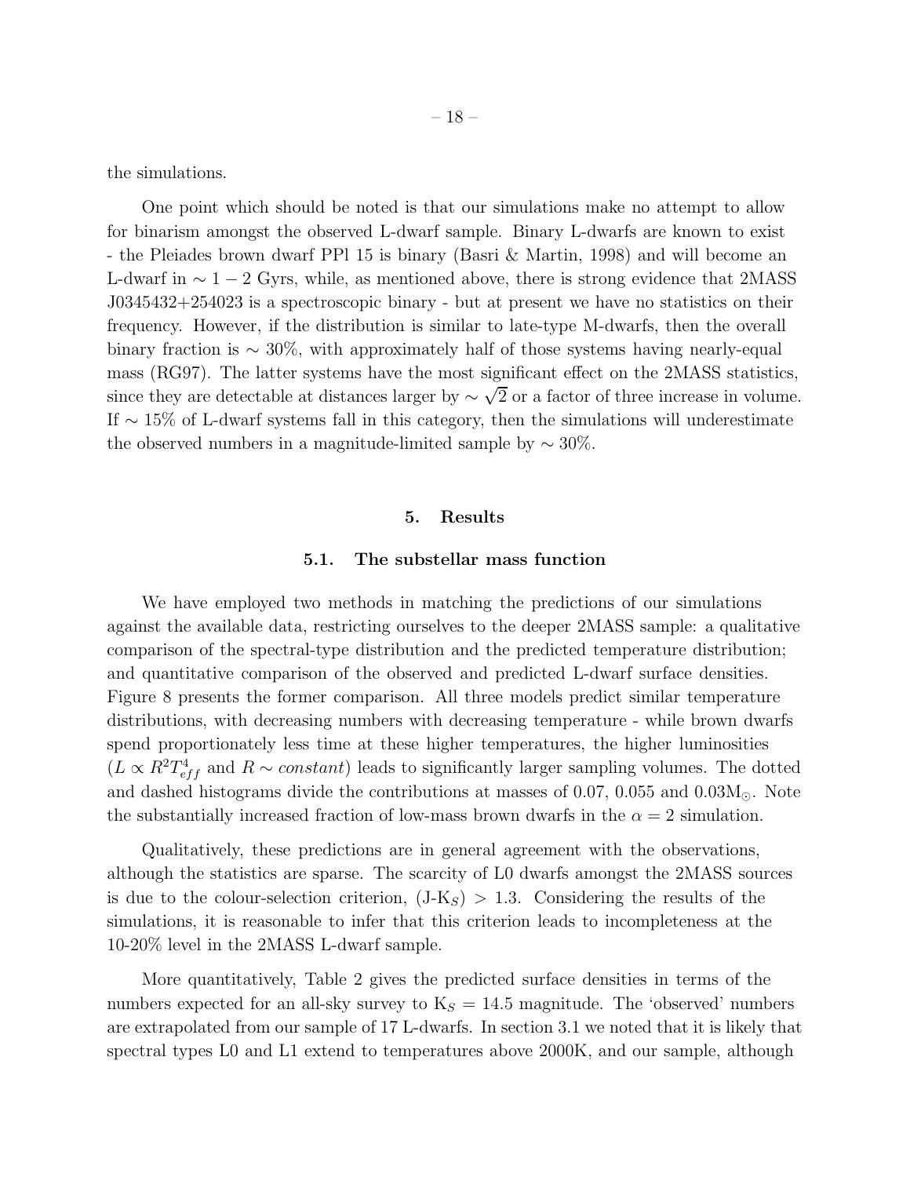the simulations.

One point which should be noted is that our simulations make no attempt to allow for binarism amongst the observed L-dwarf sample. Binary L-dwarfs are known to exist - the Pleiades brown dwarf PPl 15 is binary (Basri & Martin, 1998) and will become an L-dwarf in $\sim 1-2$ Gyrs, while, as mentioned above, there is strong evidence that 2MASS J0345432+254023 is a spectroscopic binary - but at present we have no statistics on their frequency. However, if the distribution is similar to late-type M-dwarfs, then the overall binary fraction is $\sim 30\%$, with approximately half of those systems having nearly-equal mass (RG97). The latter systems have the most significant effect on the 2MASS statistics, since they are detectable at distances larger by $\sim \sqrt{2}$ or a factor of three increase in volume. If $\sim 15\%$ of L-dwarf systems fall in this category, then the simulations will underestimate the observed numbers in a magnitude-limited sample by $\sim 30\%$.

## 5. Results

### 5.1. The substellar mass function

We have employed two methods in matching the predictions of our simulations against the available data, restricting ourselves to the deeper 2MASS sample: a qualitative comparison of the spectral-type distribution and the predicted temperature distribution; and quantitative comparison of the observed and predicted L-dwarf surface densities. Figure 8 presents the former comparison. All three models predict similar temperature distributions, with decreasing numbers with decreasing temperature - while brown dwarfs spend proportionately less time at these higher temperatures, the higher luminosities ($L \propto R^2 T_{eff}^4$ and $R \sim constant$) leads to significantly larger sampling volumes. The dotted and dashed histograms divide the contributions at masses of 0.07, 0.055 and $0.03 M_\odot$. Note the substantially increased fraction of low-mass brown dwarfs in the $\alpha = 2$ simulation.

Qualitatively, these predictions are in general agreement with the observations, although the statistics are sparse. The scarcity of L0 dwarfs amongst the 2MASS sources is due to the colour-selection criterion, ($J-K_S$) $> 1.3$. Considering the results of the simulations, it is reasonable to infer that this criterion leads to incompleteness at the 10-20% level in the 2MASS L-dwarf sample.

More quantitatively, Table 2 gives the predicted surface densities in terms of the numbers expected for an all-sky survey to $K_S = 14.5$ magnitude. The 'observed' numbers are extrapolated from our sample of 17 L-dwarfs. In section 3.1 we noted that it is likely that spectral types L0 and L1 extend to temperatures above 2000K, and our sample, although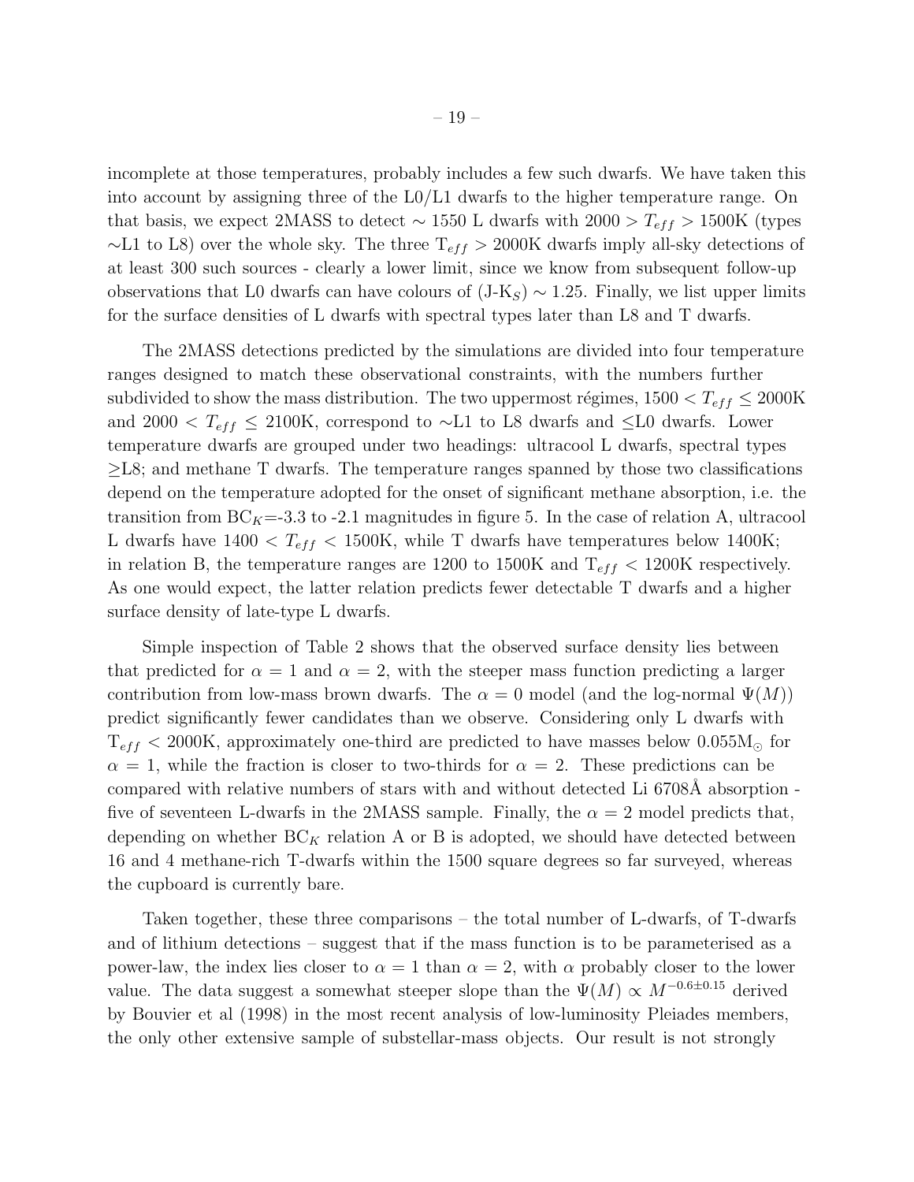incomplete at those temperatures, probably includes a few such dwarfs. We have taken this into account by assigning three of the L0/L1 dwarfs to the higher temperature range. On that basis, we expect 2MASS to detect $\sim$ 1550 L dwarfs with $2000 > T_{eff} > 1500$K (types $\sim$L1 to L8) over the whole sky. The three $T_{eff} > 2000$K dwarfs imply all-sky detections of at least 300 such sources - clearly a lower limit, since we know from subsequent follow-up observations that L0 dwarfs can have colours of (J-$K_S$) $\sim$ 1.25. Finally, we list upper limits for the surface densities of L dwarfs with spectral types later than L8 and T dwarfs.

The 2MASS detections predicted by the simulations are divided into four temperature ranges designed to match these observational constraints, with the numbers further subdivided to show the mass distribution. The two uppermost régimes, $1500 < T_{eff} \leq 2000$K and $2000 < T_{eff} \leq 2100$K, correspond to $\sim$L1 to L8 dwarfs and $\leq$L0 dwarfs. Lower temperature dwarfs are grouped under two headings: ultracool L dwarfs, spectral types $\geq$L8; and methane T dwarfs. The temperature ranges spanned by those two classifications depend on the temperature adopted for the onset of significant methane absorption, i.e. the transition from $BC_K$=-3.3 to -2.1 magnitudes in figure 5. In the case of relation A, ultracool L dwarfs have $1400 < T_{eff} < 1500$K, while T dwarfs have temperatures below 1400K; in relation B, the temperature ranges are 1200 to 1500K and $T_{eff} < 1200$K respectively. As one would expect, the latter relation predicts fewer detectable T dwarfs and a higher surface density of late-type L dwarfs.

Simple inspection of Table 2 shows that the observed surface density lies between that predicted for $\alpha = 1$ and $\alpha = 2$, with the steeper mass function predicting a larger contribution from low-mass brown dwarfs. The $\alpha = 0$ model (and the log-normal $\Psi(M)$) predict significantly fewer candidates than we observe. Considering only L dwarfs with $T_{eff} < 2000$K, approximately one-third are predicted to have masses below $0.055 M_{\odot}$ for $\alpha = 1$, while the fraction is closer to two-thirds for $\alpha = 2$. These predictions can be compared with relative numbers of stars with and without detected Li 6708Å absorption - five of seventeen L-dwarfs in the 2MASS sample. Finally, the $\alpha = 2$ model predicts that, depending on whether $BC_K$ relation A or B is adopted, we should have detected between 16 and 4 methane-rich T-dwarfs within the 1500 square degrees so far surveyed, whereas the cupboard is currently bare.

Taken together, these three comparisons – the total number of L-dwarfs, of T-dwarfs and of lithium detections – suggest that if the mass function is to be parameterised as a power-law, the index lies closer to $\alpha = 1$ than $\alpha = 2$, with $\alpha$ probably closer to the lower value. The data suggest a somewhat steeper slope than the $\Psi(M) \propto M^{-0.6\pm0.15}$ derived by Bouvier et al (1998) in the most recent analysis of low-luminosity Pleiades members, the only other extensive sample of substellar-mass objects. Our result is not strongly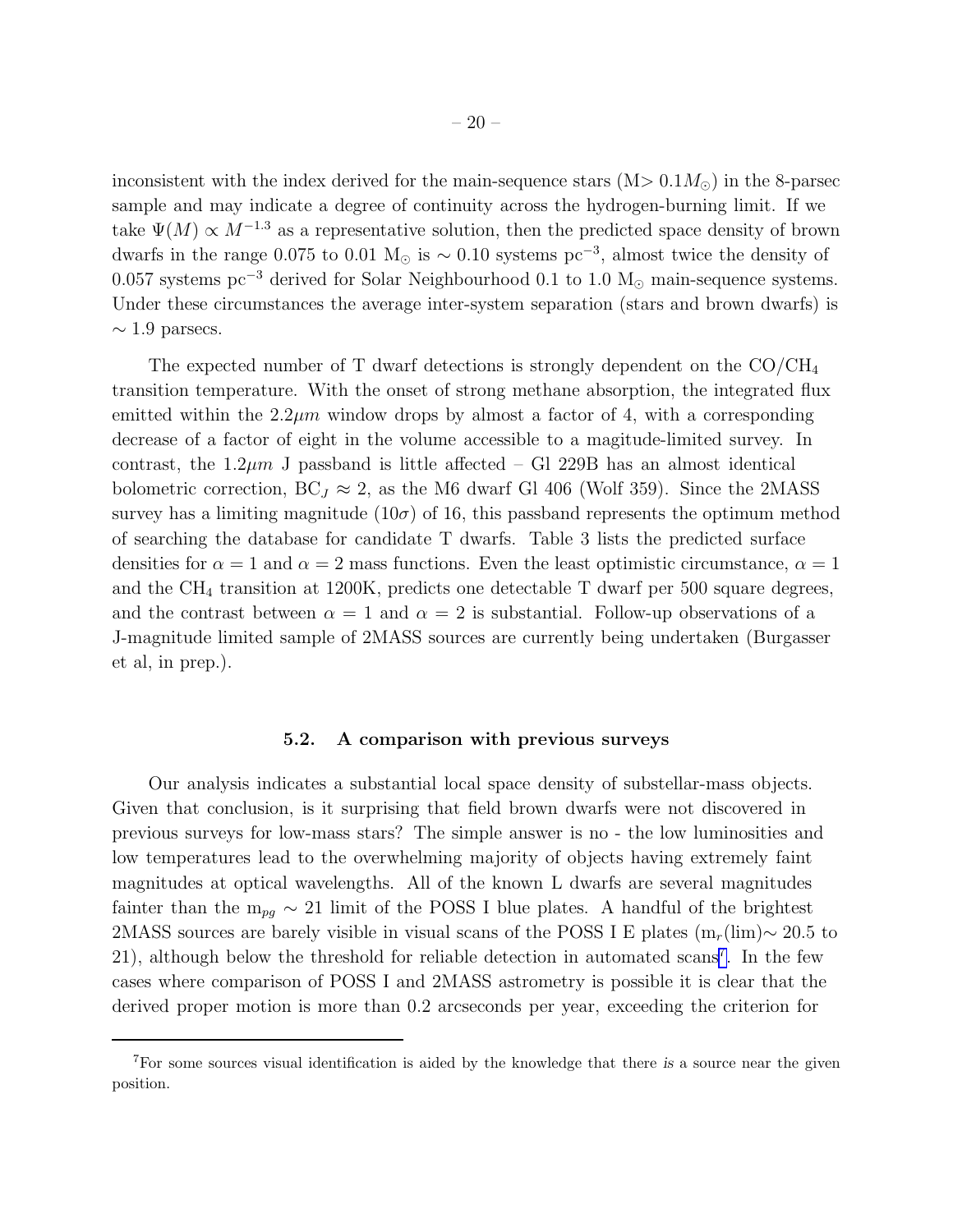inconsistent with the index derived for the main-sequence stars ($M > 0.1 M_\odot$) in the 8-parsec sample and may indicate a degree of continuity across the hydrogen-burning limit. If we take $\Psi(M) \propto M^{-1.3}$ as a representative solution, then the predicted space density of brown dwarfs in the range 0.075 to 0.01 $M_\odot$ is $\sim 0.10$ systems pc$^{-3}$, almost twice the density of 0.057 systems pc$^{-3}$ derived for Solar Neighbourhood 0.1 to 1.0 $M_\odot$ main-sequence systems. Under these circumstances the average inter-system separation (stars and brown dwarfs) is $\sim 1.9$ parsecs.

The expected number of T dwarf detections is strongly dependent on the $CO/CH_4$ transition temperature. With the onset of strong methane absorption, the integrated flux emitted within the $2.2\mu m$ window drops by almost a factor of 4, with a corresponding decrease of a factor of eight in the volume accessible to a magitude-limited survey. In contrast, the $1.2\mu m$ J passband is little affected – Gl 229B has an almost identical bolometric correction, $BC_J \approx 2$, as the M6 dwarf Gl 406 (Wolf 359). Since the 2MASS survey has a limiting magnitude ($10\sigma$) of 16, this passband represents the optimum method of searching the database for candidate T dwarfs. Table 3 lists the predicted surface densities for $\alpha = 1$ and $\alpha = 2$ mass functions. Even the least optimistic circumstance, $\alpha = 1$ and the $CH_4$ transition at 1200K, predicts one detectable T dwarf per 500 square degrees, and the contrast between $\alpha = 1$ and $\alpha = 2$ is substantial. Follow-up observations of a J-magnitude limited sample of 2MASS sources are currently being undertaken (Burgasser et al, in prep.).

### 5.2. A comparison with previous surveys

Our analysis indicates a substantial local space density of substellar-mass objects. Given that conclusion, is it surprising that field brown dwarfs were not discovered in previous surveys for low-mass stars? The simple answer is no - the low luminosities and low temperatures lead to the overwhelming majority of objects having extremely faint magnitudes at optical wavelengths. All of the known L dwarfs are several magnitudes fainter than the $m_{pg} \sim 21$ limit of the POSS I blue plates. A handful of the brightest 2MASS sources are barely visible in visual scans of the POSS I E plates ($m_r$(lim)$\sim 20.5$ to 21), although below the threshold for reliable detection in automated scans[7]. In the few cases where comparison of POSS I and 2MASS astrometry is possible it is clear that the derived proper motion is more than 0.2 arcseconds per year, exceeding the criterion for

[7]For some sources visual identification is aided by the knowledge that there *is* a source near the given position.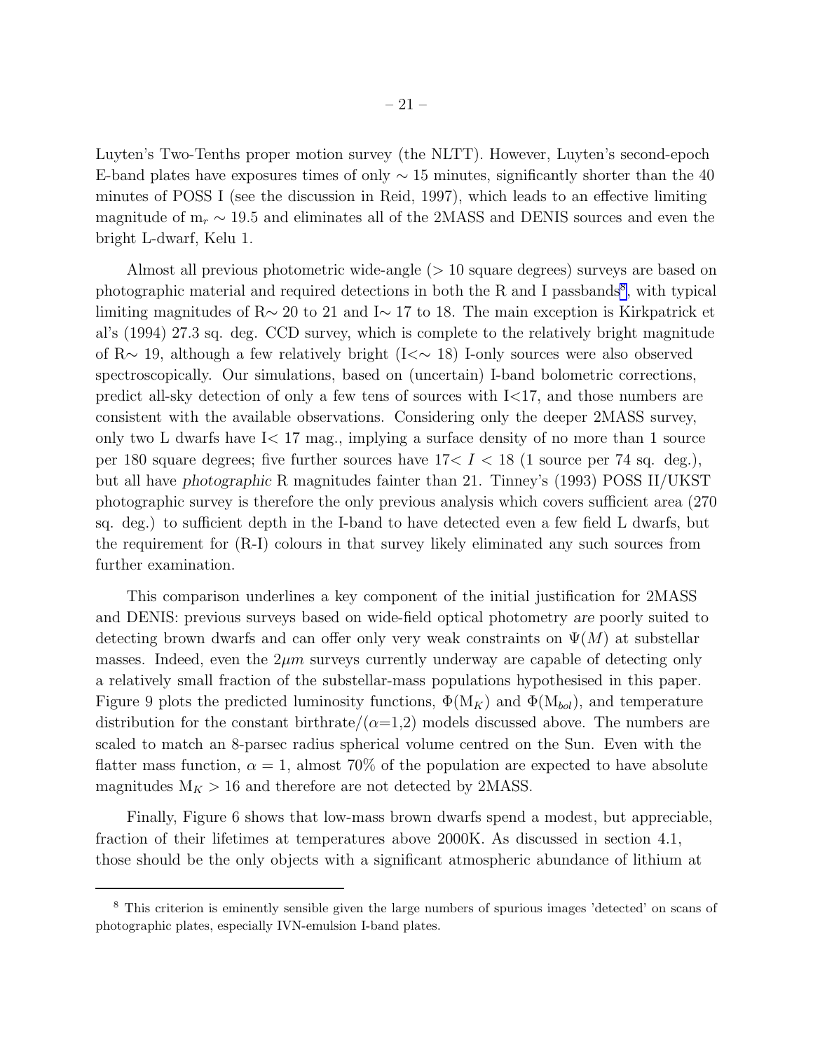Luyten's Two-Tenths proper motion survey (the NLTT). However, Luyten's second-epoch E-band plates have exposures times of only $\sim 15$ minutes, significantly shorter than the 40 minutes of POSS I (see the discussion in Reid, 1997), which leads to an effective limiting magnitude of $m_r \sim 19.5$ and eliminates all of the 2MASS and DENIS sources and even the bright L-dwarf, Kelu 1.

Almost all previous photometric wide-angle (> 10 square degrees) surveys are based on photographic material and required detections in both the R and I passbands[8], with typical limiting magnitudes of R$\sim$ 20 to 21 and I$\sim$ 17 to 18. The main exception is Kirkpatrick et al's (1994) 27.3 sq. deg. CCD survey, which is complete to the relatively bright magnitude of R$\sim$ 19, although a few relatively bright (I<$\sim$ 18) I-only sources were also observed spectroscopically. Our simulations, based on (uncertain) I-band bolometric corrections, predict all-sky detection of only a few tens of sources with I<17, and those numbers are consistent with the available observations. Considering only the deeper 2MASS survey, only two L dwarfs have I< 17 mag., implying a surface density of no more than 1 source per 180 square degrees; five further sources have $17 < I < 18$ (1 source per 74 sq. deg.), but all have *photographic* R magnitudes fainter than 21. Tinney's (1993) POSS II/UKST photographic survey is therefore the only previous analysis which covers sufficient area (270 sq. deg.) to sufficient depth in the I-band to have detected even a few field L dwarfs, but the requirement for (R-I) colours in that survey likely eliminated any such sources from further examination.

This comparison underlines a key component of the initial justification for 2MASS and DENIS: previous surveys based on wide-field optical photometry *are* poorly suited to detecting brown dwarfs and can offer only very weak constraints on $\Psi(M)$ at substellar masses. Indeed, even the $2\mu m$ surveys currently underway are capable of detecting only a relatively small fraction of the substellar-mass populations hypothesised in this paper. Figure 9 plots the predicted luminosity functions, $\Phi(M_K)$ and $\Phi(M_{bol})$, and temperature distribution for the constant birthrate/($\alpha$=1,2) models discussed above. The numbers are scaled to match an 8-parsec radius spherical volume centred on the Sun. Even with the flatter mass function, $\alpha = 1$, almost 70% of the population are expected to have absolute magnitudes $M_K > 16$ and therefore are not detected by 2MASS.

Finally, Figure 6 shows that low-mass brown dwarfs spend a modest, but appreciable, fraction of their lifetimes at temperatures above 2000K. As discussed in section 4.1, those should be the only objects with a significant atmospheric abundance of lithium at

---

[8] This criterion is eminently sensible given the large numbers of spurious images 'detected' on scans of photographic plates, especially IVN-emulsion I-band plates.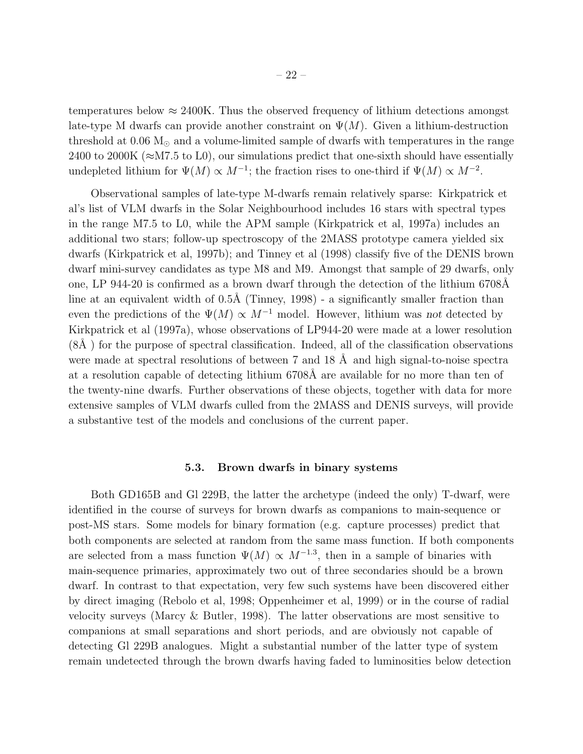temperatures below $\approx$ 2400K. Thus the observed frequency of lithium detections amongst late-type M dwarfs can provide another constraint on $\Psi(M)$. Given a lithium-destruction threshold at 0.06 $M_\odot$ and a volume-limited sample of dwarfs with temperatures in the range 2400 to 2000K ($\approx$M7.5 to L0), our simulations predict that one-sixth should have essentially undepleted lithium for $\Psi(M) \propto M^{-1}$; the fraction rises to one-third if $\Psi(M) \propto M^{-2}$.

Observational samples of late-type M-dwarfs remain relatively sparse: Kirkpatrick et al's list of VLM dwarfs in the Solar Neighbourhood includes 16 stars with spectral types in the range M7.5 to L0, while the APM sample (Kirkpatrick et al, 1997a) includes an additional two stars; follow-up spectroscopy of the 2MASS prototype camera yielded six dwarfs (Kirkpatrick et al, 1997b); and Tinney et al (1998) classify five of the DENIS brown dwarf mini-survey candidates as type M8 and M9. Amongst that sample of 29 dwarfs, only one, LP 944-20 is confirmed as a brown dwarf through the detection of the lithium 6708Å line at an equivalent width of 0.5Å (Tinney, 1998) - a significantly smaller fraction than even the predictions of the $\Psi(M) \propto M^{-1}$ model. However, lithium was *not* detected by Kirkpatrick et al (1997a), whose observations of LP944-20 were made at a lower resolution (8Å ) for the purpose of spectral classification. Indeed, all of the classification observations were made at spectral resolutions of between 7 and 18 Å and high signal-to-noise spectra at a resolution capable of detecting lithium 6708Å are available for no more than ten of the twenty-nine dwarfs. Further observations of these objects, together with data for more extensive samples of VLM dwarfs culled from the 2MASS and DENIS surveys, will provide a substantive test of the models and conclusions of the current paper.

### 5.3. Brown dwarfs in binary systems

Both GD165B and Gl 229B, the latter the archetype (indeed the only) T-dwarf, were identified in the course of surveys for brown dwarfs as companions to main-sequence or post-MS stars. Some models for binary formation (e.g. capture processes) predict that both components are selected at random from the same mass function. If both components are selected from a mass function $\Psi(M) \propto M^{-1.3}$, then in a sample of binaries with main-sequence primaries, approximately two out of three secondaries should be a brown dwarf. In contrast to that expectation, very few such systems have been discovered either by direct imaging (Rebolo et al, 1998; Oppenheimer et al, 1999) or in the course of radial velocity surveys (Marcy & Butler, 1998). The latter observations are most sensitive to companions at small separations and short periods, and are obviously not capable of detecting Gl 229B analogues. Might a substantial number of the latter type of system remain undetected through the brown dwarfs having faded to luminosities below detection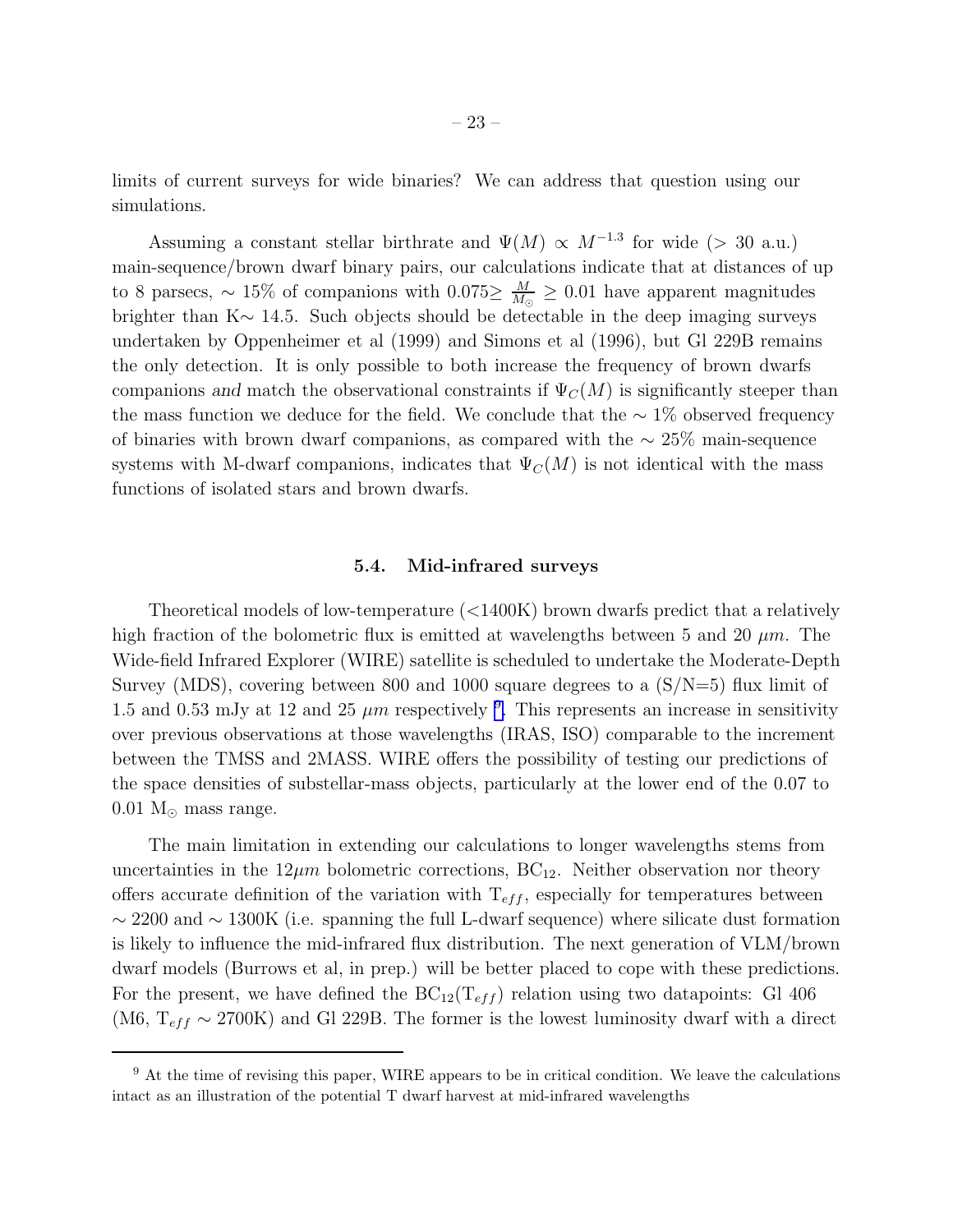limits of current surveys for wide binaries? We can address that question using our simulations.

Assuming a constant stellar birthrate and $\Psi(M) \propto M^{-1.3}$ for wide (> 30 a.u.) main-sequence/brown dwarf binary pairs, our calculations indicate that at distances of up to 8 parsecs, $\sim$ 15% of companions with $0.075 \geq \frac{M}{M_\odot} \geq 0.01$ have apparent magnitudes brighter than K$\sim$ 14.5. Such objects should be detectable in the deep imaging surveys undertaken by Oppenheimer et al (1999) and Simons et al (1996), but Gl 229B remains the only detection. It is only possible to both increase the frequency of brown dwarfs companions *and* match the observational constraints if $\Psi_C(M)$ is significantly steeper than the mass function we deduce for the field. We conclude that the $\sim$ 1% observed frequency of binaries with brown dwarf companions, as compared with the $\sim$ 25% main-sequence systems with M-dwarf companions, indicates that $\Psi_C(M)$ is not identical with the mass functions of isolated stars and brown dwarfs.

### 5.4. Mid-infrared surveys

Theoretical models of low-temperature (<1400K) brown dwarfs predict that a relatively high fraction of the bolometric flux is emitted at wavelengths between 5 and 20 $\mu m$. The Wide-field Infrared Explorer (WIRE) satellite is scheduled to undertake the Moderate-Depth Survey (MDS), covering between 800 and 1000 square degrees to a (S/N=5) flux limit of 1.5 and 0.53 mJy at 12 and 25 $\mu m$ respectively [9]. This represents an increase in sensitivity over previous observations at those wavelengths (IRAS, ISO) comparable to the increment between the TMSS and 2MASS. WIRE offers the possibility of testing our predictions of the space densities of substellar-mass objects, particularly at the lower end of the 0.07 to 0.01 $M_\odot$ mass range.

The main limitation in extending our calculations to longer wavelengths stems from uncertainties in the 12$\mu m$ bolometric corrections, $BC_{12}$. Neither observation nor theory offers accurate definition of the variation with $T_{eff}$, especially for temperatures between $\sim$ 2200 and $\sim$ 1300K (i.e. spanning the full L-dwarf sequence) where silicate dust formation is likely to influence the mid-infrared flux distribution. The next generation of VLM/brown dwarf models (Burrows et al, in prep.) will be better placed to cope with these predictions. For the present, we have defined the $BC_{12}(T_{eff})$ relation using two datapoints: Gl 406 (M6, $T_{eff} \sim$ 2700K) and Gl 229B. The former is the lowest luminosity dwarf with a direct

[9] At the time of revising this paper, WIRE appears to be in critical condition. We leave the calculations intact as an illustration of the potential T dwarf harvest at mid-infrared wavelengths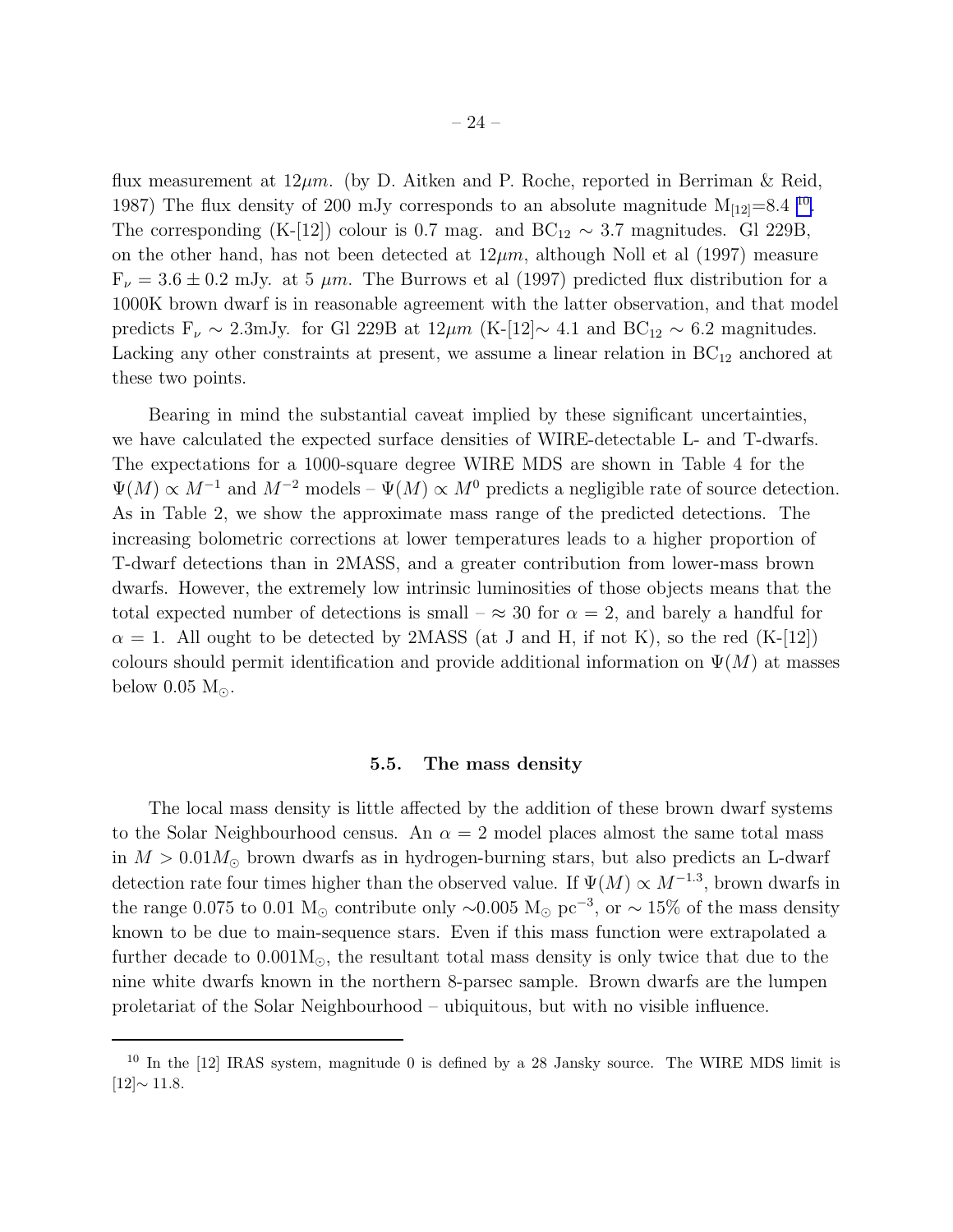flux measurement at $12\mu m$. (by D. Aitken and P. Roche, reported in Berriman & Reid, 1987) The flux density of 200 mJy corresponds to an absolute magnitude $M_{[12]}$=8.4 [10]. The corresponding (K-[12]) colour is 0.7 mag. and $BC_{12} \sim 3.7$ magnitudes. Gl 229B, on the other hand, has not been detected at $12\mu m$, although Noll et al (1997) measure $F_\nu = 3.6 \pm 0.2$ mJy. at 5 $\mu m$. The Burrows et al (1997) predicted flux distribution for a 1000K brown dwarf is in reasonable agreement with the latter observation, and that model predicts $F_\nu \sim 2.3$mJy. for Gl 229B at $12\mu m$ (K-[12]$\sim$ 4.1 and $BC_{12} \sim 6.2$ magnitudes. Lacking any other constraints at present, we assume a linear relation in $BC_{12}$ anchored at these two points.

Bearing in mind the substantial caveat implied by these significant uncertainties, we have calculated the expected surface densities of WIRE-detectable L- and T-dwarfs. The expectations for a 1000-square degree WIRE MDS are shown in Table 4 for the $\Psi(M) \propto M^{-1}$ and $M^{-2}$ models – $\Psi(M) \propto M^0$ predicts a negligible rate of source detection. As in Table 2, we show the approximate mass range of the predicted detections. The increasing bolometric corrections at lower temperatures leads to a higher proportion of T-dwarf detections than in 2MASS, and a greater contribution from lower-mass brown dwarfs. However, the extremely low intrinsic luminosities of those objects means that the total expected number of detections is small – $\approx 30$ for $\alpha = 2$, and barely a handful for $\alpha = 1$. All ought to be detected by 2MASS (at J and H, if not K), so the red (K-[12]) colours should permit identification and provide additional information on $\Psi(M)$ at masses below 0.05 $M_\odot$.

### 5.5. The mass density

The local mass density is little affected by the addition of these brown dwarf systems to the Solar Neighbourhood census. An $\alpha = 2$ model places almost the same total mass in $M > 0.01M_\odot$ brown dwarfs as in hydrogen-burning stars, but also predicts an L-dwarf detection rate four times higher than the observed value. If $\Psi(M) \propto M^{-1.3}$, brown dwarfs in the range 0.075 to 0.01 $M_\odot$ contribute only $\sim$0.005 $M_\odot$ pc$^{-3}$, or $\sim 15\%$ of the mass density known to be due to main-sequence stars. Even if this mass function were extrapolated a further decade to $0.001M_\odot$, the resultant total mass density is only twice that due to the nine white dwarfs known in the northern 8-parsec sample. Brown dwarfs are the lumpen proletariat of the Solar Neighbourhood – ubiquitous, but with no visible influence.

---

[10] In the [12] IRAS system, magnitude 0 is defined by a 28 Jansky source. The WIRE MDS limit is [12]$\sim$ 11.8.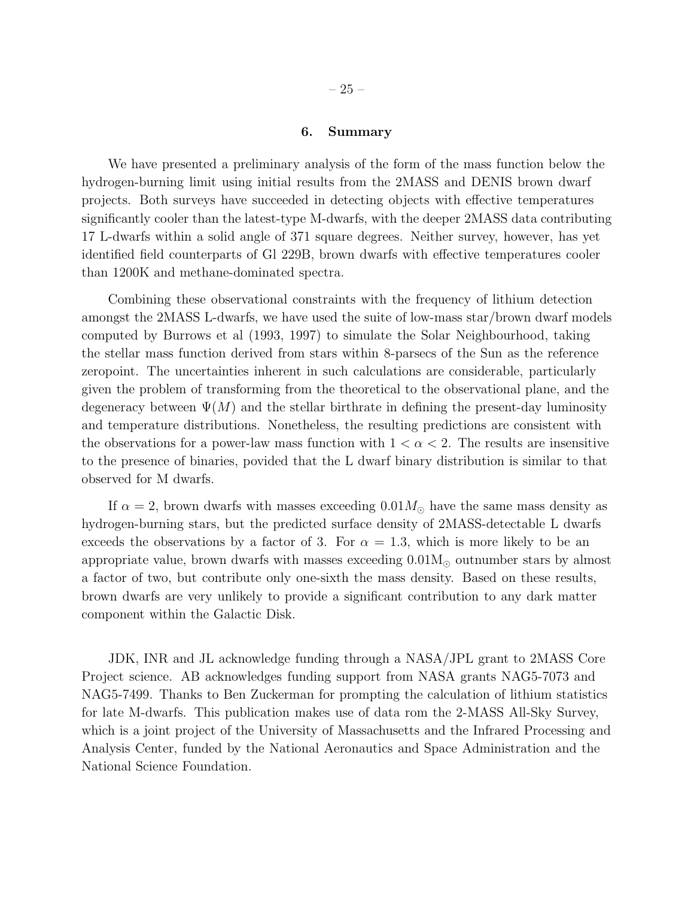## 6. Summary

We have presented a preliminary analysis of the form of the mass function below the hydrogen-burning limit using initial results from the 2MASS and DENIS brown dwarf projects. Both surveys have succeeded in detecting objects with effective temperatures significantly cooler than the latest-type M-dwarfs, with the deeper 2MASS data contributing 17 L-dwarfs within a solid angle of 371 square degrees. Neither survey, however, has yet identified field counterparts of Gl 229B, brown dwarfs with effective temperatures cooler than 1200K and methane-dominated spectra.

Combining these observational constraints with the frequency of lithium detection amongst the 2MASS L-dwarfs, we have used the suite of low-mass star/brown dwarf models computed by Burrows et al (1993, 1997) to simulate the Solar Neighbourhood, taking the stellar mass function derived from stars within 8-parsecs of the Sun as the reference zeropoint. The uncertainties inherent in such calculations are considerable, particularly given the problem of transforming from the theoretical to the observational plane, and the degeneracy between $\Psi(M)$ and the stellar birthrate in defining the present-day luminosity and temperature distributions. Nonetheless, the resulting predictions are consistent with the observations for a power-law mass function with $1 < \alpha < 2$. The results are insensitive to the presence of binaries, povided that the L dwarf binary distribution is similar to that observed for M dwarfs.

If $\alpha = 2$, brown dwarfs with masses exceeding $0.01 M_{\odot}$ have the same mass density as hydrogen-burning stars, but the predicted surface density of 2MASS-detectable L dwarfs exceeds the observations by a factor of 3. For $\alpha = 1.3$, which is more likely to be an appropriate value, brown dwarfs with masses exceeding $0.01 \mathrm{M}_{\odot}$ outnumber stars by almost a factor of two, but contribute only one-sixth the mass density. Based on these results, brown dwarfs are very unlikely to provide a significant contribution to any dark matter component within the Galactic Disk.

JDK, INR and JL acknowledge funding through a NASA/JPL grant to 2MASS Core Project science. AB acknowledges funding support from NASA grants NAG5-7073 and NAG5-7499. Thanks to Ben Zuckerman for prompting the calculation of lithium statistics for late M-dwarfs. This publication makes use of data rom the 2-MASS All-Sky Survey, which is a joint project of the University of Massachusetts and the Infrared Processing and Analysis Center, funded by the National Aeronautics and Space Administration and the National Science Foundation.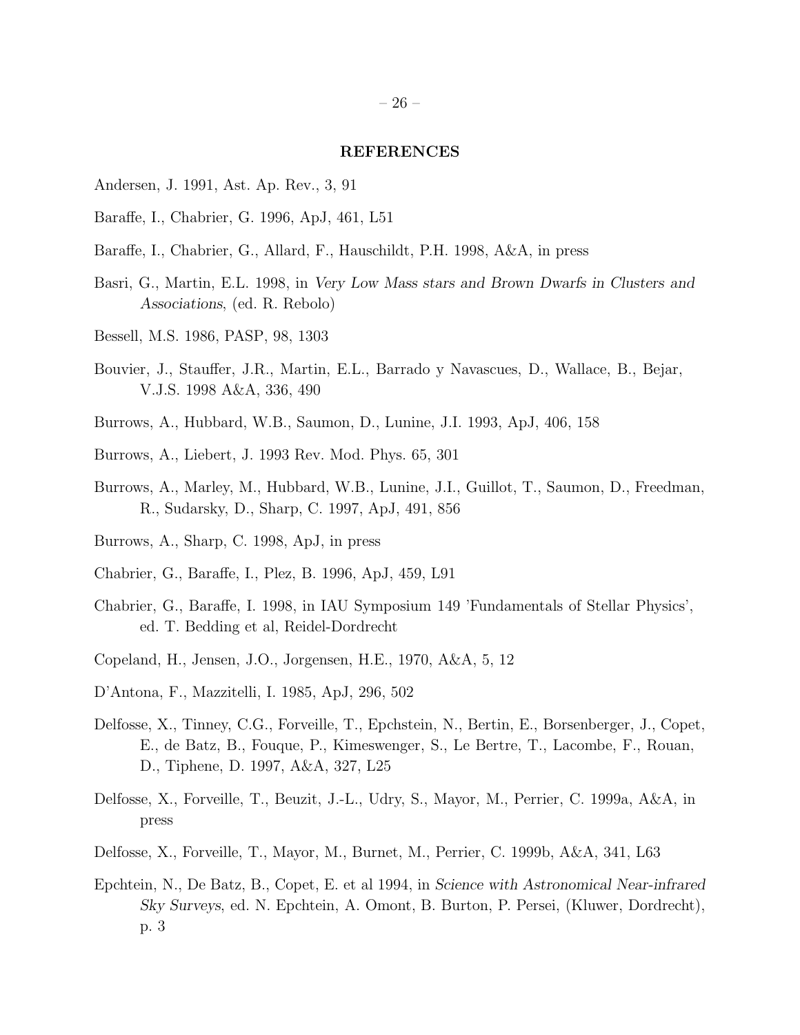## REFERENCES

Andersen, J. 1991, Ast. Ap. Rev., 3, 91

Baraffe, I., Chabrier, G. 1996, ApJ, 461, L51

Baraffe, I., Chabrier, G., Allard, F., Hauschildt, P.H. 1998, A&A, in press

Basri, G., Martin, E.L. 1998, in *Very Low Mass stars and Brown Dwarfs in Clusters and Associations*, (ed. R. Rebolo)

Bessell, M.S. 1986, PASP, 98, 1303

Bouvier, J., Stauffer, J.R., Martin, E.L., Barrado y Navascues, D., Wallace, B., Bejar, V.J.S. 1998 A&A, 336, 490

Burrows, A., Hubbard, W.B., Saumon, D., Lunine, J.I. 1993, ApJ, 406, 158

Burrows, A., Liebert, J. 1993 Rev. Mod. Phys. 65, 301

Burrows, A., Marley, M., Hubbard, W.B., Lunine, J.I., Guillot, T., Saumon, D., Freedman, R., Sudarsky, D., Sharp, C. 1997, ApJ, 491, 856

Burrows, A., Sharp, C. 1998, ApJ, in press

Chabrier, G., Baraffe, I., Plez, B. 1996, ApJ, 459, L91

Chabrier, G., Baraffe, I. 1998, in IAU Symposium 149 'Fundamentals of Stellar Physics', ed. T. Bedding et al, Reidel-Dordrecht

Copeland, H., Jensen, J.O., Jorgensen, H.E., 1970, A&A, 5, 12

D'Antona, F., Mazzitelli, I. 1985, ApJ, 296, 502

Delfosse, X., Tinney, C.G., Forveille, T., Epchstein, N., Bertin, E., Borsenberger, J., Copet, E., de Batz, B., Fouque, P., Kimeswenger, S., Le Bertre, T., Lacombe, F., Rouan, D., Tiphene, D. 1997, A&A, 327, L25

Delfosse, X., Forveille, T., Beuzit, J.-L., Udry, S., Mayor, M., Perrier, C. 1999a, A&A, in press

Delfosse, X., Forveille, T., Mayor, M., Burnet, M., Perrier, C. 1999b, A&A, 341, L63

Epchtein, N., De Batz, B., Copet, E. et al 1994, in *Science with Astronomical Near-infrared Sky Surveys*, ed. N. Epchtein, A. Omont, B. Burton, P. Persei, (Kluwer, Dordrecht), p. 3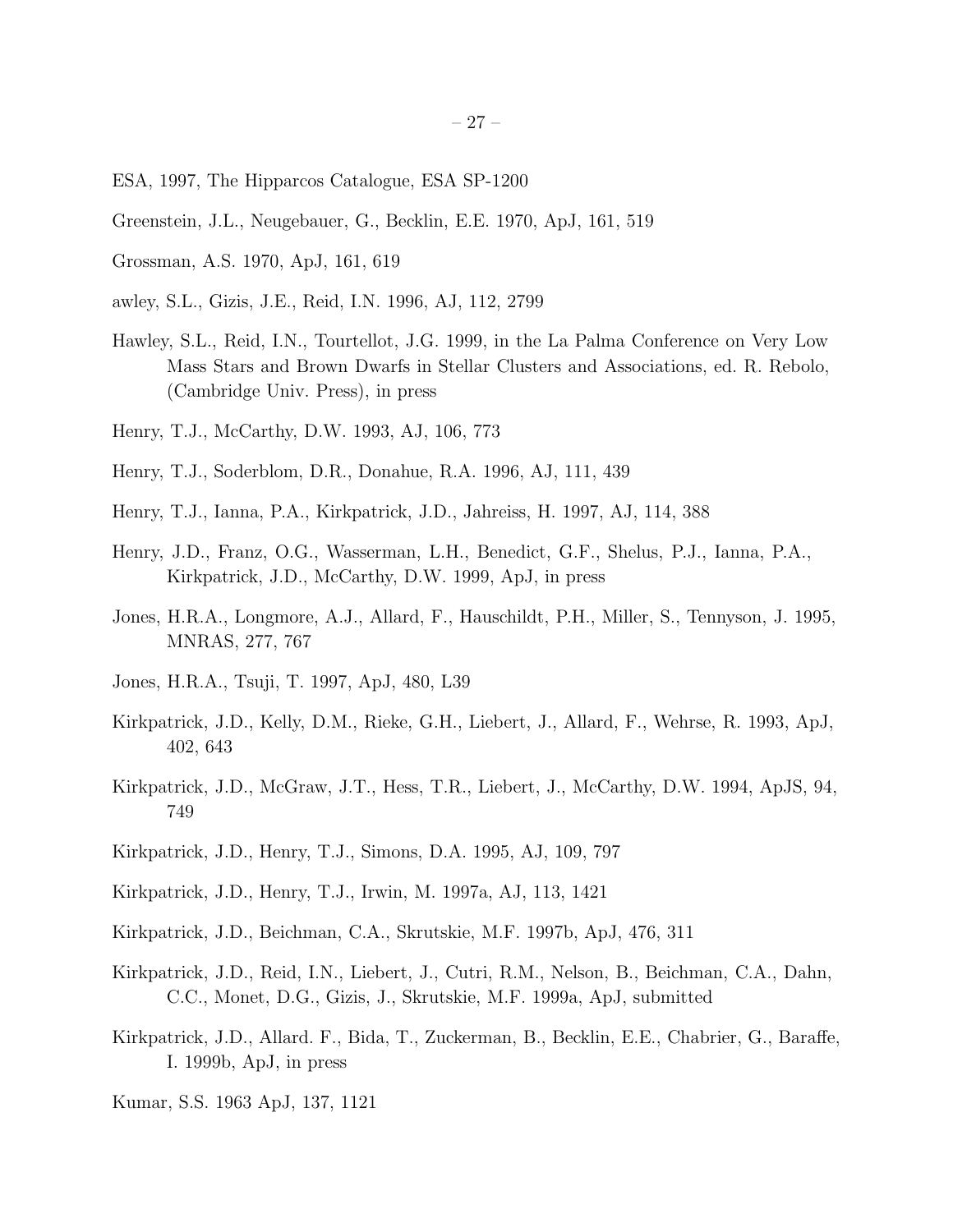ESA, 1997, The Hipparcos Catalogue, ESA SP-1200

Greenstein, J.L., Neugebauer, G., Becklin, E.E. 1970, ApJ, 161, 519

Grossman, A.S. 1970, ApJ, 161, 619

awley, S.L., Gizis, J.E., Reid, I.N. 1996, AJ, 112, 2799

Hawley, S.L., Reid, I.N., Tourtellot, J.G. 1999, in the La Palma Conference on Very Low Mass Stars and Brown Dwarfs in Stellar Clusters and Associations, ed. R. Rebolo, (Cambridge Univ. Press), in press

Henry, T.J., McCarthy, D.W. 1993, AJ, 106, 773

Henry, T.J., Soderblom, D.R., Donahue, R.A. 1996, AJ, 111, 439

Henry, T.J., Ianna, P.A., Kirkpatrick, J.D., Jahreiss, H. 1997, AJ, 114, 388

Henry, J.D., Franz, O.G., Wasserman, L.H., Benedict, G.F., Shelus, P.J., Ianna, P.A., Kirkpatrick, J.D., McCarthy, D.W. 1999, ApJ, in press

Jones, H.R.A., Longmore, A.J., Allard, F., Hauschildt, P.H., Miller, S., Tennyson, J. 1995, MNRAS, 277, 767

Jones, H.R.A., Tsuji, T. 1997, ApJ, 480, L39

Kirkpatrick, J.D., Kelly, D.M., Rieke, G.H., Liebert, J., Allard, F., Wehrse, R. 1993, ApJ, 402, 643

Kirkpatrick, J.D., McGraw, J.T., Hess, T.R., Liebert, J., McCarthy, D.W. 1994, ApJS, 94, 749

Kirkpatrick, J.D., Henry, T.J., Simons, D.A. 1995, AJ, 109, 797

Kirkpatrick, J.D., Henry, T.J., Irwin, M. 1997a, AJ, 113, 1421

Kirkpatrick, J.D., Beichman, C.A., Skrutskie, M.F. 1997b, ApJ, 476, 311

Kirkpatrick, J.D., Reid, I.N., Liebert, J., Cutri, R.M., Nelson, B., Beichman, C.A., Dahn, C.C., Monet, D.G., Gizis, J., Skrutskie, M.F. 1999a, ApJ, submitted

Kirkpatrick, J.D., Allard. F., Bida, T., Zuckerman, B., Becklin, E.E., Chabrier, G., Baraffe, I. 1999b, ApJ, in press

Kumar, S.S. 1963 ApJ, 137, 1121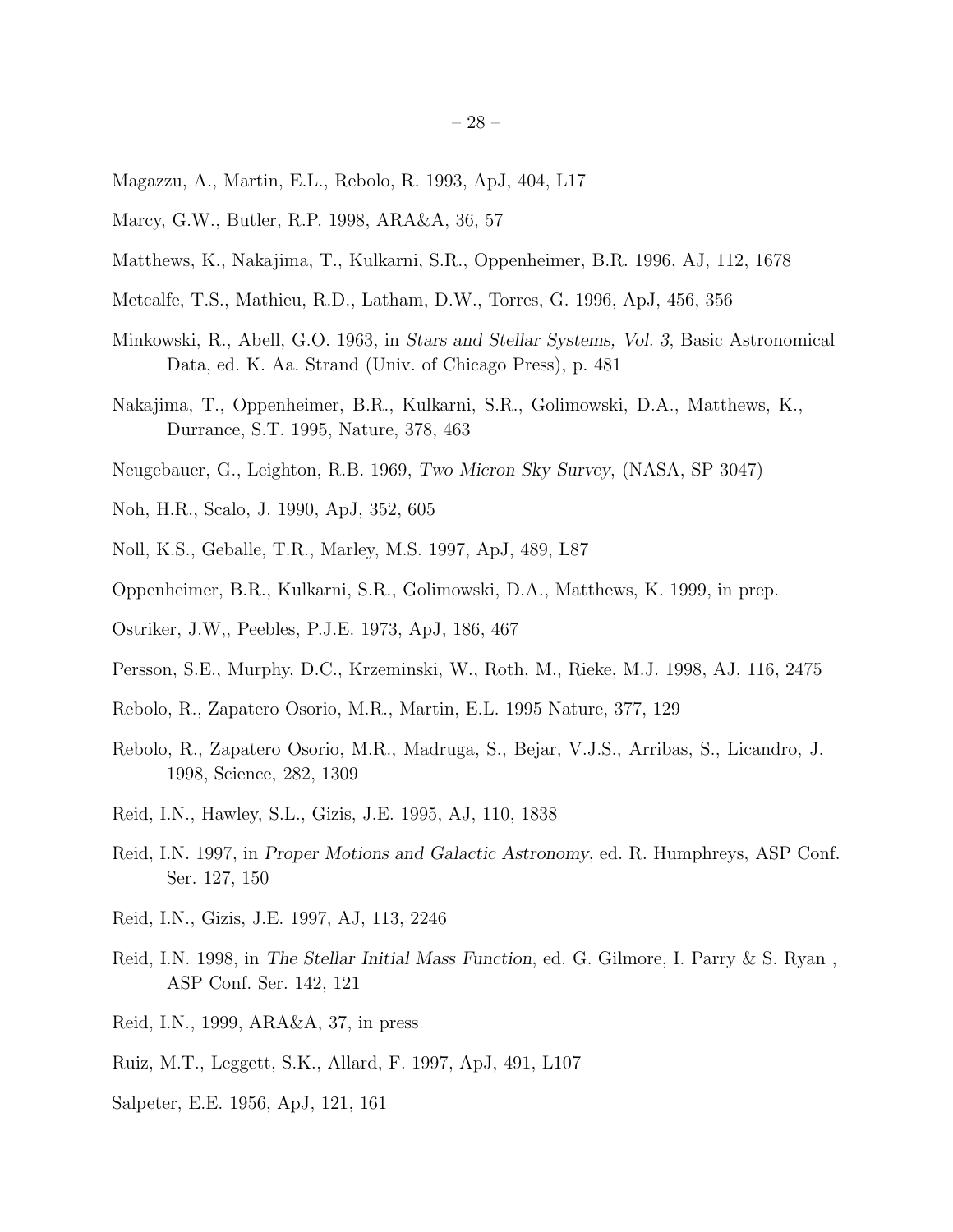Magazzu, A., Martin, E.L., Rebolo, R. 1993, ApJ, 404, L17

Marcy, G.W., Butler, R.P. 1998, ARA&A, 36, 57

Matthews, K., Nakajima, T., Kulkarni, S.R., Oppenheimer, B.R. 1996, AJ, 112, 1678

Metcalfe, T.S., Mathieu, R.D., Latham, D.W., Torres, G. 1996, ApJ, 456, 356

Minkowski, R., Abell, G.O. 1963, in *Stars and Stellar Systems, Vol. 3*, Basic Astronomical Data, ed. K. Aa. Strand (Univ. of Chicago Press), p. 481

Nakajima, T., Oppenheimer, B.R., Kulkarni, S.R., Golimowski, D.A., Matthews, K., Durrance, S.T. 1995, Nature, 378, 463

Neugebauer, G., Leighton, R.B. 1969, *Two Micron Sky Survey*, (NASA, SP 3047)

Noh, H.R., Scalo, J. 1990, ApJ, 352, 605

Noll, K.S., Geballe, T.R., Marley, M.S. 1997, ApJ, 489, L87

Oppenheimer, B.R., Kulkarni, S.R., Golimowski, D.A., Matthews, K. 1999, in prep.

Ostriker, J.W,, Peebles, P.J.E. 1973, ApJ, 186, 467

Persson, S.E., Murphy, D.C., Krzeminski, W., Roth, M., Rieke, M.J. 1998, AJ, 116, 2475

Rebolo, R., Zapatero Osorio, M.R., Martin, E.L. 1995 Nature, 377, 129

Rebolo, R., Zapatero Osorio, M.R., Madruga, S., Bejar, V.J.S., Arribas, S., Licandro, J. 1998, Science, 282, 1309

Reid, I.N., Hawley, S.L., Gizis, J.E. 1995, AJ, 110, 1838

Reid, I.N. 1997, in *Proper Motions and Galactic Astronomy*, ed. R. Humphreys, ASP Conf. Ser. 127, 150

Reid, I.N., Gizis, J.E. 1997, AJ, 113, 2246

Reid, I.N. 1998, in *The Stellar Initial Mass Function*, ed. G. Gilmore, I. Parry & S. Ryan , ASP Conf. Ser. 142, 121

Reid, I.N., 1999, ARA&A, 37, in press

Ruiz, M.T., Leggett, S.K., Allard, F. 1997, ApJ, 491, L107

Salpeter, E.E. 1956, ApJ, 121, 161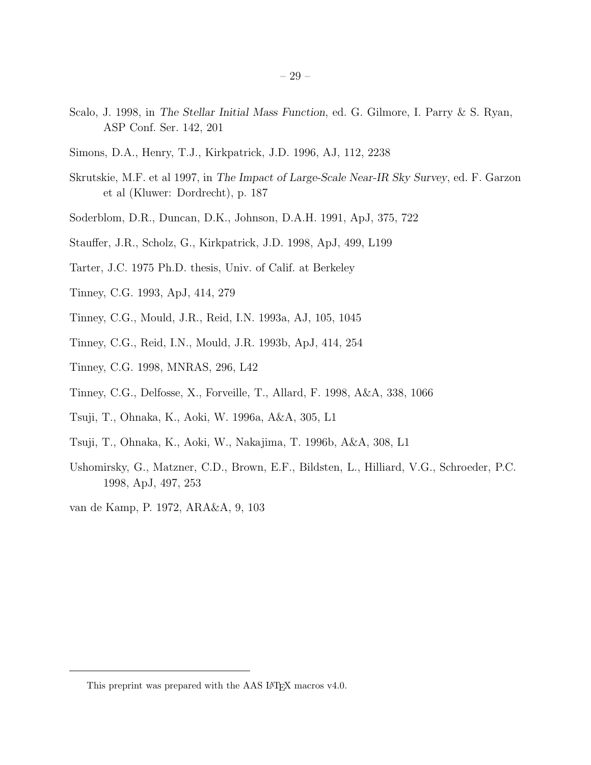Scalo, J. 1998, in *The Stellar Initial Mass Function*, ed. G. Gilmore, I. Parry & S. Ryan, ASP Conf. Ser. 142, 201

Simons, D.A., Henry, T.J., Kirkpatrick, J.D. 1996, AJ, 112, 2238

Skrutskie, M.F. et al 1997, in *The Impact of Large-Scale Near-IR Sky Survey*, ed. F. Garzon et al (Kluwer: Dordrecht), p. 187

Soderblom, D.R., Duncan, D.K., Johnson, D.A.H. 1991, ApJ, 375, 722

Stauffer, J.R., Scholz, G., Kirkpatrick, J.D. 1998, ApJ, 499, L199

Tarter, J.C. 1975 Ph.D. thesis, Univ. of Calif. at Berkeley

Tinney, C.G. 1993, ApJ, 414, 279

Tinney, C.G., Mould, J.R., Reid, I.N. 1993a, AJ, 105, 1045

Tinney, C.G., Reid, I.N., Mould, J.R. 1993b, ApJ, 414, 254

Tinney, C.G. 1998, MNRAS, 296, L42

Tinney, C.G., Delfosse, X., Forveille, T., Allard, F. 1998, A&A, 338, 1066

Tsuji, T., Ohnaka, K., Aoki, W. 1996a, A&A, 305, L1

Tsuji, T., Ohnaka, K., Aoki, W., Nakajima, T. 1996b, A&A, 308, L1

Ushomirsky, G., Matzner, C.D., Brown, E.F., Bildsten, L., Hilliard, V.G., Schroeder, P.C. 1998, ApJ, 497, 253

van de Kamp, P. 1972, ARA&A, 9, 103

---

This preprint was prepared with the AAS LaTeX macros v4.0.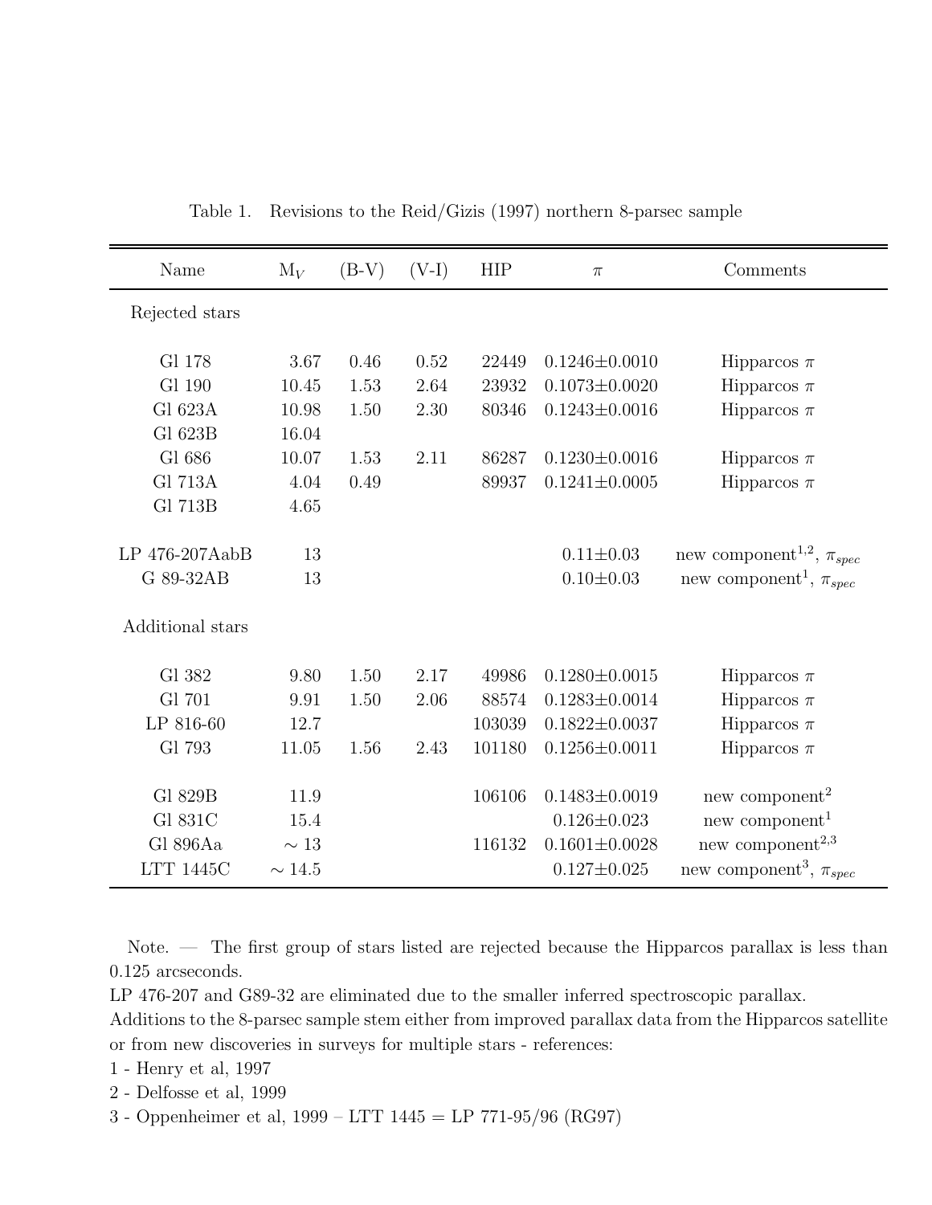Table 1. Revisions to the Reid/Gizis (1997) northern 8-parsec sample

| Name | $M_V$ | (B-V) | (V-I) | HIP | $\pi$ | Comments |
|---|---|---|---|---|---|---|
| Rejected stars | | | | | | |
| Gl 178 | 3.67 | 0.46 | 0.52 | 22449 | 0.1246±0.0010 | Hipparcos $\pi$ |
| Gl 190 | 10.45 | 1.53 | 2.64 | 23932 | 0.1073±0.0020 | Hipparcos $\pi$ |
| Gl 623A | 10.98 | 1.50 | 2.30 | 80346 | 0.1243±0.0016 | Hipparcos $\pi$ |
| Gl 623B | 16.04 | | | | | |
| Gl 686 | 10.07 | 1.53 | 2.11 | 86287 | 0.1230±0.0016 | Hipparcos $\pi$ |
| Gl 713A | 4.04 | 0.49 | | 89937 | 0.1241±0.0005 | Hipparcos $\pi$ |
| Gl 713B | 4.65 | | | | | |
| LP 476-207AabB | 13 | | | | 0.11±0.03 | new component[1,2], $\pi_{spec}$ |
| G 89-32AB | 13 | | | | 0.10±0.03 | new component[1], $\pi_{spec}$ |
| Additional stars | | | | | | |
| Gl 382 | 9.80 | 1.50 | 2.17 | 49986 | 0.1280±0.0015 | Hipparcos $\pi$ |
| Gl 701 | 9.91 | 1.50 | 2.06 | 88574 | 0.1283±0.0014 | Hipparcos $\pi$ |
| LP 816-60 | 12.7 | | | 103039 | 0.1822±0.0037 | Hipparcos $\pi$ |
| Gl 793 | 11.05 | 1.56 | 2.43 | 101180 | 0.1256±0.0011 | Hipparcos $\pi$ |
| Gl 829B | 11.9 | | | 106106 | 0.1483±0.0019 | new component[2] |
| Gl 831C | 15.4 | | | | 0.126±0.023 | new component[1] |
| Gl 896Aa | $\sim 13$ | | | 116132 | 0.1601±0.0028 | new component[2,3] |
| LTT 1445C | $\sim 14.5$ | | | | 0.127±0.025 | new component[3], $\pi_{spec}$ |

Note. — The first group of stars listed are rejected because the Hipparcos parallax is less than 0.125 arcseconds.

LP 476-207 and G89-32 are eliminated due to the smaller inferred spectroscopic parallax.

Additions to the 8-parsec sample stem either from improved parallax data from the Hipparcos satellite or from new discoveries in surveys for multiple stars - references:

1 - Henry et al, 1997

2 - Delfosse et al, 1999

3 - Oppenheimer et al, 1999 – LTT 1445 = LP 771-95/96 (RG97)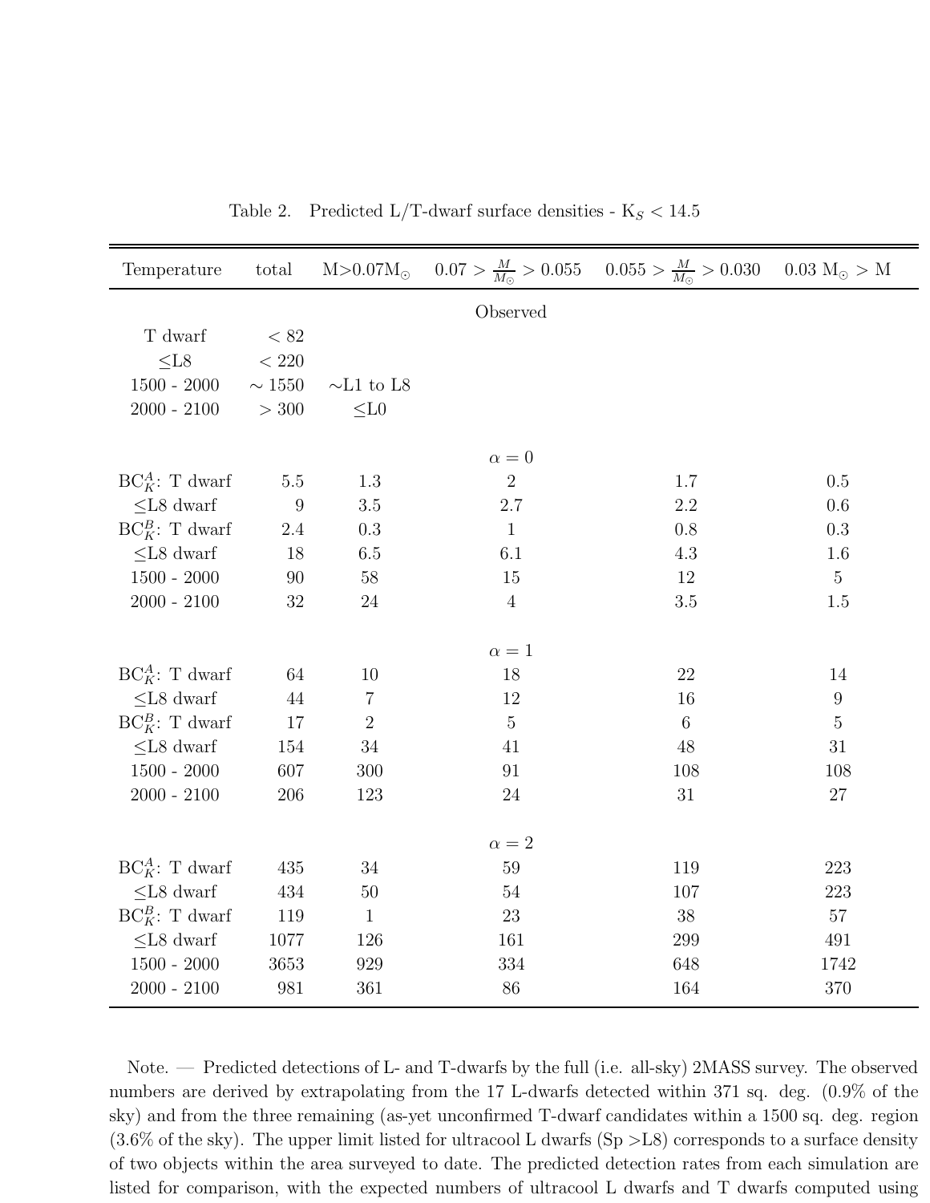Table 2. Predicted L/T-dwarf surface densities - $K_S < 14.5$

| Temperature | total | M>0.07$M_\odot$ | $0.07 > \frac{M}{M_\odot} > 0.055$ | $0.055 > \frac{M}{M_\odot} > 0.030$ | 0.03 $M_\odot$ > M |
|---|---|---|---|---|---|
| | | | Observed | | |
| T dwarf | < 82 | | | | |
| ≤L8 | < 220 | | | | |
| 1500 - 2000 | ∼ 1550 | ∼L1 to L8 | | | |
| 2000 - 2100 | > 300 | ≤L0 | | | |
| | | | $\alpha = 0$ | | |
| $BC_K^A$: T dwarf | 5.5 | 1.3 | 2 | 1.7 | 0.5 |
| ≤L8 dwarf | 9 | 3.5 | 2.7 | 2.2 | 0.6 |
| $BC_K^B$: T dwarf | 2.4 | 0.3 | 1 | 0.8 | 0.3 |
| ≤L8 dwarf | 18 | 6.5 | 6.1 | 4.3 | 1.6 |
| 1500 - 2000 | 90 | 58 | 15 | 12 | 5 |
| 2000 - 2100 | 32 | 24 | 4 | 3.5 | 1.5 |
| | | | $\alpha = 1$ | | |
| $BC_K^A$: T dwarf | 64 | 10 | 18 | 22 | 14 |
| ≤L8 dwarf | 44 | 7 | 12 | 16 | 9 |
| $BC_K^B$: T dwarf | 17 | 2 | 5 | 6 | 5 |
| ≤L8 dwarf | 154 | 34 | 41 | 48 | 31 |
| 1500 - 2000 | 607 | 300 | 91 | 108 | 108 |
| 2000 - 2100 | 206 | 123 | 24 | 31 | 27 |
| | | | $\alpha = 2$ | | |
| $BC_K^A$: T dwarf | 435 | 34 | 59 | 119 | 223 |
| ≤L8 dwarf | 434 | 50 | 54 | 107 | 223 |
| $BC_K^B$: T dwarf | 119 | 1 | 23 | 38 | 57 |
| ≤L8 dwarf | 1077 | 126 | 161 | 299 | 491 |
| 1500 - 2000 | 3653 | 929 | 334 | 648 | 1742 |
| 2000 - 2100 | 981 | 361 | 86 | 164 | 370 |

Note. — Predicted detections of L- and T-dwarfs by the full (i.e. all-sky) 2MASS survey. The observed numbers are derived by extrapolating from the 17 L-dwarfs detected within 371 sq. deg. (0.9% of the sky) and from the three remaining (as-yet unconfirmed T-dwarf candidates within a 1500 sq. deg. region (3.6% of the sky). The upper limit listed for ultracool L dwarfs (Sp >L8) corresponds to a surface density of two objects within the area surveyed to date. The predicted detection rates from each simulation are listed for comparison, with the expected numbers of ultracool L dwarfs and T dwarfs computed using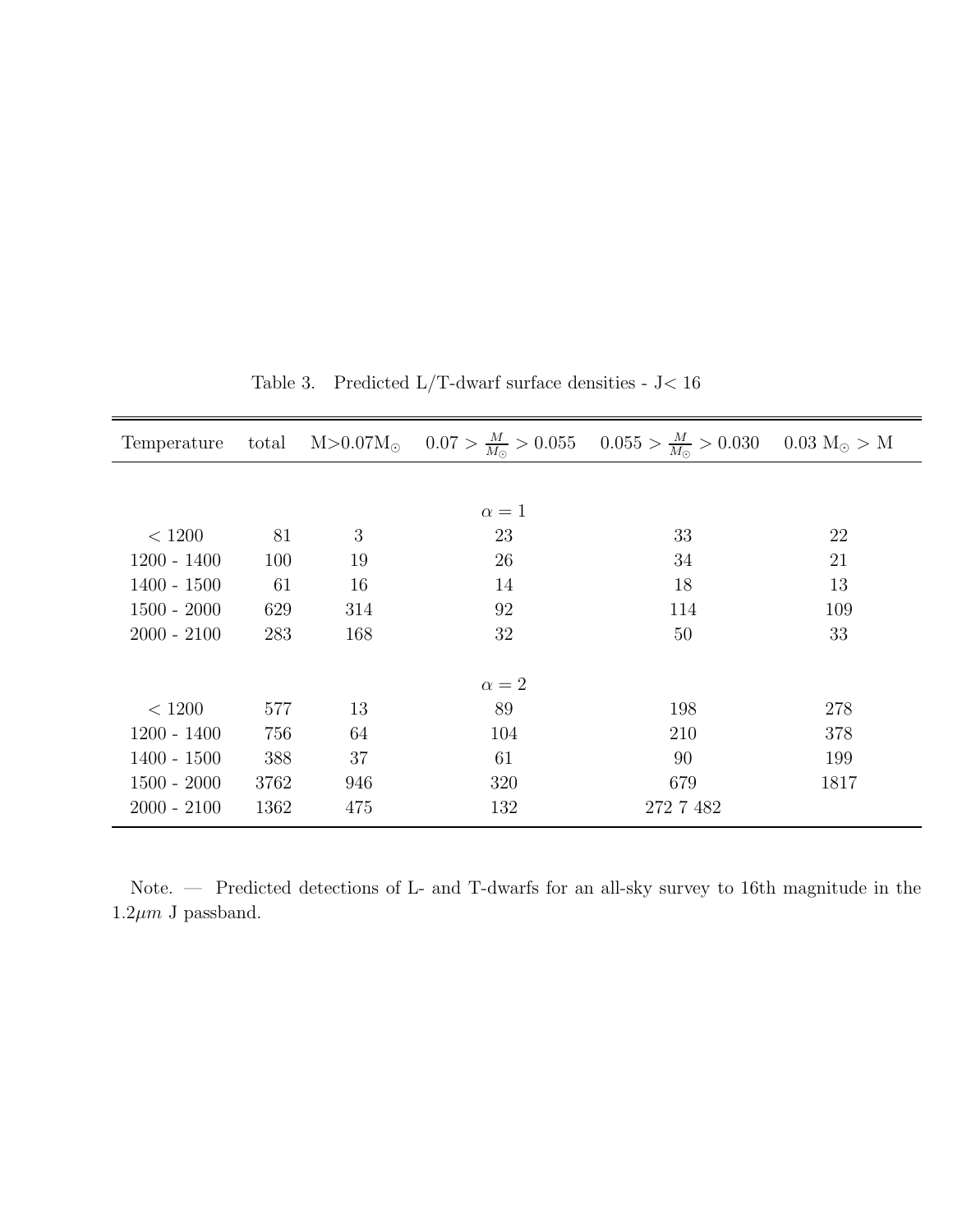Table 3. Predicted L/T-dwarf surface densities - J< 16

| Temperature | total | M>0.07M$_\odot$ | $0.07 > \frac{M}{M_\odot} > 0.055$ | $0.055 > \frac{M}{M_\odot} > 0.030$ | 0.03 M$_\odot$ > M |
|---|---|---|---|---|---|
| | | | $\alpha = 1$ | | |
| < 1200 | 81 | 3 | 23 | 33 | 22 |
| 1200 - 1400 | 100 | 19 | 26 | 34 | 21 |
| 1400 - 1500 | 61 | 16 | 14 | 18 | 13 |
| 1500 - 2000 | 629 | 314 | 92 | 114 | 109 |
| 2000 - 2100 | 283 | 168 | 32 | 50 | 33 |
| | | | $\alpha = 2$ | | |
| < 1200 | 577 | 13 | 89 | 198 | 278 |
| 1200 - 1400 | 756 | 64 | 104 | 210 | 378 |
| 1400 - 1500 | 388 | 37 | 61 | 90 | 199 |
| 1500 - 2000 | 3762 | 946 | 320 | 679 | 1817 |
| 2000 - 2100 | 1362 | 475 | 132 | 272 7 482 | |

Note. — Predicted detections of L- and T-dwarfs for an all-sky survey to 16th magnitude in the 1.2$\mu m$ J passband.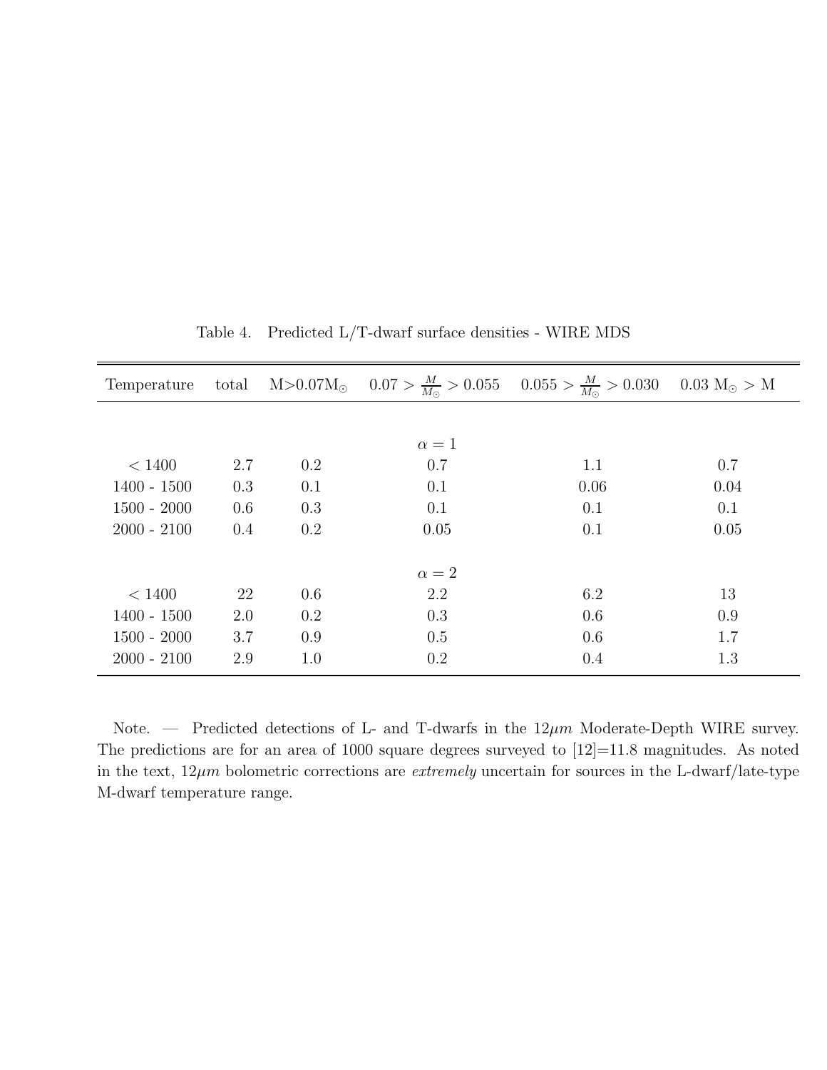Table 4. Predicted L/T-dwarf surface densities - WIRE MDS

| Temperature | total | M>0.07M$_\odot$ | $0.07 > \frac{M}{M_\odot} > 0.055$ | $0.055 > \frac{M}{M_\odot} > 0.030$ | 0.03 M$_\odot$ > M |
|---|---|---|---|---|---|
| | | | $\alpha = 1$ | | |
| < 1400 | 2.7 | 0.2 | 0.7 | 1.1 | 0.7 |
| 1400 - 1500 | 0.3 | 0.1 | 0.1 | 0.06 | 0.04 |
| 1500 - 2000 | 0.6 | 0.3 | 0.1 | 0.1 | 0.1 |
| 2000 - 2100 | 0.4 | 0.2 | 0.05 | 0.1 | 0.05 |
| | | | $\alpha = 2$ | | |
| < 1400 | 22 | 0.6 | 2.2 | 6.2 | 13 |
| 1400 - 1500 | 2.0 | 0.2 | 0.3 | 0.6 | 0.9 |
| 1500 - 2000 | 3.7 | 0.9 | 0.5 | 0.6 | 1.7 |
| 2000 - 2100 | 2.9 | 1.0 | 0.2 | 0.4 | 1.3 |

Note. — Predicted detections of L- and T-dwarfs in the 12$\mu m$ Moderate-Depth WIRE survey. The predictions are for an area of 1000 square degrees surveyed to [12]=11.8 magnitudes. As noted in the text, 12$\mu m$ bolometric corrections are *extremely* uncertain for sources in the L-dwarf/late-type M-dwarf temperature range.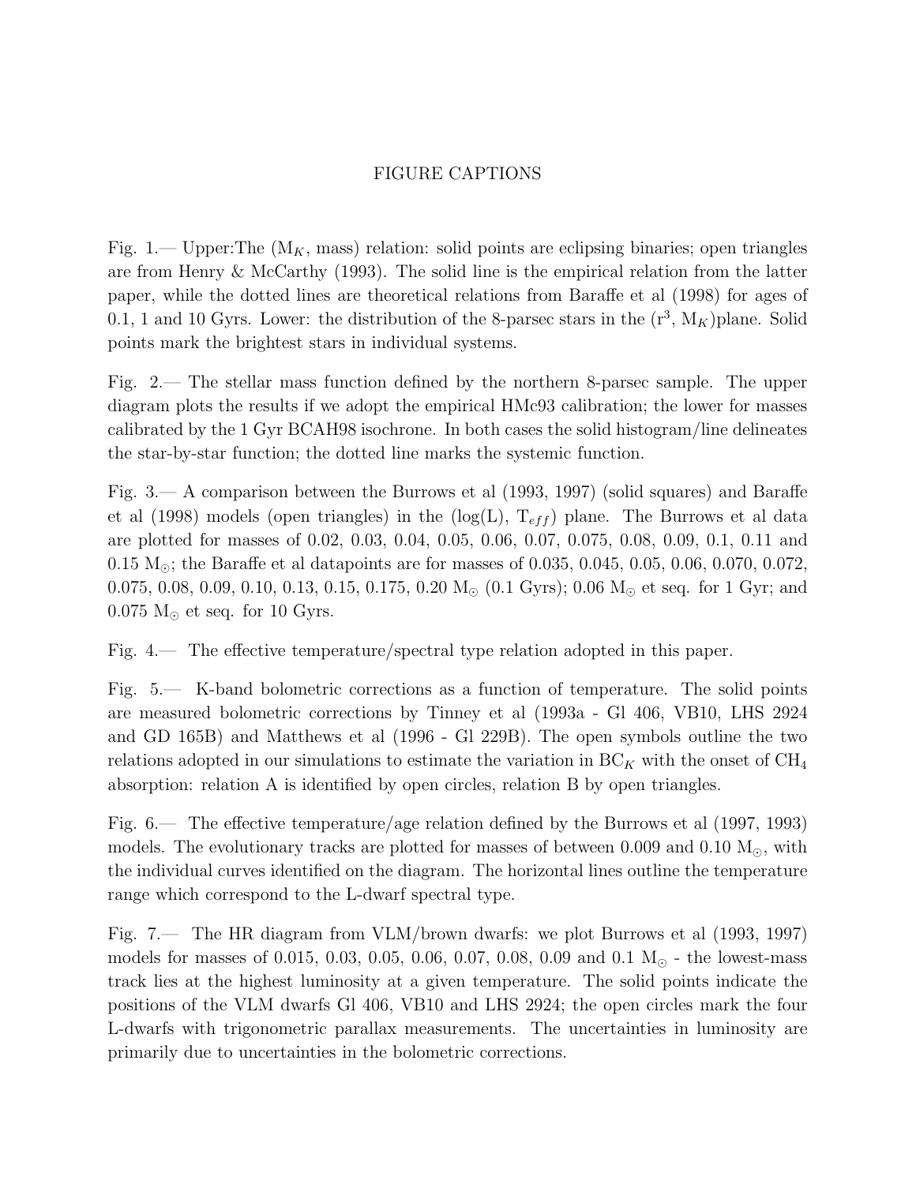# FIGURE CAPTIONS

Fig. 1.— Upper:The ($M_K$, mass) relation: solid points are eclipsing binaries; open triangles are from Henry & McCarthy (1993). The solid line is the empirical relation from the latter paper, while the dotted lines are theoretical relations from Baraffe et al (1998) for ages of 0.1, 1 and 10 Gyrs. Lower: the distribution of the 8-parsec stars in the ($r^3$, $M_K$)plane. Solid points mark the brightest stars in individual systems.

Fig. 2.— The stellar mass function defined by the northern 8-parsec sample. The upper diagram plots the results if we adopt the empirical HMc93 calibration; the lower for masses calibrated by the 1 Gyr BCAH98 isochrone. In both cases the solid histogram/line delineates the star-by-star function; the dotted line marks the systemic function.

Fig. 3.— A comparison between the Burrows et al (1993, 1997) (solid squares) and Baraffe et al (1998) models (open triangles) in the (log(L), $T_{eff}$) plane. The Burrows et al data are plotted for masses of 0.02, 0.03, 0.04, 0.05, 0.06, 0.07, 0.075, 0.08, 0.09, 0.1, 0.11 and 0.15 $M_\odot$; the Baraffe et al datapoints are for masses of 0.035, 0.045, 0.05, 0.06, 0.070, 0.072, 0.075, 0.08, 0.09, 0.10, 0.13, 0.15, 0.175, 0.20 $M_\odot$ (0.1 Gyrs); 0.06 $M_\odot$ et seq. for 1 Gyr; and 0.075 $M_\odot$ et seq. for 10 Gyrs.

Fig. 4.— The effective temperature/spectral type relation adopted in this paper.

Fig. 5.— K-band bolometric corrections as a function of temperature. The solid points are measured bolometric corrections by Tinney et al (1993a - Gl 406, VB10, LHS 2924 and GD 165B) and Matthews et al (1996 - Gl 229B). The open symbols outline the two relations adopted in our simulations to estimate the variation in $BC_K$ with the onset of $CH_4$ absorption: relation A is identified by open circles, relation B by open triangles.

Fig. 6.— The effective temperature/age relation defined by the Burrows et al (1997, 1993) models. The evolutionary tracks are plotted for masses of between 0.009 and 0.10 $M_\odot$, with the individual curves identified on the diagram. The horizontal lines outline the temperature range which correspond to the L-dwarf spectral type.

Fig. 7.— The HR diagram from VLM/brown dwarfs: we plot Burrows et al (1993, 1997) models for masses of 0.015, 0.03, 0.05, 0.06, 0.07, 0.08, 0.09 and 0.1 $M_\odot$ - the lowest-mass track lies at the highest luminosity at a given temperature. The solid points indicate the positions of the VLM dwarfs Gl 406, VB10 and LHS 2924; the open circles mark the four L-dwarfs with trigonometric parallax measurements. The uncertainties in luminosity are primarily due to uncertainties in the bolometric corrections.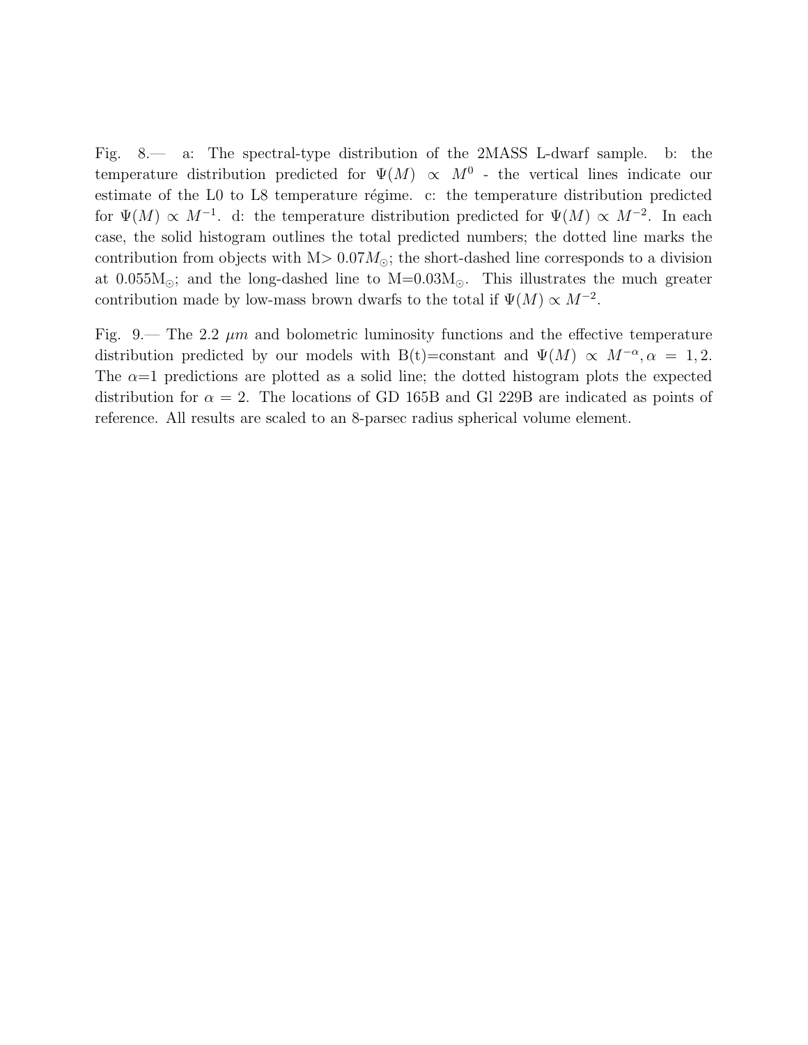Fig. 8.— a: The spectral-type distribution of the 2MASS L-dwarf sample. b: the temperature distribution predicted for $\Psi(M) \propto M^0$ - the vertical lines indicate our estimate of the L0 to L8 temperature régime. c: the temperature distribution predicted for $\Psi(M) \propto M^{-1}$. d: the temperature distribution predicted for $\Psi(M) \propto M^{-2}$. In each case, the solid histogram outlines the total predicted numbers; the dotted line marks the contribution from objects with M$> 0.07M_\odot$; the short-dashed line corresponds to a division at 0.055M$_\odot$; and the long-dashed line to M=0.03M$_\odot$. This illustrates the much greater contribution made by low-mass brown dwarfs to the total if $\Psi(M) \propto M^{-2}$.

Fig. 9.— The 2.2 $\mu m$ and bolometric luminosity functions and the effective temperature distribution predicted by our models with B(t)=constant and $\Psi(M) \propto M^{-\alpha}, \alpha = 1, 2$. The $\alpha$=1 predictions are plotted as a solid line; the dotted histogram plots the expected distribution for $\alpha = 2$. The locations of GD 165B and Gl 229B are indicated as points of reference. All results are scaled to an 8-parsec radius spherical volume element.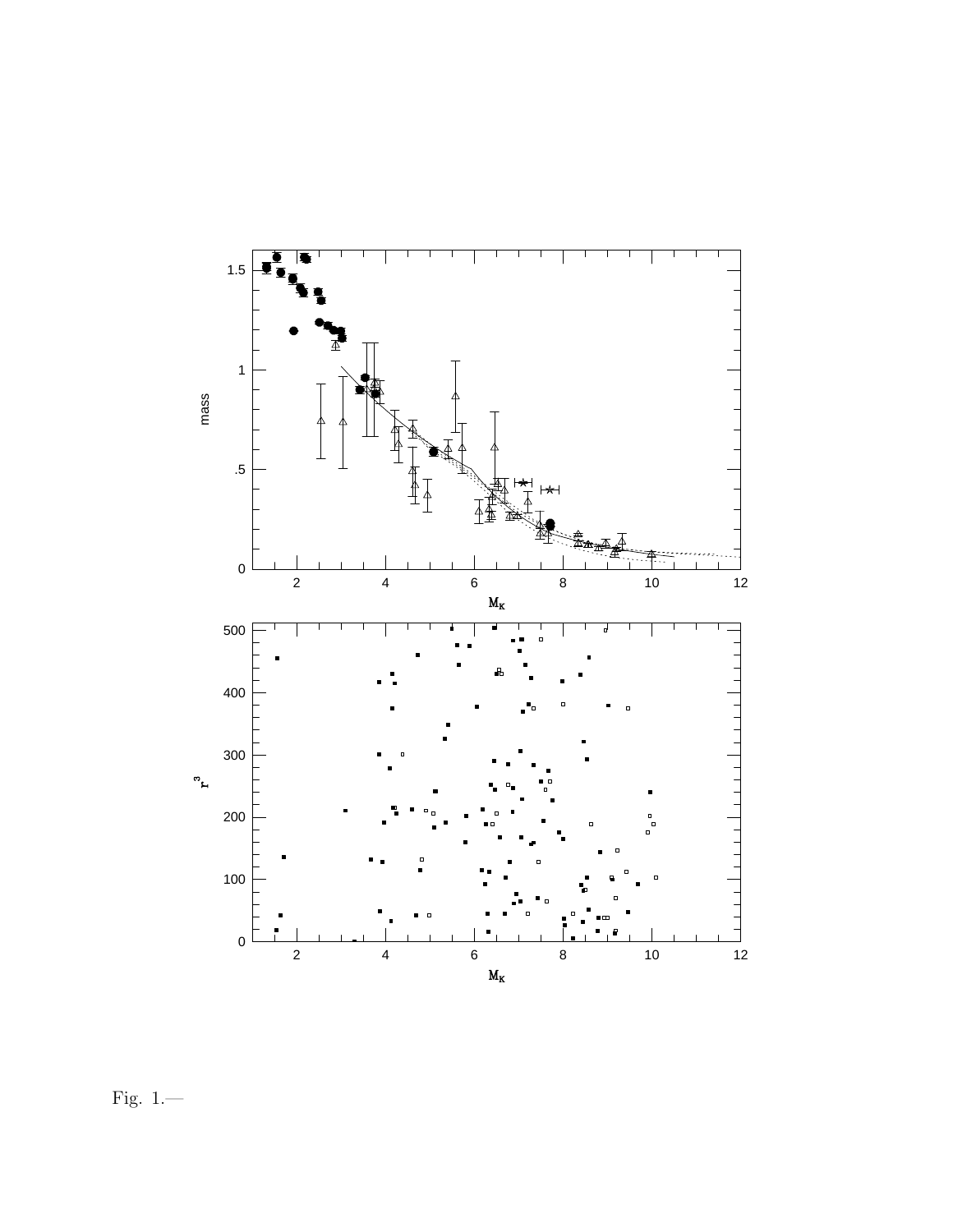Fig. 1.—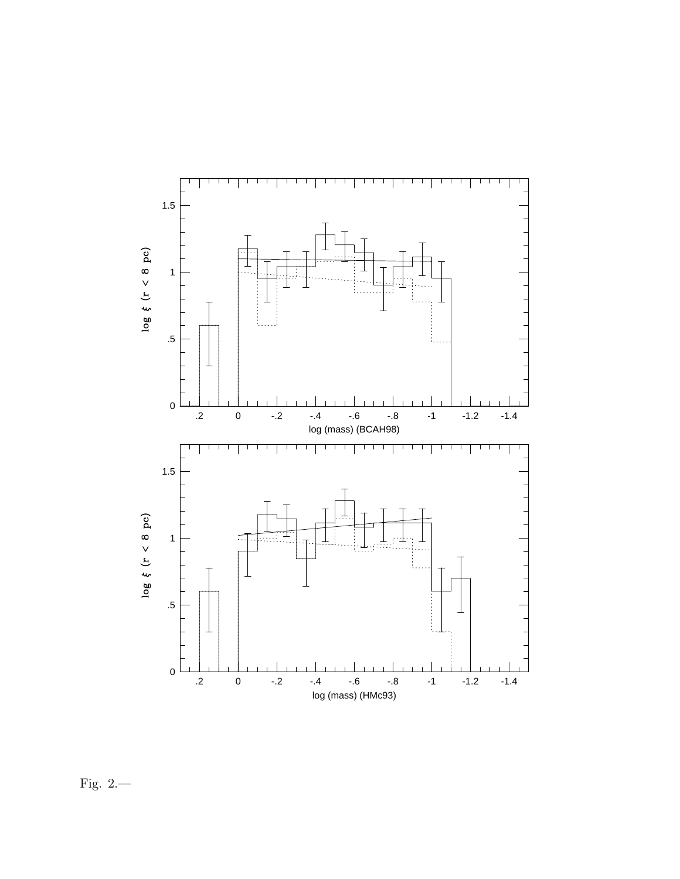Fig. 2.—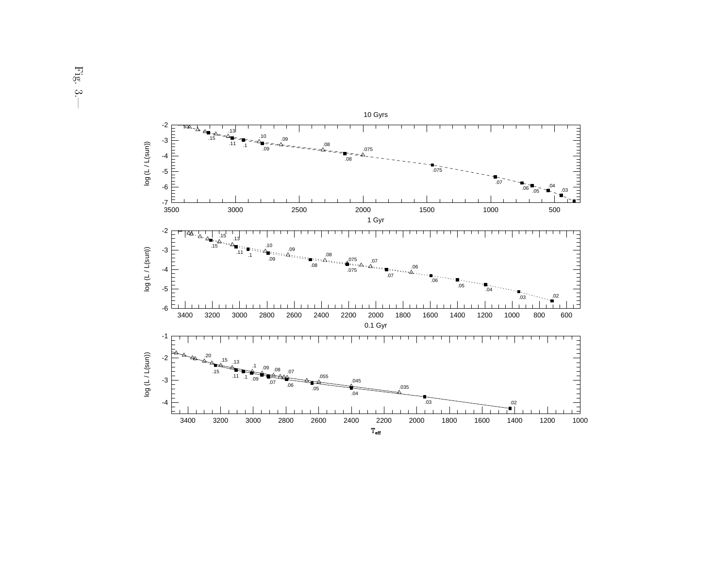Fig. 3.—

10 Gyrs

1 Gyr

0.1 Gyr

log (L / L(sun))

$T_{eff}$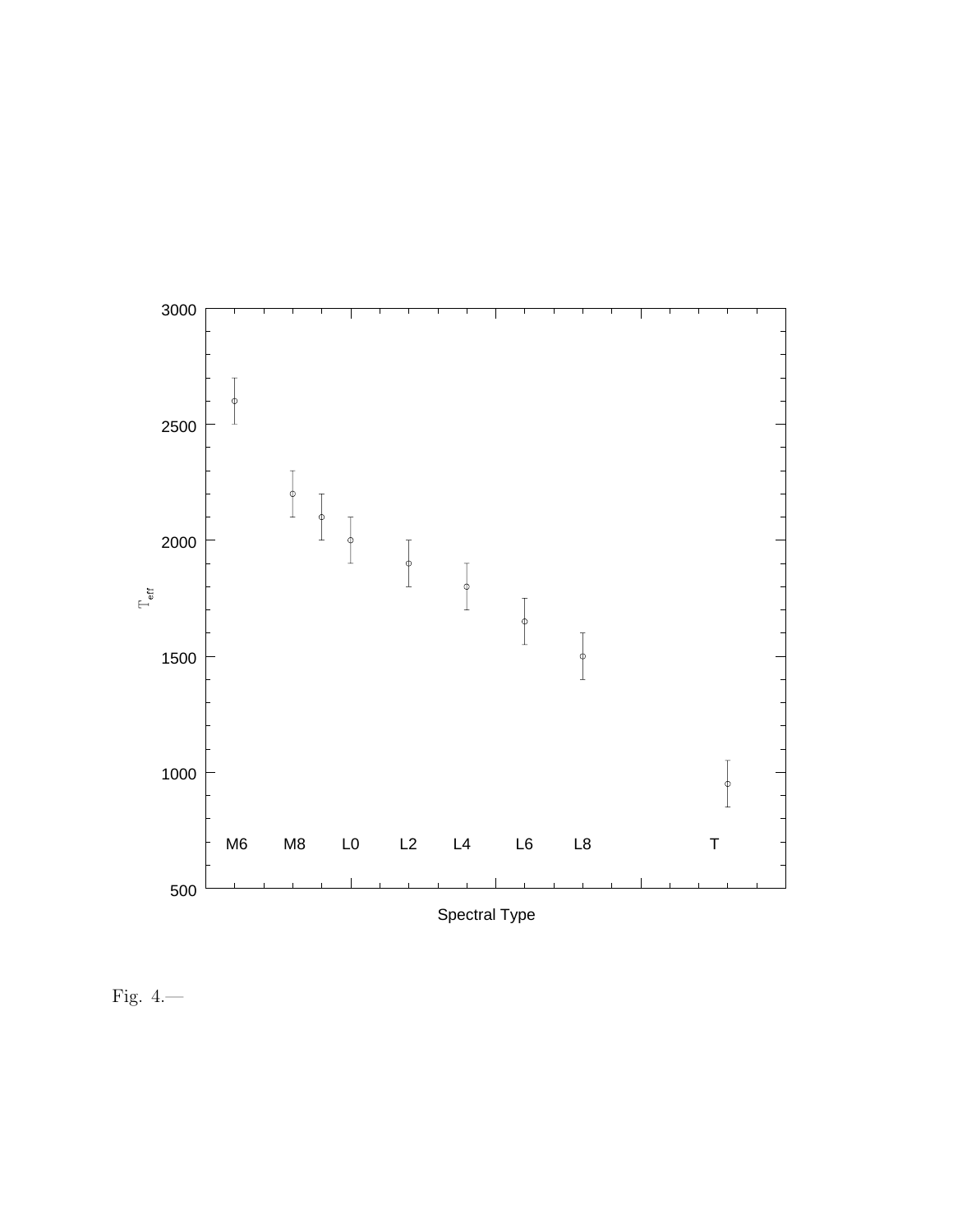Fig. 4.—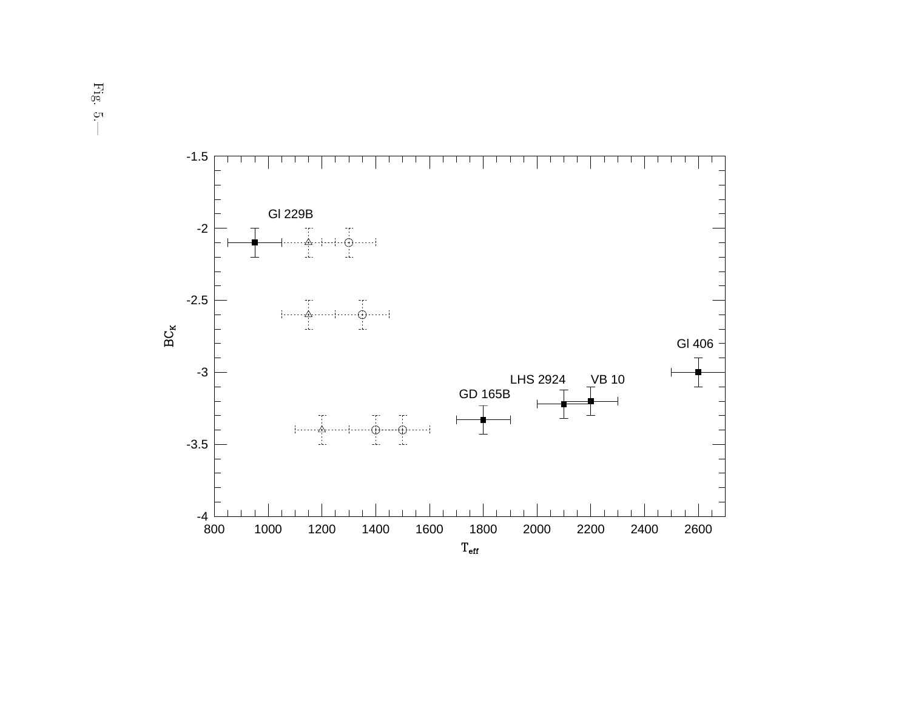Fig. 5.—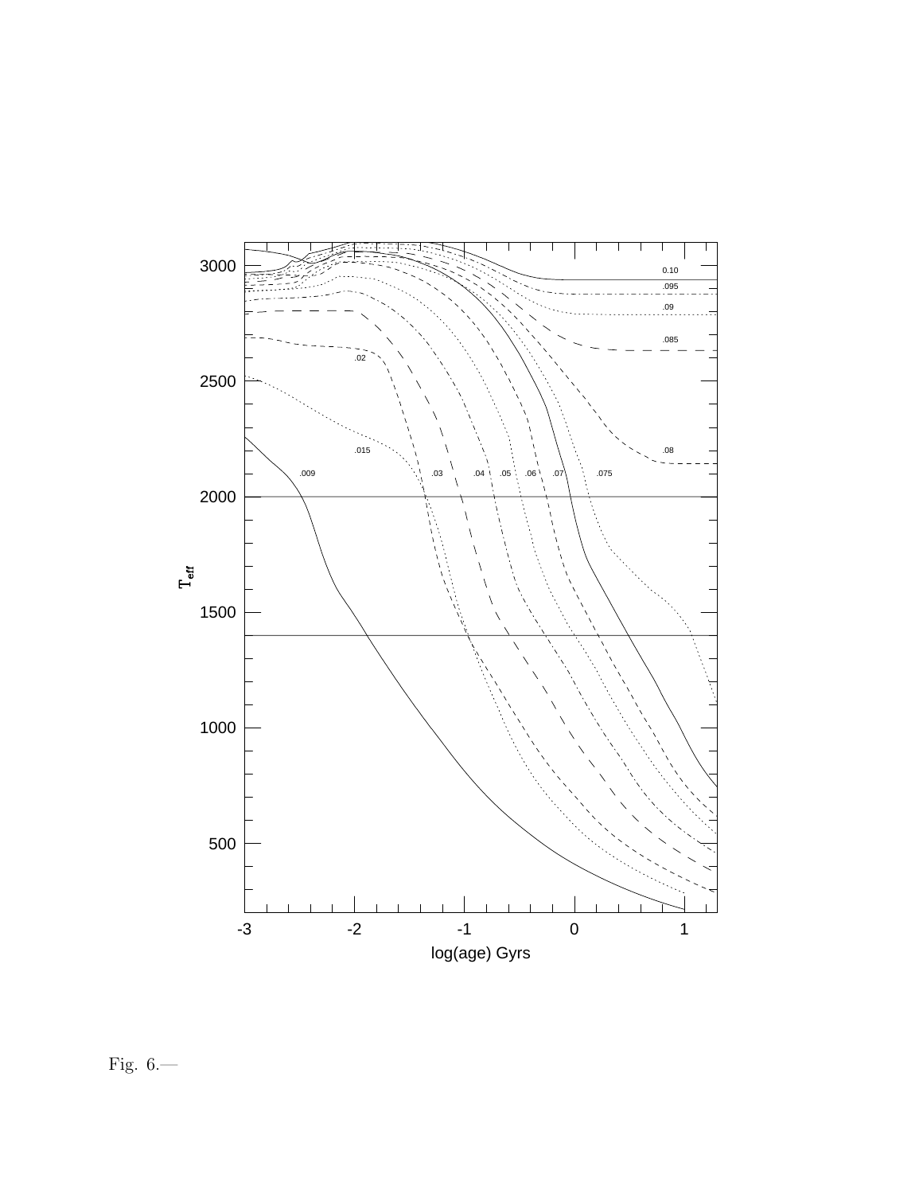Fig. 6.—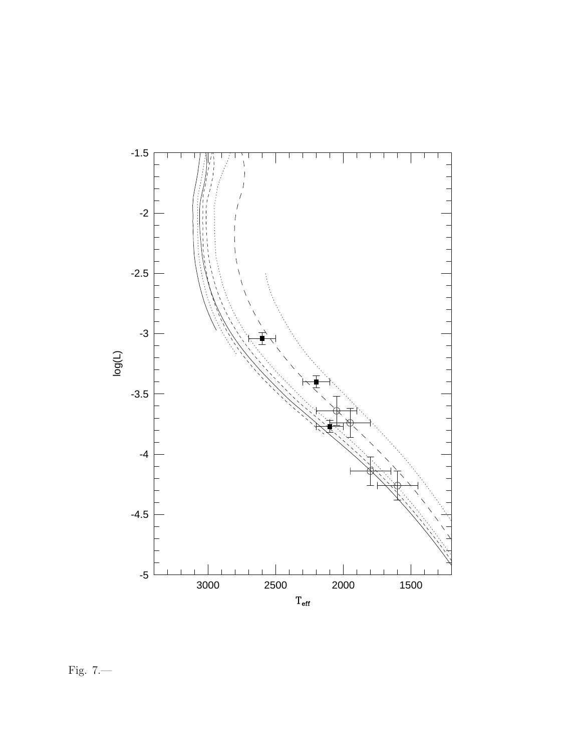Fig. 7.—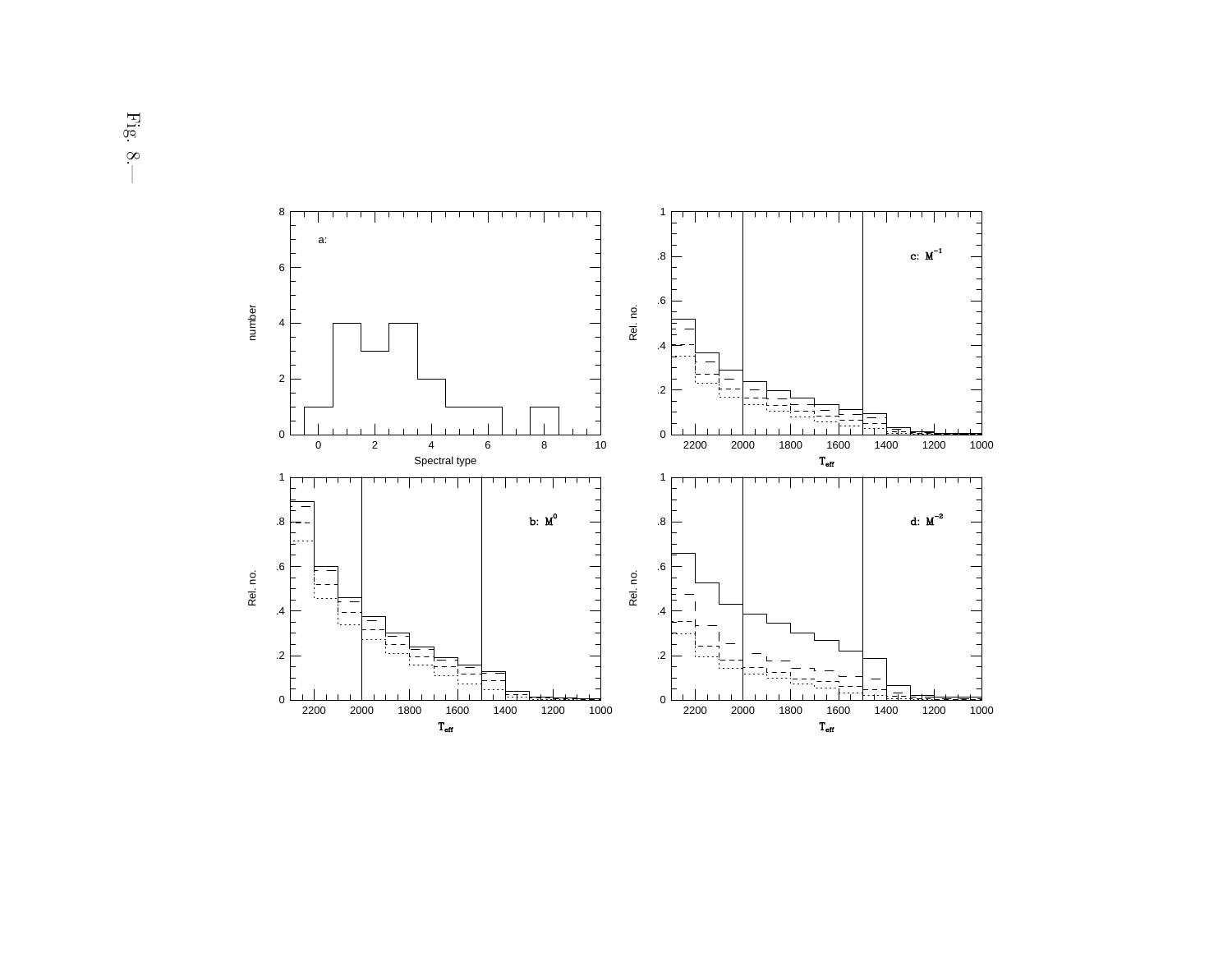Fig. 8.—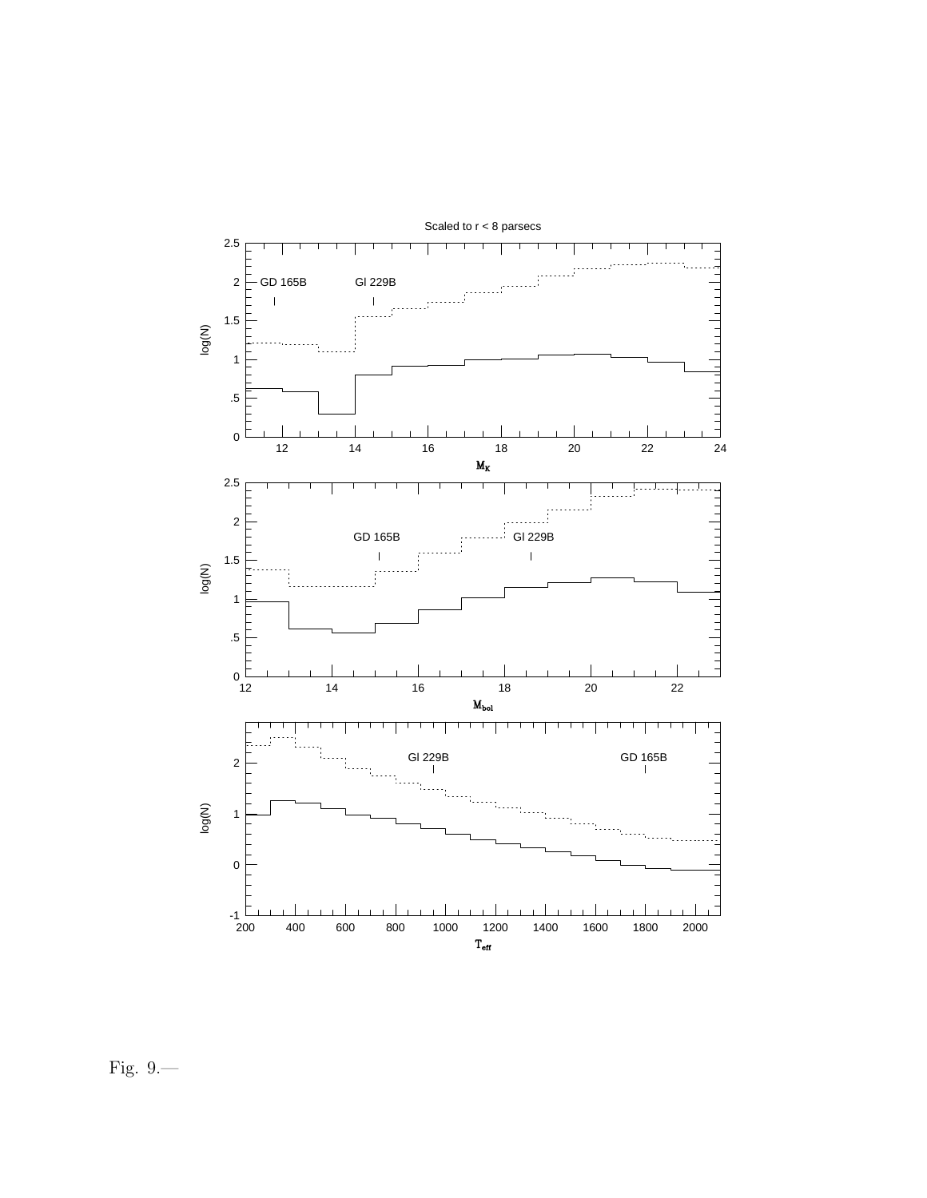Scaled to r < 8 parsecs

2.5
2
1.5
1
.5
0
log(N)
GD 165B
Gl 229B
12
14
16
18
20
22
24
$M_K$

2.5
2
1.5
1
.5
0
log(N)
GD 165B
Gl 229B
12
14
16
18
20
22
$M_{bol}$

2
1
0
-1
log(N)
Gl 229B
GD 165B
200
400
600
800
1000
1200
1400
1600
1800
2000
$T_{eff}$

Fig. 9.—